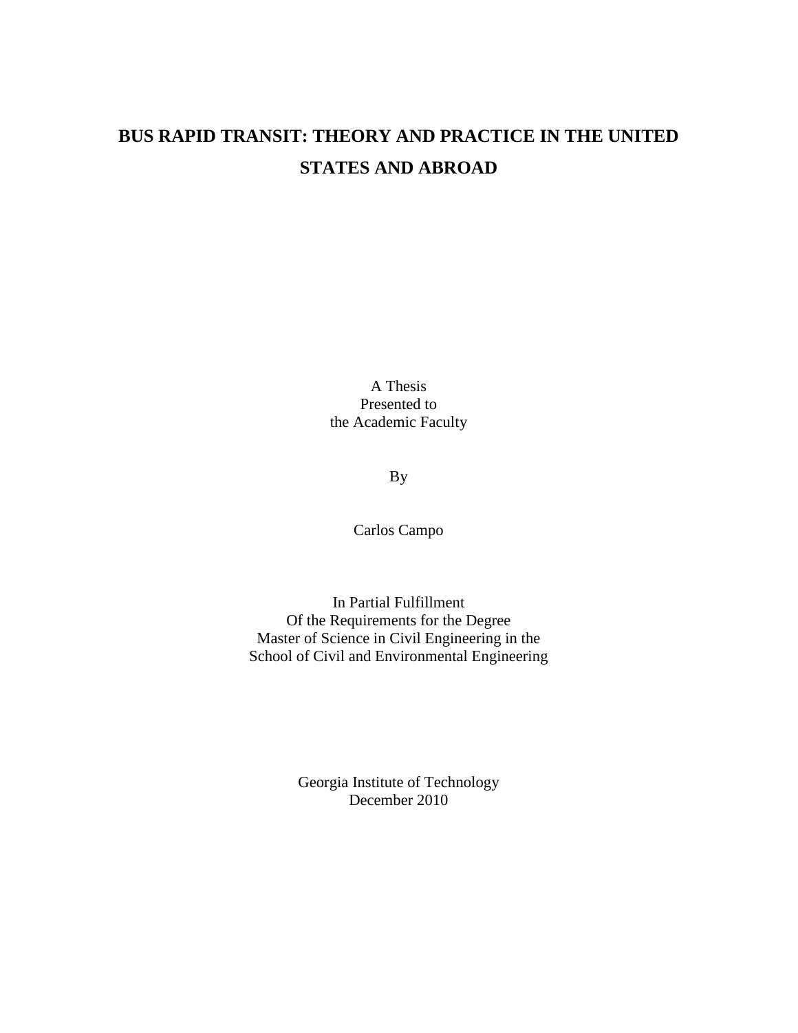# BUS RAPID TRANSIT: THEORY AND PRACTICE IN THE UNITED STATES AND ABROAD

A Thesis
Presented to
the Academic Faculty

By

Carlos Campo

In Partial Fulfillment
Of the Requirements for the Degree
Master of Science in Civil Engineering in the
School of Civil and Environmental Engineering

Georgia Institute of Technology
December 2010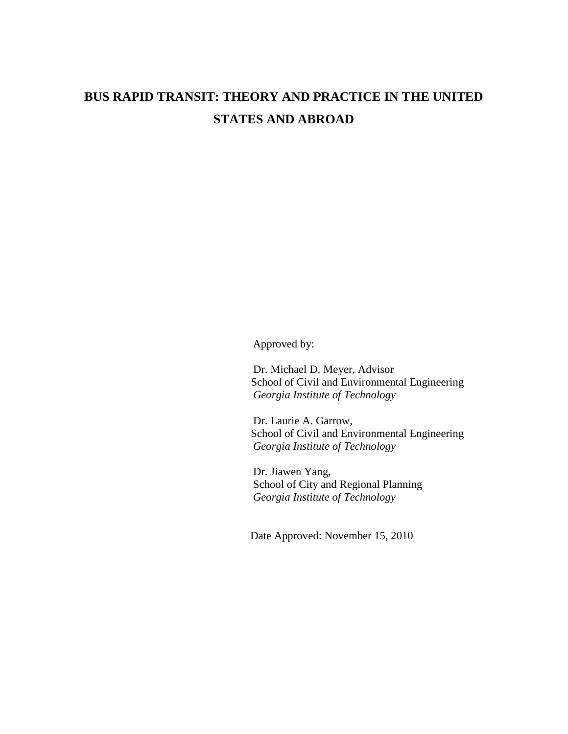# BUS RAPID TRANSIT: THEORY AND PRACTICE IN THE UNITED STATES AND ABROAD

Approved by:

Dr. Michael D. Meyer, Advisor
School of Civil and Environmental Engineering
*Georgia Institute of Technology*

Dr. Laurie A. Garrow,
School of Civil and Environmental Engineering
*Georgia Institute of Technology*

Dr. Jiawen Yang,
School of City and Regional Planning
*Georgia Institute of Technology*

Date Approved: November 15, 2010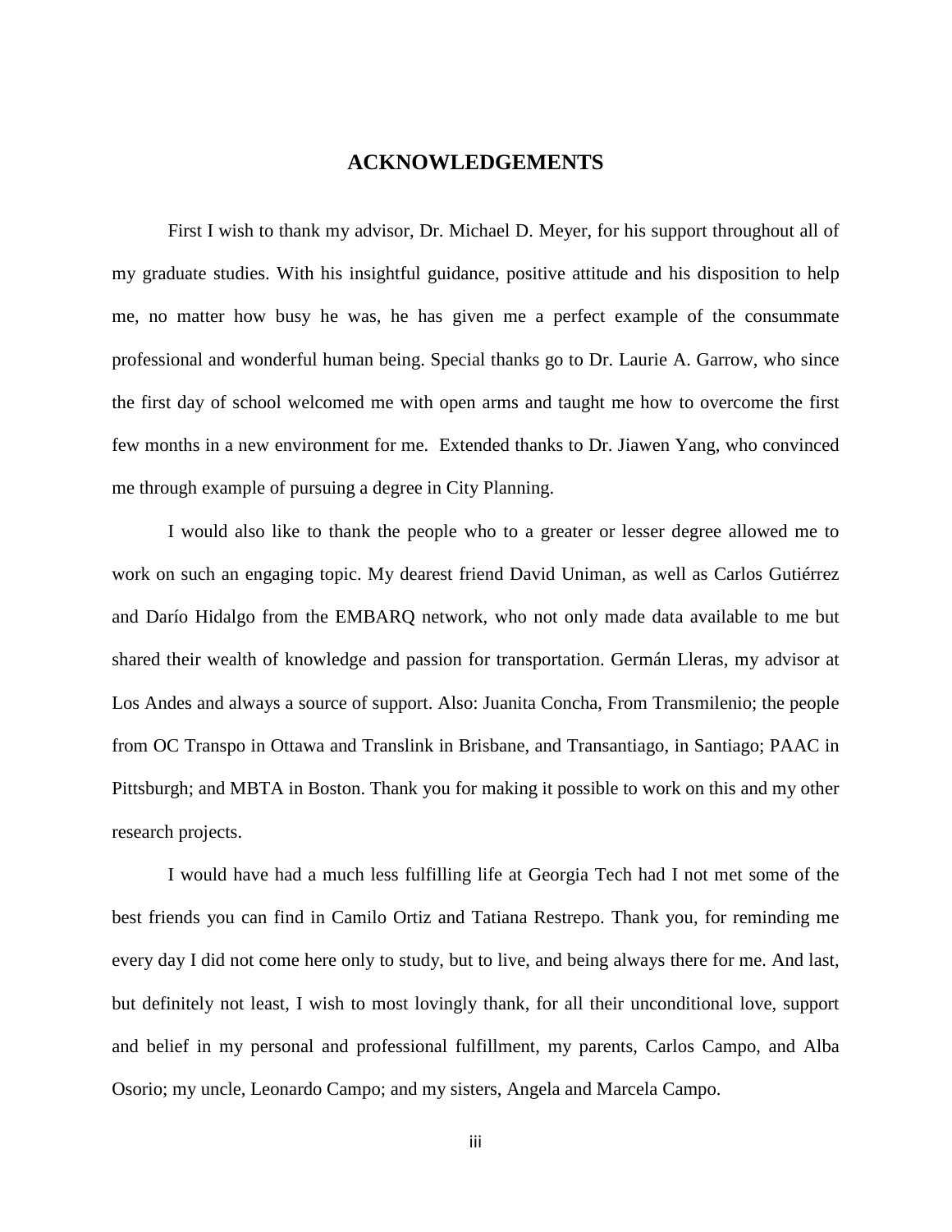# ACKNOWLEDGEMENTS

First I wish to thank my advisor, Dr. Michael D. Meyer, for his support throughout all of my graduate studies. With his insightful guidance, positive attitude and his disposition to help me, no matter how busy he was, he has given me a perfect example of the consummate professional and wonderful human being. Special thanks go to Dr. Laurie A. Garrow, who since the first day of school welcomed me with open arms and taught me how to overcome the first few months in a new environment for me.  Extended thanks to Dr. Jiawen Yang, who convinced me through example of pursuing a degree in City Planning.

I would also like to thank the people who to a greater or lesser degree allowed me to work on such an engaging topic. My dearest friend David Uniman, as well as Carlos Gutiérrez and Darío Hidalgo from the EMBARQ network, who not only made data available to me but shared their wealth of knowledge and passion for transportation. Germán Lleras, my advisor at Los Andes and always a source of support. Also: Juanita Concha, From Transmilenio; the people from OC Transpo in Ottawa and Translink in Brisbane, and Transantiago, in Santiago; PAAC in Pittsburgh; and MBTA in Boston. Thank you for making it possible to work on this and my other research projects.

I would have had a much less fulfilling life at Georgia Tech had I not met some of the best friends you can find in Camilo Ortiz and Tatiana Restrepo. Thank you, for reminding me every day I did not come here only to study, but to live, and being always there for me. And last, but definitely not least, I wish to most lovingly thank, for all their unconditional love, support and belief in my personal and professional fulfillment, my parents, Carlos Campo, and Alba Osorio; my uncle, Leonardo Campo; and my sisters, Angela and Marcela Campo.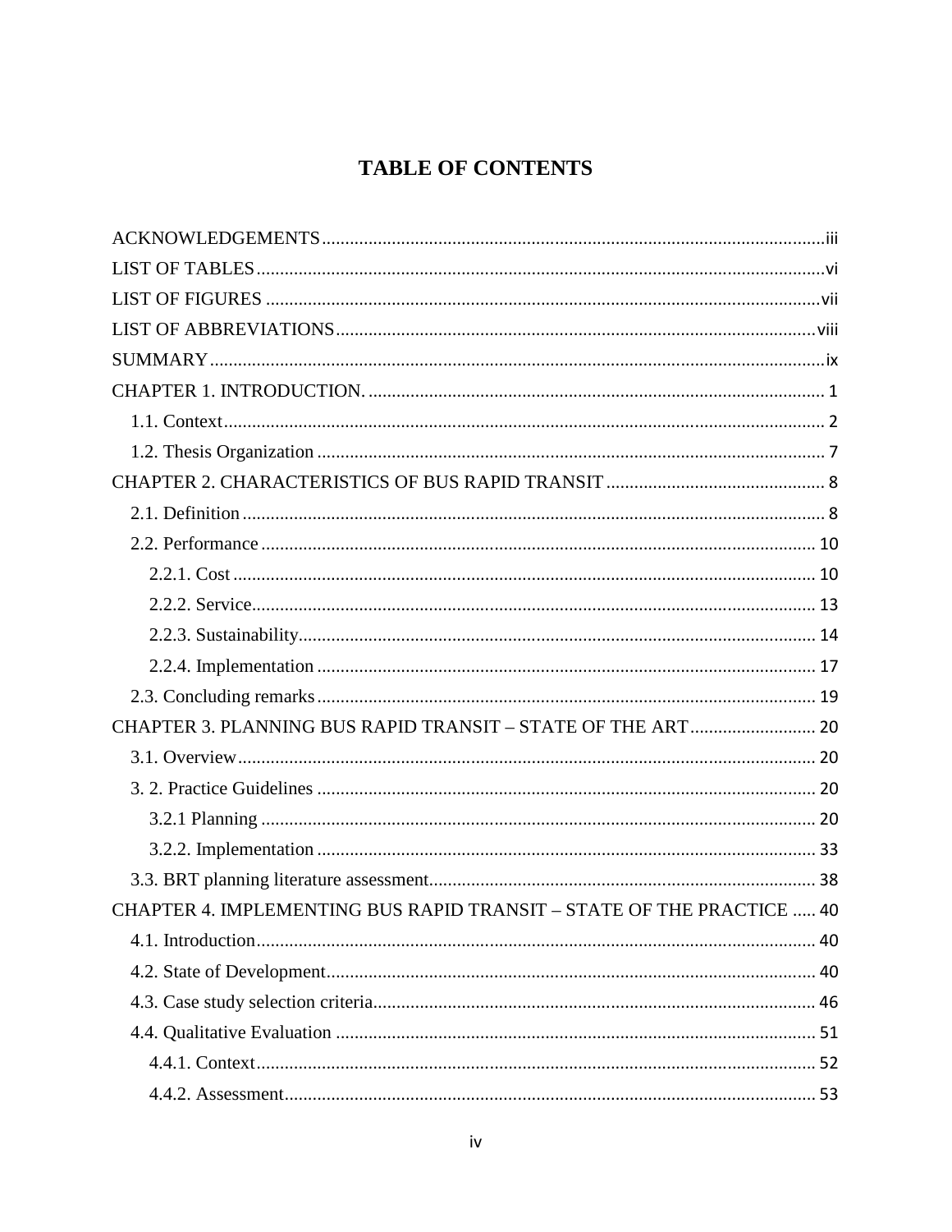# TABLE OF CONTENTS

ACKNOWLEDGEMENTS .......... iii
LIST OF TABLES .......... vi
LIST OF FIGURES .......... vii
LIST OF ABBREVIATIONS .......... viii
SUMMARY .......... ix
CHAPTER 1. INTRODUCTION. .......... 1
- 1.1. Context .......... 2
- 1.2. Thesis Organization .......... 7

CHAPTER 2. CHARACTERISTICS OF BUS RAPID TRANSIT .......... 8
- 2.1. Definition .......... 8
- 2.2. Performance .......... 10
  - 2.2.1. Cost .......... 10
  - 2.2.2. Service .......... 13
  - 2.2.3. Sustainability .......... 14
  - 2.2.4. Implementation .......... 17
- 2.3. Concluding remarks .......... 19

CHAPTER 3. PLANNING BUS RAPID TRANSIT – STATE OF THE ART .......... 20
- 3.1. Overview .......... 20
- 3. 2. Practice Guidelines .......... 20
  - 3.2.1 Planning .......... 20
  - 3.2.2. Implementation .......... 33
- 3.3. BRT planning literature assessment .......... 38

CHAPTER 4. IMPLEMENTING BUS RAPID TRANSIT – STATE OF THE PRACTICE .......... 40
- 4.1. Introduction .......... 40
- 4.2. State of Development .......... 40
- 4.3. Case study selection criteria .......... 46
- 4.4. Qualitative Evaluation .......... 51
  - 4.4.1. Context .......... 52
  - 4.4.2. Assessment .......... 53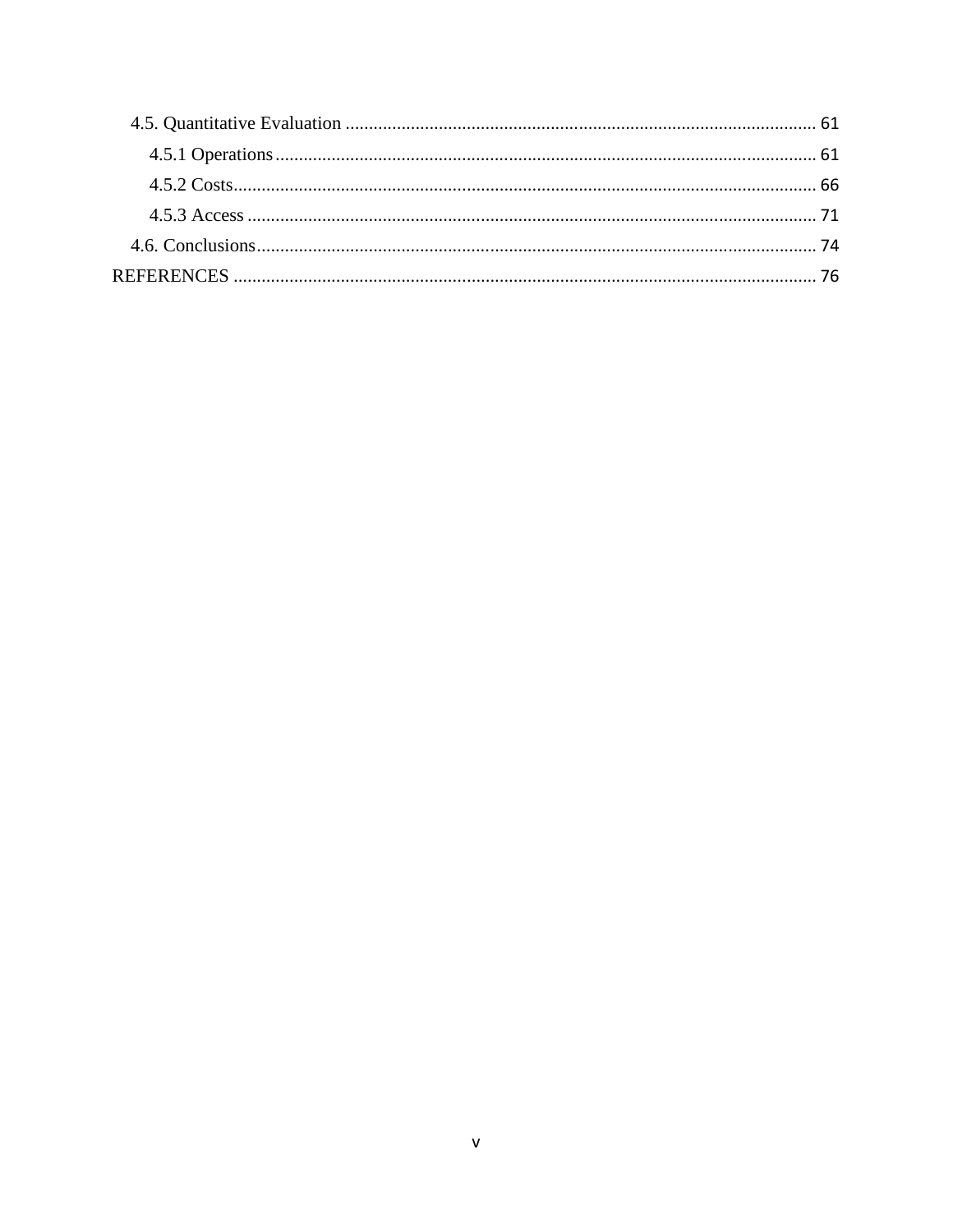- 4.5. Quantitative Evaluation ..................................................................................................... 61
  - 4.5.1 Operations ................................................................................................................. 61
  - 4.5.2 Costs .......................................................................................................................... 66
  - 4.5.3 Access ........................................................................................................................ 71
- 4.6. Conclusions ....................................................................................................................... 74

REFERENCES ............................................................................................................................ 76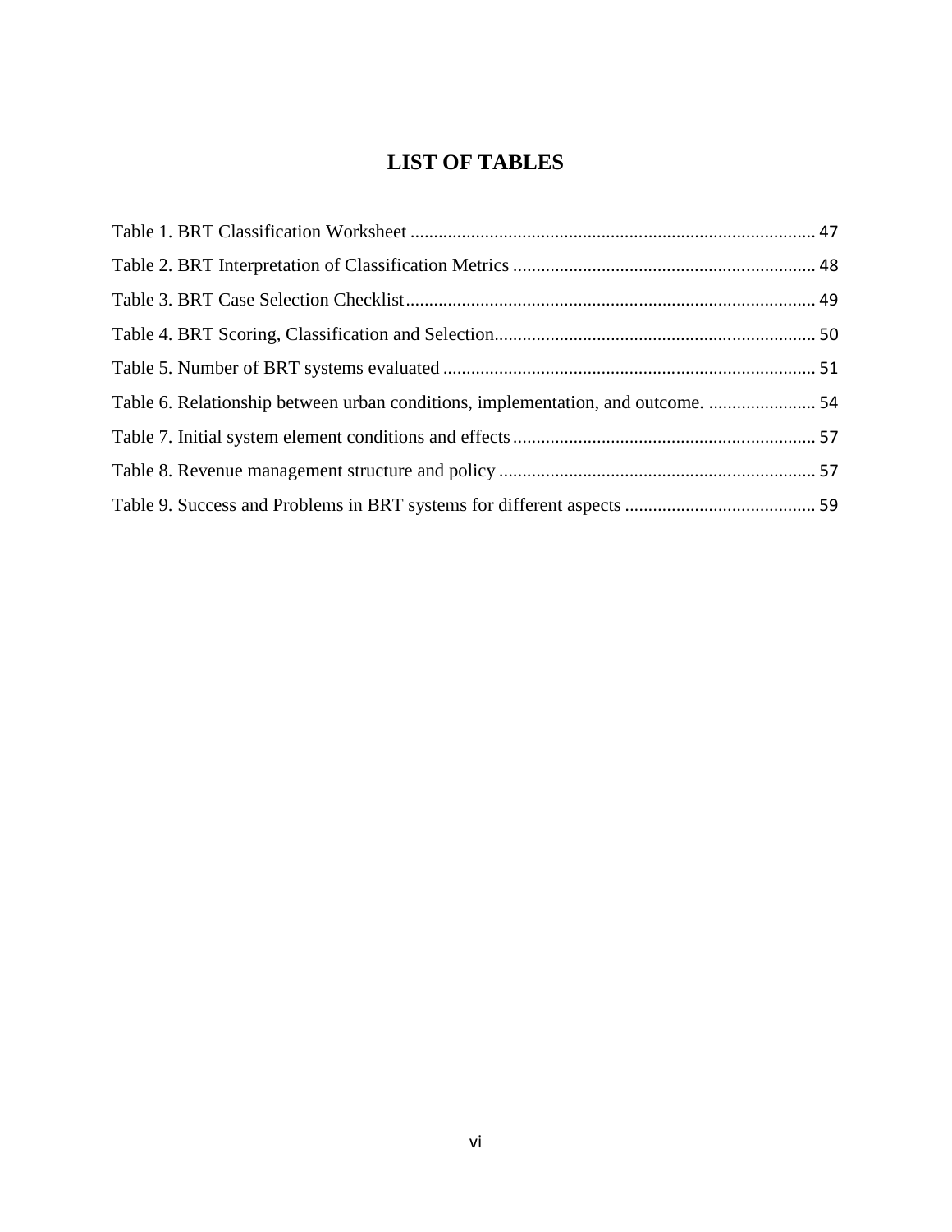# LIST OF TABLES

Table 1. BRT Classification Worksheet ........................................................................................ 47

Table 2. BRT Interpretation of Classification Metrics .................................................................. 48

Table 3. BRT Case Selection Checklist......................................................................................... 49

Table 4. BRT Scoring, Classification and Selection..................................................................... 50

Table 5. Number of BRT systems evaluated ................................................................................. 51

Table 6. Relationship between urban conditions, implementation, and outcome. ....................... 54

Table 7. Initial system element conditions and effects ................................................................. 57

Table 8. Revenue management structure and policy .................................................................... 57

Table 9. Success and Problems in BRT systems for different aspects ......................................... 59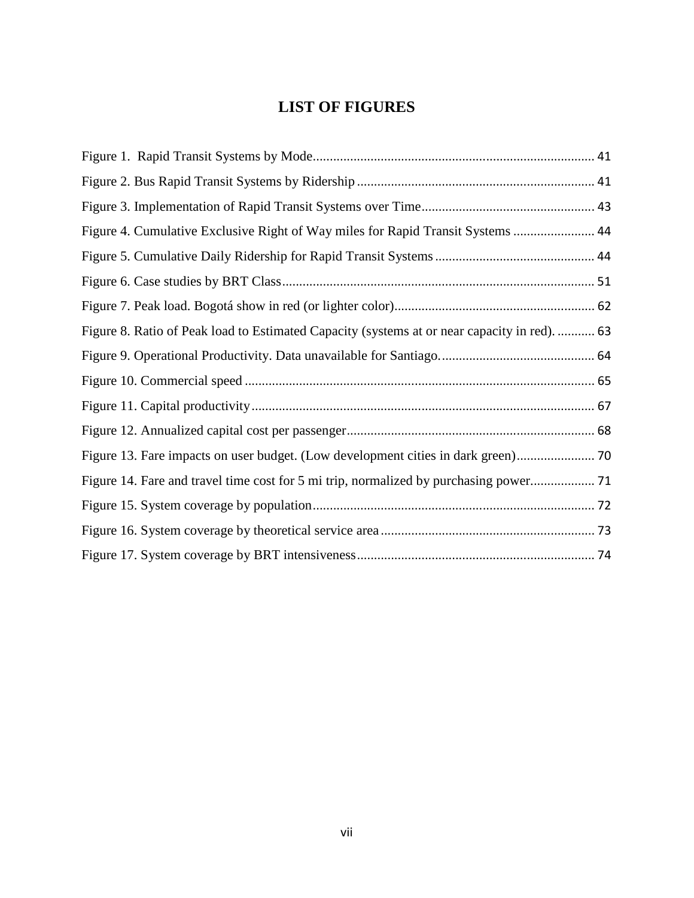# LIST OF FIGURES

Figure 1. Rapid Transit Systems by Mode................................................................................... 41

Figure 2. Bus Rapid Transit Systems by Ridership ..................................................................... 41

Figure 3. Implementation of Rapid Transit Systems over Time................................................... 43

Figure 4. Cumulative Exclusive Right of Way miles for Rapid Transit Systems ........................ 44

Figure 5. Cumulative Daily Ridership for Rapid Transit Systems ............................................... 44

Figure 6. Case studies by BRT Class............................................................................................ 51

Figure 7. Peak load. Bogotá show in red (or lighter color)........................................................... 62

Figure 8. Ratio of Peak load to Estimated Capacity (systems at or near capacity in red). ........... 63

Figure 9. Operational Productivity. Data unavailable for Santiago.............................................. 64

Figure 10. Commercial speed ....................................................................................................... 65

Figure 11. Capital productivity..................................................................................................... 67

Figure 12. Annualized capital cost per passenger......................................................................... 68

Figure 13. Fare impacts on user budget. (Low development cities in dark green)....................... 70

Figure 14. Fare and travel time cost for 5 mi trip, normalized by purchasing power................... 71

Figure 15. System coverage by population................................................................................... 72

Figure 16. System coverage by theoretical service area ............................................................... 73

Figure 17. System coverage by BRT intensiveness...................................................................... 74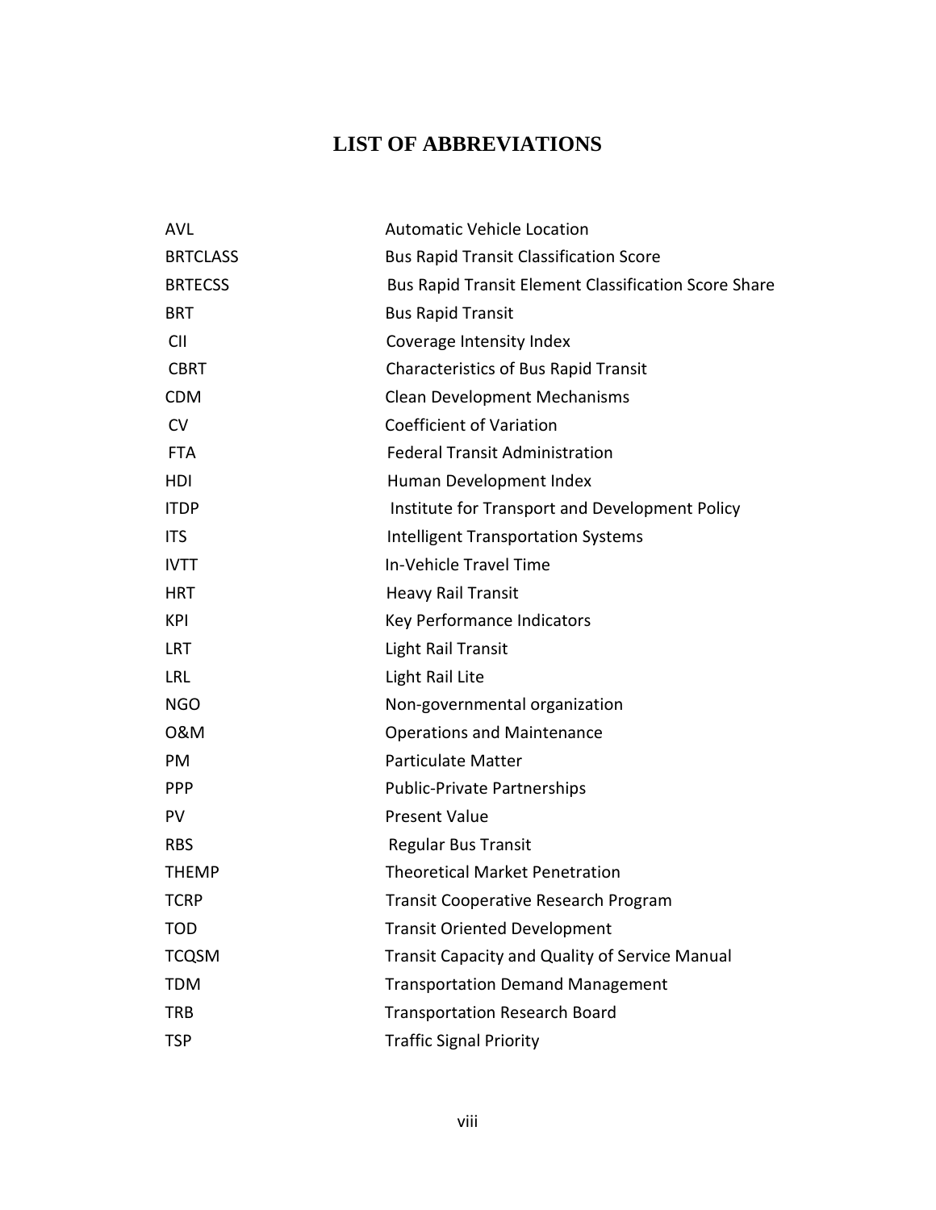# LIST OF ABBREVIATIONS

| | |
|---|---|
| AVL | Automatic Vehicle Location |
| BRTCLASS | Bus Rapid Transit Classification Score |
| BRTECSS | Bus Rapid Transit Element Classification Score Share |
| BRT | Bus Rapid Transit |
| CII | Coverage Intensity Index |
| CBRT | Characteristics of Bus Rapid Transit |
| CDM | Clean Development Mechanisms |
| CV | Coefficient of Variation |
| FTA | Federal Transit Administration |
| HDI | Human Development Index |
| ITDP | Institute for Transport and Development Policy |
| ITS | Intelligent Transportation Systems |
| IVTT | In-Vehicle Travel Time |
| HRT | Heavy Rail Transit |
| KPI | Key Performance Indicators |
| LRT | Light Rail Transit |
| LRL | Light Rail Lite |
| NGO | Non-governmental organization |
| O&M | Operations and Maintenance |
| PM | Particulate Matter |
| PPP | Public-Private Partnerships |
| PV | Present Value |
| RBS | Regular Bus Transit |
| THEMP | Theoretical Market Penetration |
| TCRP | Transit Cooperative Research Program |
| TOD | Transit Oriented Development |
| TCQSM | Transit Capacity and Quality of Service Manual |
| TDM | Transportation Demand Management |
| TRB | Transportation Research Board |
| TSP | Traffic Signal Priority |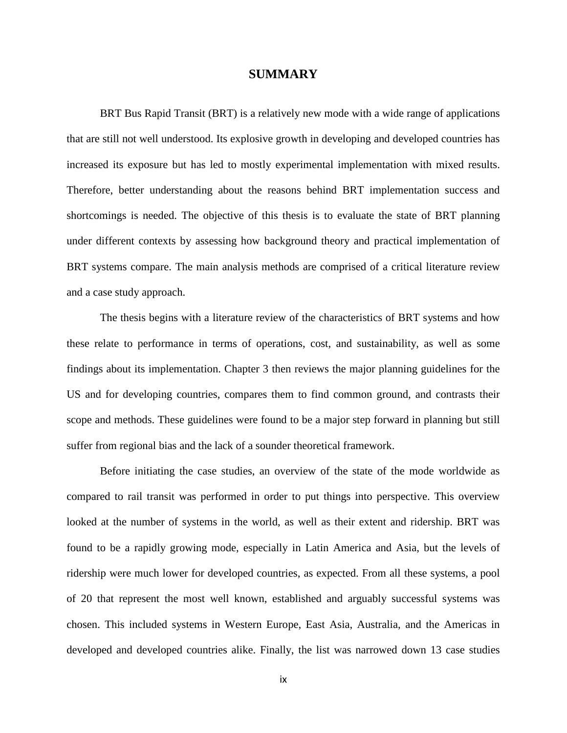# SUMMARY

BRT Bus Rapid Transit (BRT) is a relatively new mode with a wide range of applications that are still not well understood. Its explosive growth in developing and developed countries has increased its exposure but has led to mostly experimental implementation with mixed results. Therefore, better understanding about the reasons behind BRT implementation success and shortcomings is needed. The objective of this thesis is to evaluate the state of BRT planning under different contexts by assessing how background theory and practical implementation of BRT systems compare. The main analysis methods are comprised of a critical literature review and a case study approach.

The thesis begins with a literature review of the characteristics of BRT systems and how these relate to performance in terms of operations, cost, and sustainability, as well as some findings about its implementation. Chapter 3 then reviews the major planning guidelines for the US and for developing countries, compares them to find common ground, and contrasts their scope and methods. These guidelines were found to be a major step forward in planning but still suffer from regional bias and the lack of a sounder theoretical framework.

Before initiating the case studies, an overview of the state of the mode worldwide as compared to rail transit was performed in order to put things into perspective. This overview looked at the number of systems in the world, as well as their extent and ridership. BRT was found to be a rapidly growing mode, especially in Latin America and Asia, but the levels of ridership were much lower for developed countries, as expected. From all these systems, a pool of 20 that represent the most well known, established and arguably successful systems was chosen. This included systems in Western Europe, East Asia, Australia, and the Americas in developed and developed countries alike. Finally, the list was narrowed down 13 case studies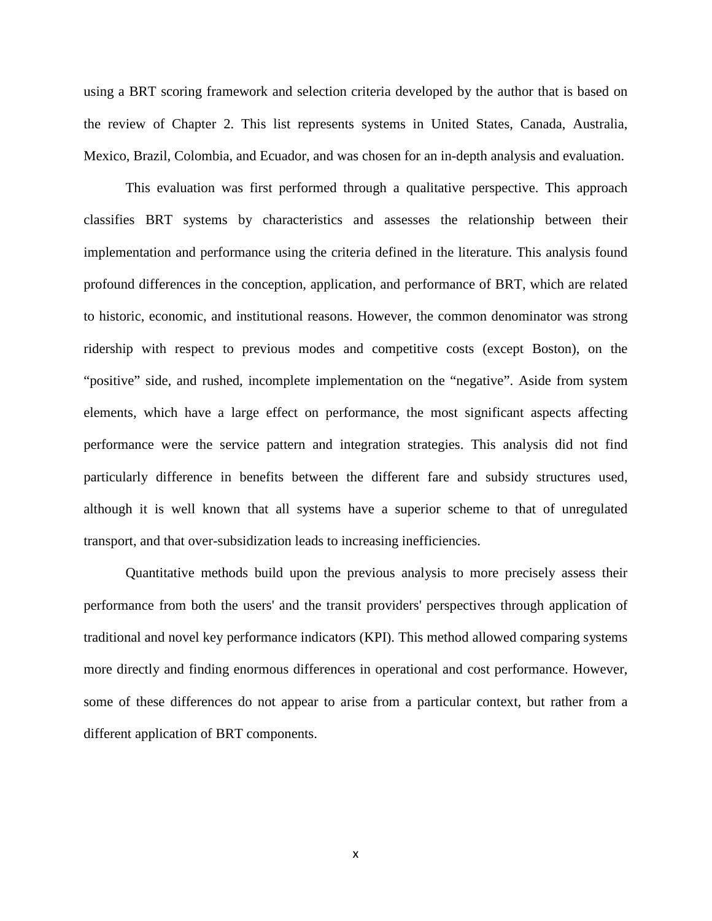using a BRT scoring framework and selection criteria developed by the author that is based on the review of Chapter 2. This list represents systems in United States, Canada, Australia, Mexico, Brazil, Colombia, and Ecuador, and was chosen for an in-depth analysis and evaluation.

This evaluation was first performed through a qualitative perspective. This approach classifies BRT systems by characteristics and assesses the relationship between their implementation and performance using the criteria defined in the literature. This analysis found profound differences in the conception, application, and performance of BRT, which are related to historic, economic, and institutional reasons. However, the common denominator was strong ridership with respect to previous modes and competitive costs (except Boston), on the "positive" side, and rushed, incomplete implementation on the "negative". Aside from system elements, which have a large effect on performance, the most significant aspects affecting performance were the service pattern and integration strategies. This analysis did not find particularly difference in benefits between the different fare and subsidy structures used, although it is well known that all systems have a superior scheme to that of unregulated transport, and that over-subsidization leads to increasing inefficiencies.

Quantitative methods build upon the previous analysis to more precisely assess their performance from both the users' and the transit providers' perspectives through application of traditional and novel key performance indicators (KPI). This method allowed comparing systems more directly and finding enormous differences in operational and cost performance. However, some of these differences do not appear to arise from a particular context, but rather from a different application of BRT components.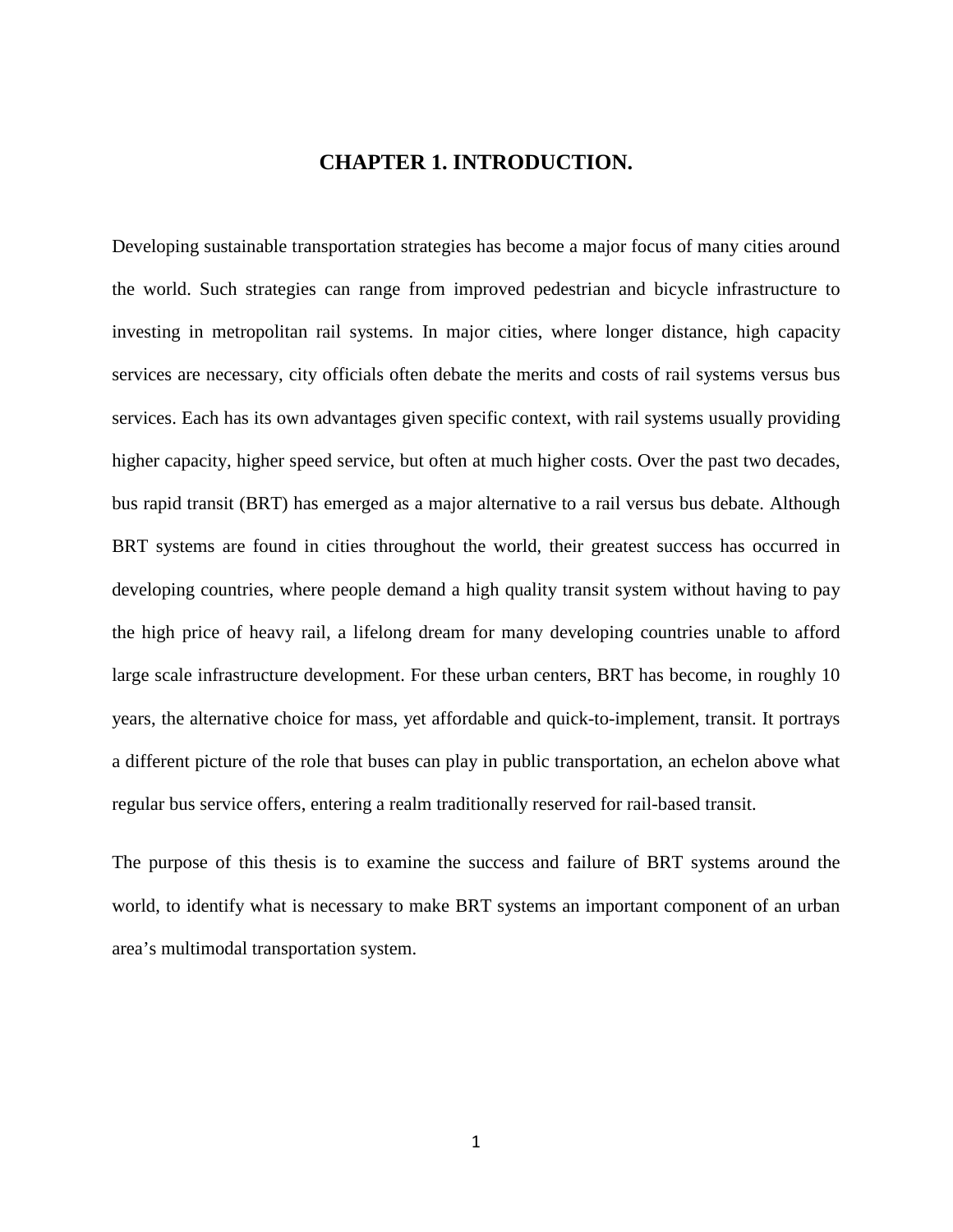# CHAPTER 1. INTRODUCTION.

Developing sustainable transportation strategies has become a major focus of many cities around the world. Such strategies can range from improved pedestrian and bicycle infrastructure to investing in metropolitan rail systems. In major cities, where longer distance, high capacity services are necessary, city officials often debate the merits and costs of rail systems versus bus services. Each has its own advantages given specific context, with rail systems usually providing higher capacity, higher speed service, but often at much higher costs. Over the past two decades, bus rapid transit (BRT) has emerged as a major alternative to a rail versus bus debate. Although BRT systems are found in cities throughout the world, their greatest success has occurred in developing countries, where people demand a high quality transit system without having to pay the high price of heavy rail, a lifelong dream for many developing countries unable to afford large scale infrastructure development. For these urban centers, BRT has become, in roughly 10 years, the alternative choice for mass, yet affordable and quick-to-implement, transit. It portrays a different picture of the role that buses can play in public transportation, an echelon above what regular bus service offers, entering a realm traditionally reserved for rail-based transit.

The purpose of this thesis is to examine the success and failure of BRT systems around the world, to identify what is necessary to make BRT systems an important component of an urban area's multimodal transportation system.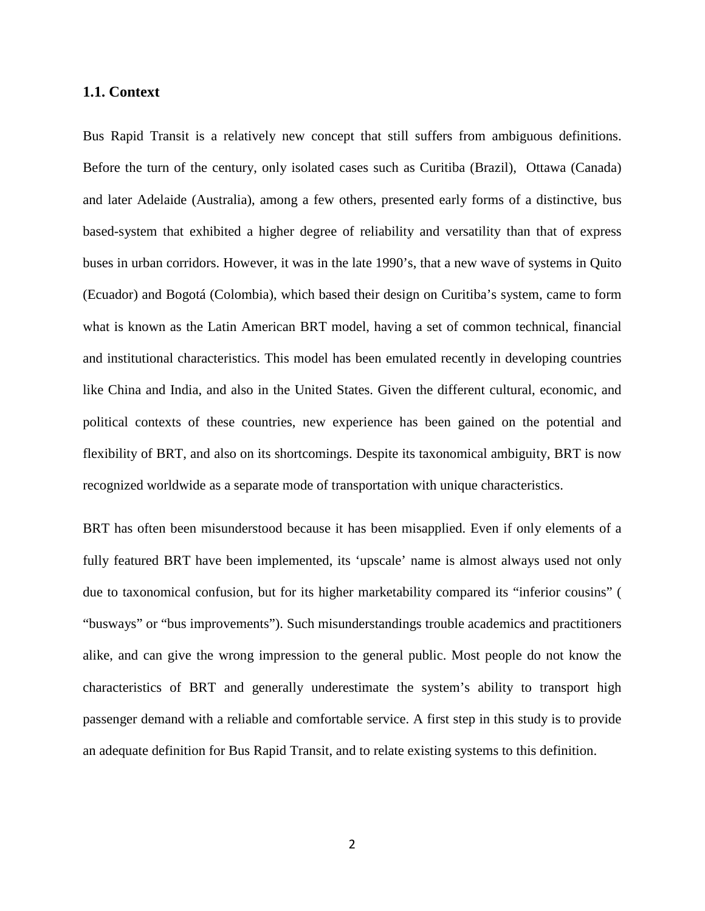## 1.1. Context

Bus Rapid Transit is a relatively new concept that still suffers from ambiguous definitions. Before the turn of the century, only isolated cases such as Curitiba (Brazil), Ottawa (Canada) and later Adelaide (Australia), among a few others, presented early forms of a distinctive, bus based-system that exhibited a higher degree of reliability and versatility than that of express buses in urban corridors. However, it was in the late 1990's, that a new wave of systems in Quito (Ecuador) and Bogotá (Colombia), which based their design on Curitiba's system, came to form what is known as the Latin American BRT model, having a set of common technical, financial and institutional characteristics. This model has been emulated recently in developing countries like China and India, and also in the United States. Given the different cultural, economic, and political contexts of these countries, new experience has been gained on the potential and flexibility of BRT, and also on its shortcomings. Despite its taxonomical ambiguity, BRT is now recognized worldwide as a separate mode of transportation with unique characteristics.

BRT has often been misunderstood because it has been misapplied. Even if only elements of a fully featured BRT have been implemented, its 'upscale' name is almost always used not only due to taxonomical confusion, but for its higher marketability compared its "inferior cousins" ( "busways" or "bus improvements"). Such misunderstandings trouble academics and practitioners alike, and can give the wrong impression to the general public. Most people do not know the characteristics of BRT and generally underestimate the system's ability to transport high passenger demand with a reliable and comfortable service. A first step in this study is to provide an adequate definition for Bus Rapid Transit, and to relate existing systems to this definition.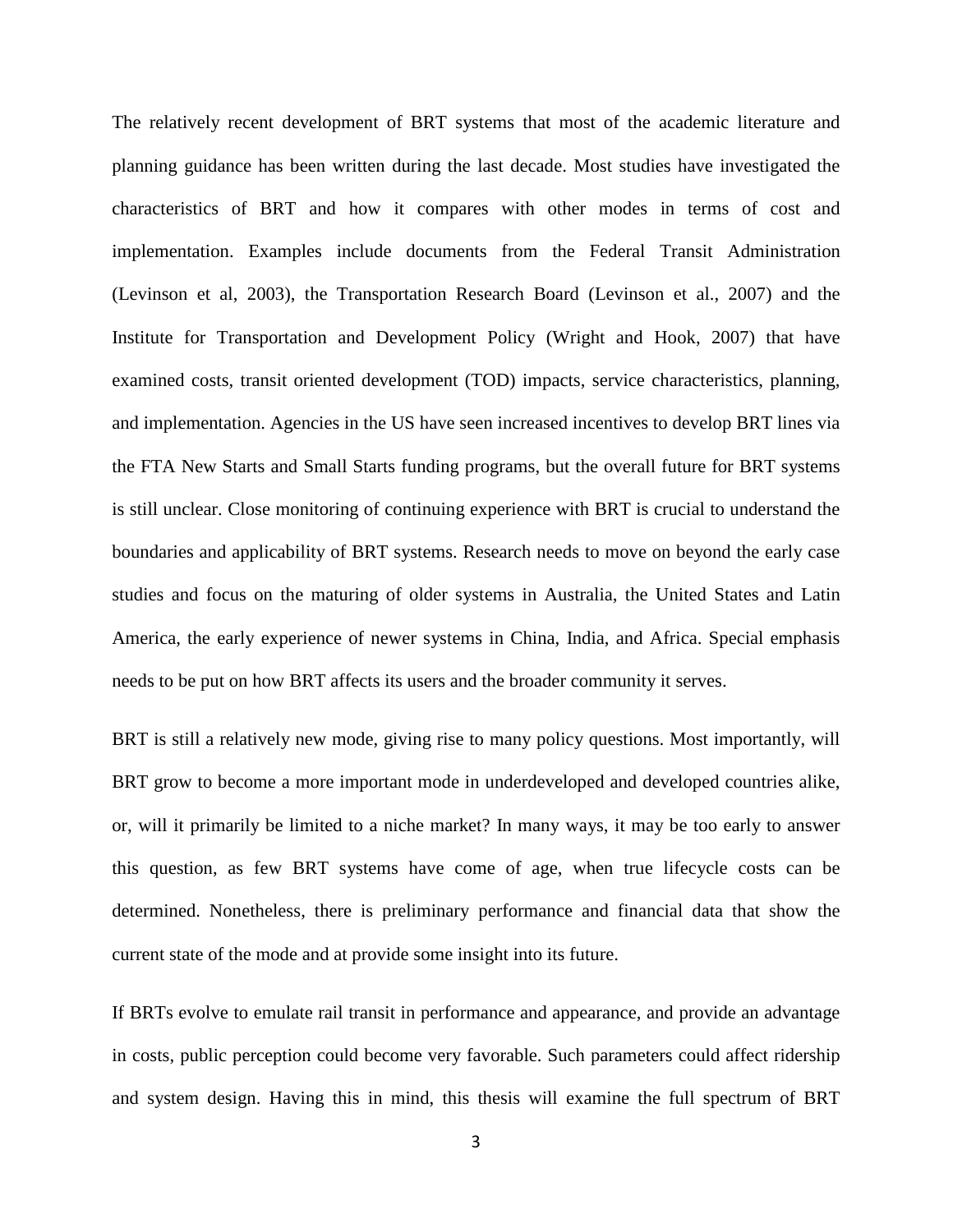The relatively recent development of BRT systems that most of the academic literature and planning guidance has been written during the last decade. Most studies have investigated the characteristics of BRT and how it compares with other modes in terms of cost and implementation. Examples include documents from the Federal Transit Administration (Levinson et al, 2003), the Transportation Research Board (Levinson et al., 2007) and the Institute for Transportation and Development Policy (Wright and Hook, 2007) that have examined costs, transit oriented development (TOD) impacts, service characteristics, planning, and implementation. Agencies in the US have seen increased incentives to develop BRT lines via the FTA New Starts and Small Starts funding programs, but the overall future for BRT systems is still unclear. Close monitoring of continuing experience with BRT is crucial to understand the boundaries and applicability of BRT systems. Research needs to move on beyond the early case studies and focus on the maturing of older systems in Australia, the United States and Latin America, the early experience of newer systems in China, India, and Africa. Special emphasis needs to be put on how BRT affects its users and the broader community it serves.

BRT is still a relatively new mode, giving rise to many policy questions. Most importantly, will BRT grow to become a more important mode in underdeveloped and developed countries alike, or, will it primarily be limited to a niche market? In many ways, it may be too early to answer this question, as few BRT systems have come of age, when true lifecycle costs can be determined. Nonetheless, there is preliminary performance and financial data that show the current state of the mode and at provide some insight into its future.

If BRTs evolve to emulate rail transit in performance and appearance, and provide an advantage in costs, public perception could become very favorable. Such parameters could affect ridership and system design. Having this in mind, this thesis will examine the full spectrum of BRT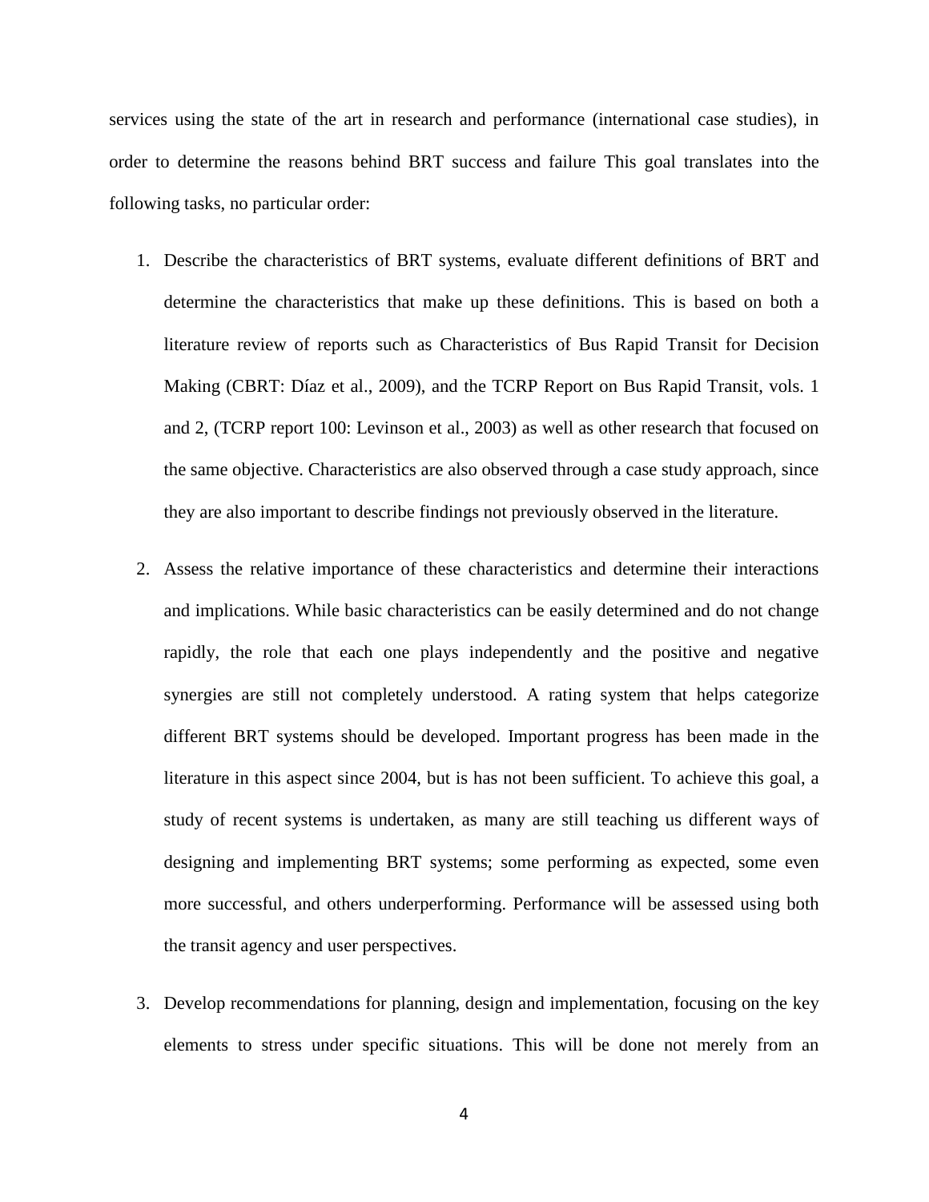services using the state of the art in research and performance (international case studies), in order to determine the reasons behind BRT success and failure This goal translates into the following tasks, no particular order:

1. Describe the characteristics of BRT systems, evaluate different definitions of BRT and determine the characteristics that make up these definitions. This is based on both a literature review of reports such as Characteristics of Bus Rapid Transit for Decision Making (CBRT: Díaz et al., 2009), and the TCRP Report on Bus Rapid Transit, vols. 1 and 2, (TCRP report 100: Levinson et al., 2003) as well as other research that focused on the same objective. Characteristics are also observed through a case study approach, since they are also important to describe findings not previously observed in the literature.

2. Assess the relative importance of these characteristics and determine their interactions and implications. While basic characteristics can be easily determined and do not change rapidly, the role that each one plays independently and the positive and negative synergies are still not completely understood. A rating system that helps categorize different BRT systems should be developed. Important progress has been made in the literature in this aspect since 2004, but is has not been sufficient. To achieve this goal, a study of recent systems is undertaken, as many are still teaching us different ways of designing and implementing BRT systems; some performing as expected, some even more successful, and others underperforming. Performance will be assessed using both the transit agency and user perspectives.

3. Develop recommendations for planning, design and implementation, focusing on the key elements to stress under specific situations. This will be done not merely from an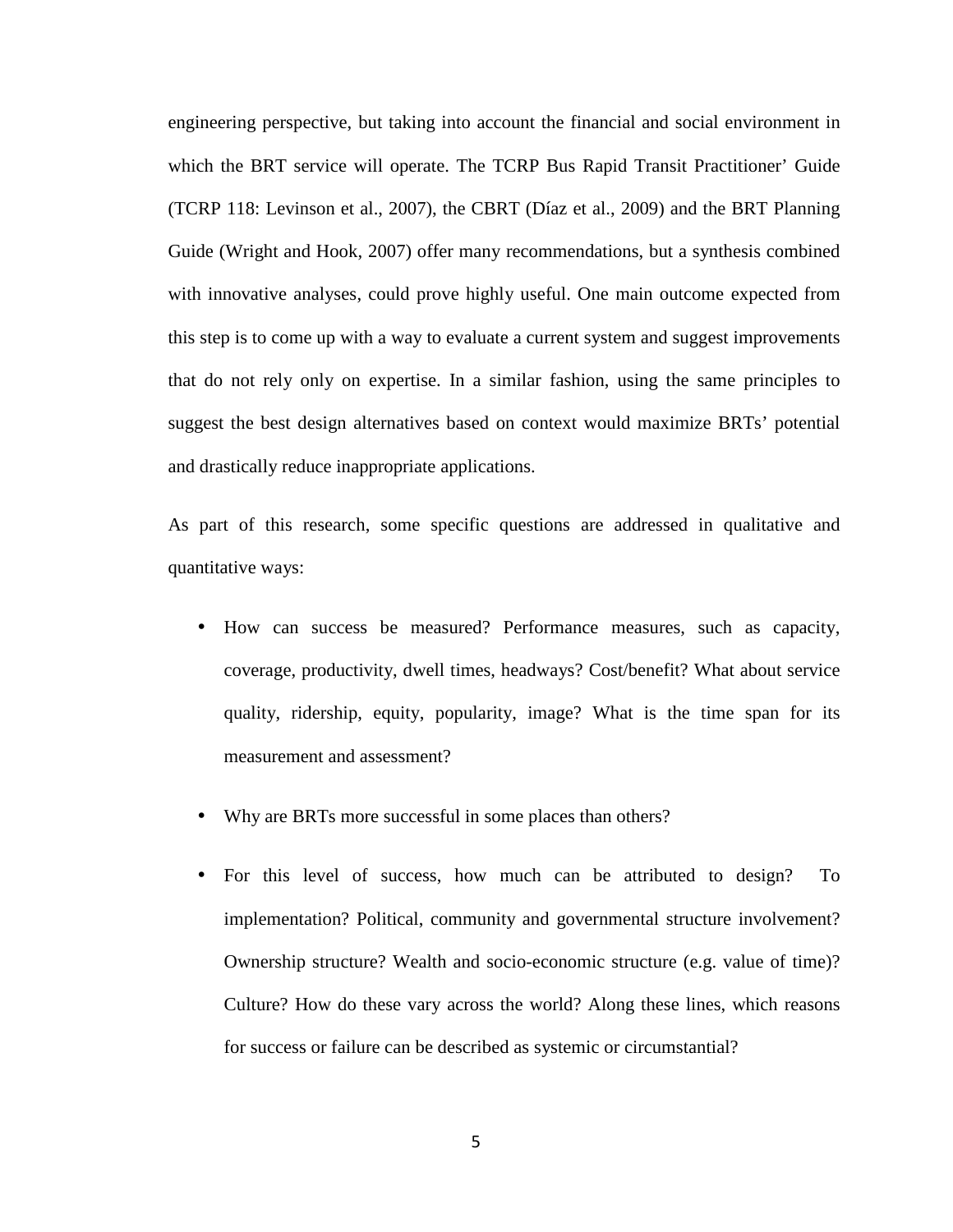engineering perspective, but taking into account the financial and social environment in which the BRT service will operate. The TCRP Bus Rapid Transit Practitioner' Guide (TCRP 118: Levinson et al., 2007), the CBRT (Díaz et al., 2009) and the BRT Planning Guide (Wright and Hook, 2007) offer many recommendations, but a synthesis combined with innovative analyses, could prove highly useful. One main outcome expected from this step is to come up with a way to evaluate a current system and suggest improvements that do not rely only on expertise. In a similar fashion, using the same principles to suggest the best design alternatives based on context would maximize BRTs' potential and drastically reduce inappropriate applications.

As part of this research, some specific questions are addressed in qualitative and quantitative ways:

- How can success be measured? Performance measures, such as capacity, coverage, productivity, dwell times, headways? Cost/benefit? What about service quality, ridership, equity, popularity, image? What is the time span for its measurement and assessment?
- Why are BRTs more successful in some places than others?
- For this level of success, how much can be attributed to design? To implementation? Political, community and governmental structure involvement? Ownership structure? Wealth and socio-economic structure (e.g. value of time)? Culture? How do these vary across the world? Along these lines, which reasons for success or failure can be described as systemic or circumstantial?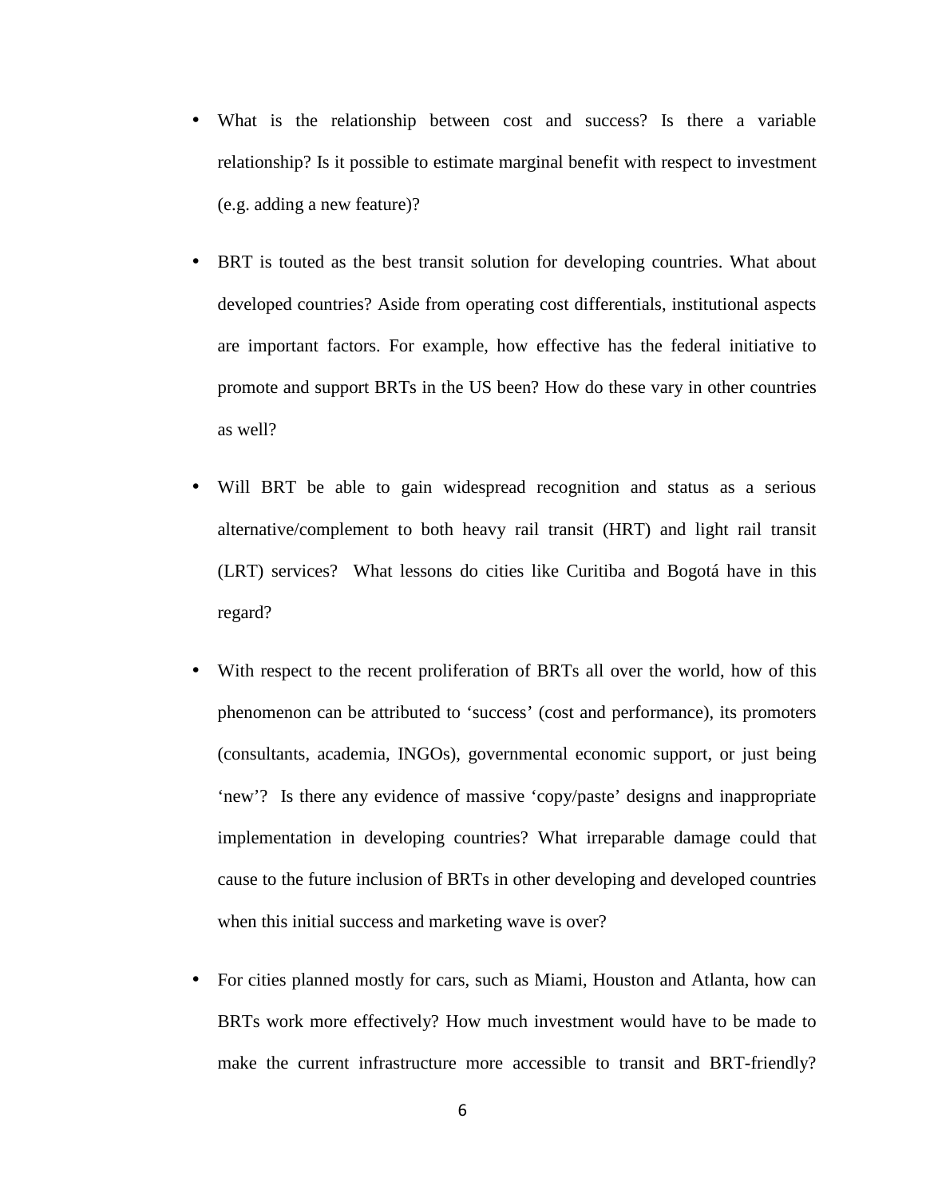- What is the relationship between cost and success? Is there a variable relationship? Is it possible to estimate marginal benefit with respect to investment (e.g. adding a new feature)?

- BRT is touted as the best transit solution for developing countries. What about developed countries? Aside from operating cost differentials, institutional aspects are important factors. For example, how effective has the federal initiative to promote and support BRTs in the US been? How do these vary in other countries as well?

- Will BRT be able to gain widespread recognition and status as a serious alternative/complement to both heavy rail transit (HRT) and light rail transit (LRT) services? What lessons do cities like Curitiba and Bogotá have in this regard?

- With respect to the recent proliferation of BRTs all over the world, how of this phenomenon can be attributed to 'success' (cost and performance), its promoters (consultants, academia, INGOs), governmental economic support, or just being 'new'? Is there any evidence of massive 'copy/paste' designs and inappropriate implementation in developing countries? What irreparable damage could that cause to the future inclusion of BRTs in other developing and developed countries when this initial success and marketing wave is over?

- For cities planned mostly for cars, such as Miami, Houston and Atlanta, how can BRTs work more effectively? How much investment would have to be made to make the current infrastructure more accessible to transit and BRT-friendly?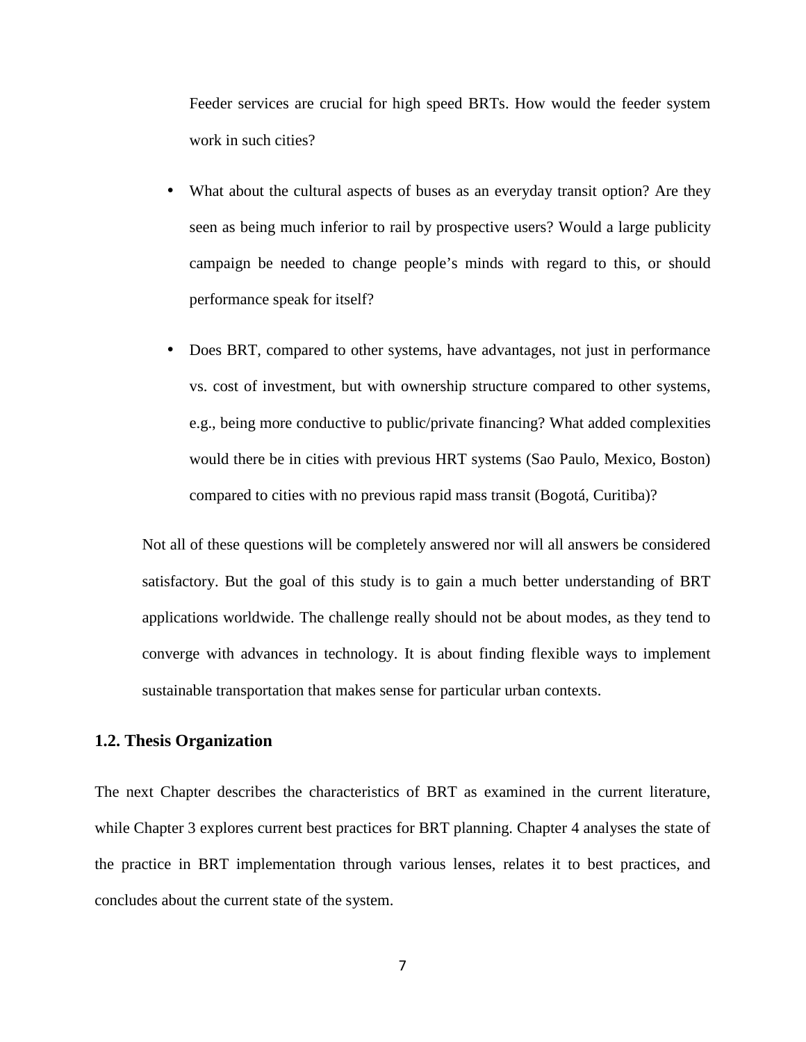Feeder services are crucial for high speed BRTs. How would the feeder system work in such cities?

- What about the cultural aspects of buses as an everyday transit option? Are they seen as being much inferior to rail by prospective users? Would a large publicity campaign be needed to change people's minds with regard to this, or should performance speak for itself?
- Does BRT, compared to other systems, have advantages, not just in performance vs. cost of investment, but with ownership structure compared to other systems, e.g., being more conductive to public/private financing? What added complexities would there be in cities with previous HRT systems (Sao Paulo, Mexico, Boston) compared to cities with no previous rapid mass transit (Bogotá, Curitiba)?

Not all of these questions will be completely answered nor will all answers be considered satisfactory. But the goal of this study is to gain a much better understanding of BRT applications worldwide. The challenge really should not be about modes, as they tend to converge with advances in technology. It is about finding flexible ways to implement sustainable transportation that makes sense for particular urban contexts.

### 1.2. Thesis Organization

The next Chapter describes the characteristics of BRT as examined in the current literature, while Chapter 3 explores current best practices for BRT planning. Chapter 4 analyses the state of the practice in BRT implementation through various lenses, relates it to best practices, and concludes about the current state of the system.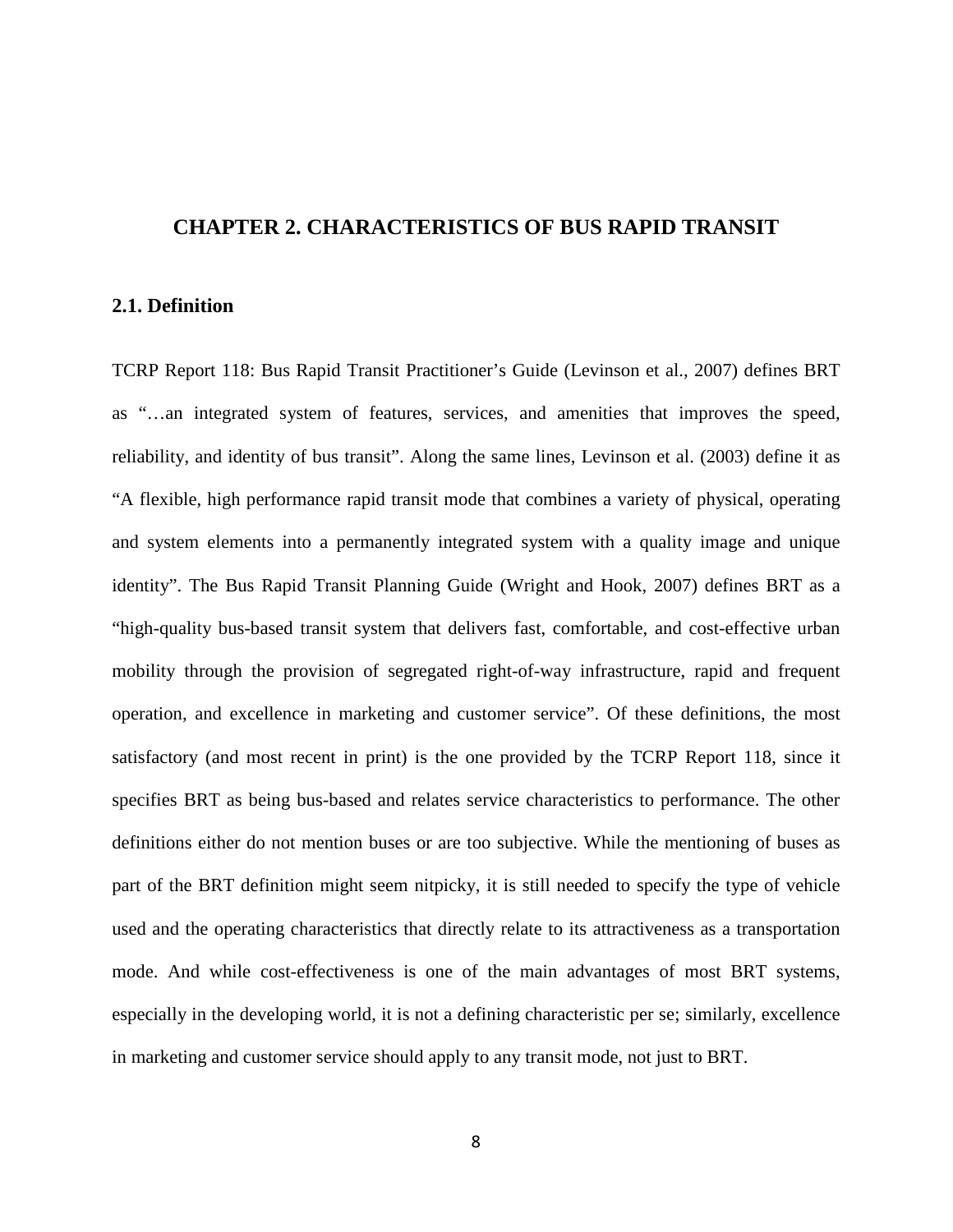# CHAPTER 2. CHARACTERISTICS OF BUS RAPID TRANSIT

## 2.1. Definition

TCRP Report 118: Bus Rapid Transit Practitioner's Guide (Levinson et al., 2007) defines BRT as "…an integrated system of features, services, and amenities that improves the speed, reliability, and identity of bus transit". Along the same lines, Levinson et al. (2003) define it as "A flexible, high performance rapid transit mode that combines a variety of physical, operating and system elements into a permanently integrated system with a quality image and unique identity". The Bus Rapid Transit Planning Guide (Wright and Hook, 2007) defines BRT as a "high-quality bus-based transit system that delivers fast, comfortable, and cost-effective urban mobility through the provision of segregated right-of-way infrastructure, rapid and frequent operation, and excellence in marketing and customer service". Of these definitions, the most satisfactory (and most recent in print) is the one provided by the TCRP Report 118, since it specifies BRT as being bus-based and relates service characteristics to performance. The other definitions either do not mention buses or are too subjective. While the mentioning of buses as part of the BRT definition might seem nitpicky, it is still needed to specify the type of vehicle used and the operating characteristics that directly relate to its attractiveness as a transportation mode. And while cost-effectiveness is one of the main advantages of most BRT systems, especially in the developing world, it is not a defining characteristic per se; similarly, excellence in marketing and customer service should apply to any transit mode, not just to BRT.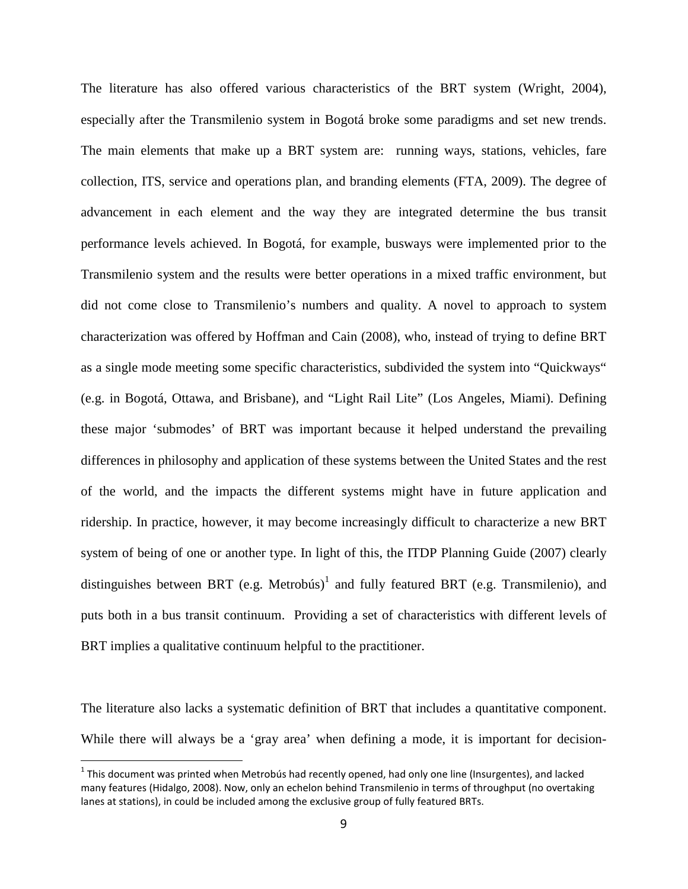The literature has also offered various characteristics of the BRT system (Wright, 2004), especially after the Transmilenio system in Bogotá broke some paradigms and set new trends. The main elements that make up a BRT system are: running ways, stations, vehicles, fare collection, ITS, service and operations plan, and branding elements (FTA, 2009). The degree of advancement in each element and the way they are integrated determine the bus transit performance levels achieved. In Bogotá, for example, busways were implemented prior to the Transmilenio system and the results were better operations in a mixed traffic environment, but did not come close to Transmilenio's numbers and quality. A novel to approach to system characterization was offered by Hoffman and Cain (2008), who, instead of trying to define BRT as a single mode meeting some specific characteristics, subdivided the system into "Quickways" (e.g. in Bogotá, Ottawa, and Brisbane), and "Light Rail Lite" (Los Angeles, Miami). Defining these major 'submodes' of BRT was important because it helped understand the prevailing differences in philosophy and application of these systems between the United States and the rest of the world, and the impacts the different systems might have in future application and ridership. In practice, however, it may become increasingly difficult to characterize a new BRT system of being of one or another type. In light of this, the ITDP Planning Guide (2007) clearly distinguishes between BRT (e.g. Metrobús)[1] and fully featured BRT (e.g. Transmilenio), and puts both in a bus transit continuum. Providing a set of characteristics with different levels of BRT implies a qualitative continuum helpful to the practitioner.

The literature also lacks a systematic definition of BRT that includes a quantitative component. While there will always be a 'gray area' when defining a mode, it is important for decision-

[1] This document was printed when Metrobús had recently opened, had only one line (Insurgentes), and lacked many features (Hidalgo, 2008). Now, only an echelon behind Transmilenio in terms of throughput (no overtaking lanes at stations), in could be included among the exclusive group of fully featured BRTs.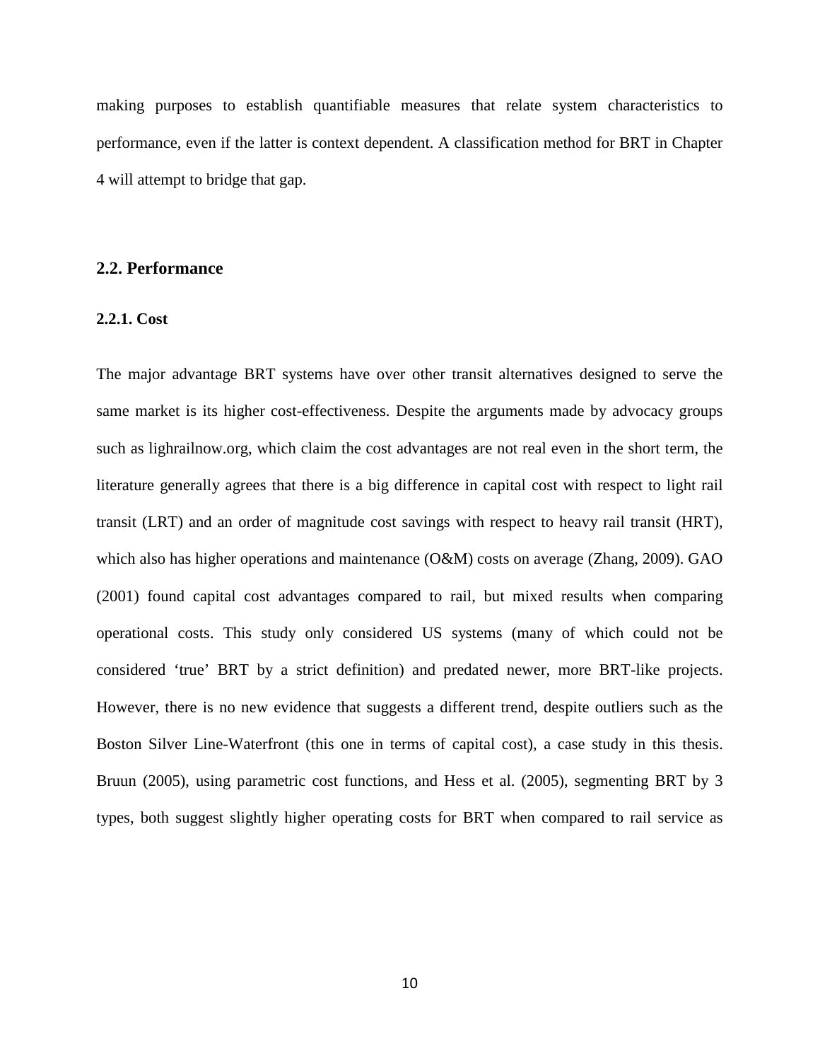making purposes to establish quantifiable measures that relate system characteristics to performance, even if the latter is context dependent. A classification method for BRT in Chapter 4 will attempt to bridge that gap.

## 2.2. Performance

### 2.2.1. Cost

The major advantage BRT systems have over other transit alternatives designed to serve the same market is its higher cost-effectiveness. Despite the arguments made by advocacy groups such as lighrailnow.org, which claim the cost advantages are not real even in the short term, the literature generally agrees that there is a big difference in capital cost with respect to light rail transit (LRT) and an order of magnitude cost savings with respect to heavy rail transit (HRT), which also has higher operations and maintenance (O&M) costs on average (Zhang, 2009). GAO (2001) found capital cost advantages compared to rail, but mixed results when comparing operational costs. This study only considered US systems (many of which could not be considered 'true' BRT by a strict definition) and predated newer, more BRT-like projects. However, there is no new evidence that suggests a different trend, despite outliers such as the Boston Silver Line-Waterfront (this one in terms of capital cost), a case study in this thesis. Bruun (2005), using parametric cost functions, and Hess et al. (2005), segmenting BRT by 3 types, both suggest slightly higher operating costs for BRT when compared to rail service as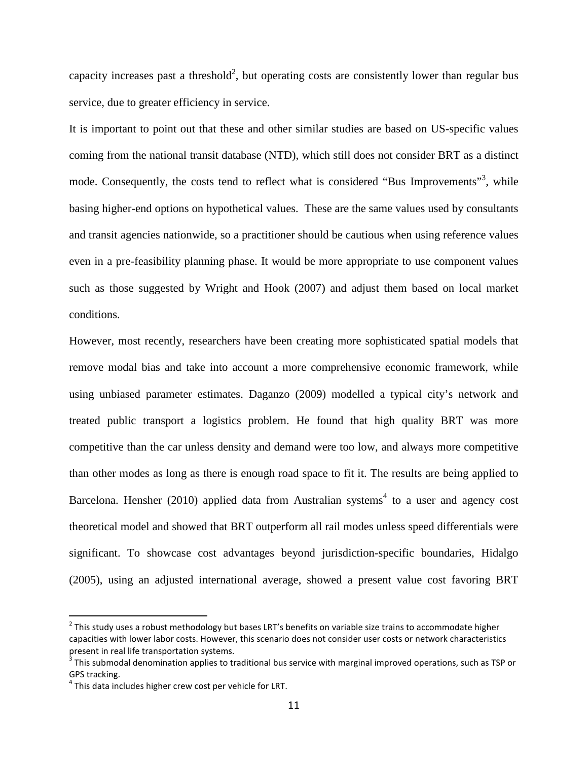capacity increases past a threshold[2], but operating costs are consistently lower than regular bus service, due to greater efficiency in service.

It is important to point out that these and other similar studies are based on US-specific values coming from the national transit database (NTD), which still does not consider BRT as a distinct mode. Consequently, the costs tend to reflect what is considered "Bus Improvements"[3], while basing higher-end options on hypothetical values. These are the same values used by consultants and transit agencies nationwide, so a practitioner should be cautious when using reference values even in a pre-feasibility planning phase. It would be more appropriate to use component values such as those suggested by Wright and Hook (2007) and adjust them based on local market conditions.

However, most recently, researchers have been creating more sophisticated spatial models that remove modal bias and take into account a more comprehensive economic framework, while using unbiased parameter estimates. Daganzo (2009) modelled a typical city's network and treated public transport a logistics problem. He found that high quality BRT was more competitive than the car unless density and demand were too low, and always more competitive than other modes as long as there is enough road space to fit it. The results are being applied to Barcelona. Hensher (2010) applied data from Australian systems[4] to a user and agency cost theoretical model and showed that BRT outperform all rail modes unless speed differentials were significant. To showcase cost advantages beyond jurisdiction-specific boundaries, Hidalgo (2005), using an adjusted international average, showed a present value cost favoring BRT

---

[2] This study uses a robust methodology but bases LRT's benefits on variable size trains to accommodate higher capacities with lower labor costs. However, this scenario does not consider user costs or network characteristics present in real life transportation systems.

[3] This submodal denomination applies to traditional bus service with marginal improved operations, such as TSP or GPS tracking.

[4] This data includes higher crew cost per vehicle for LRT.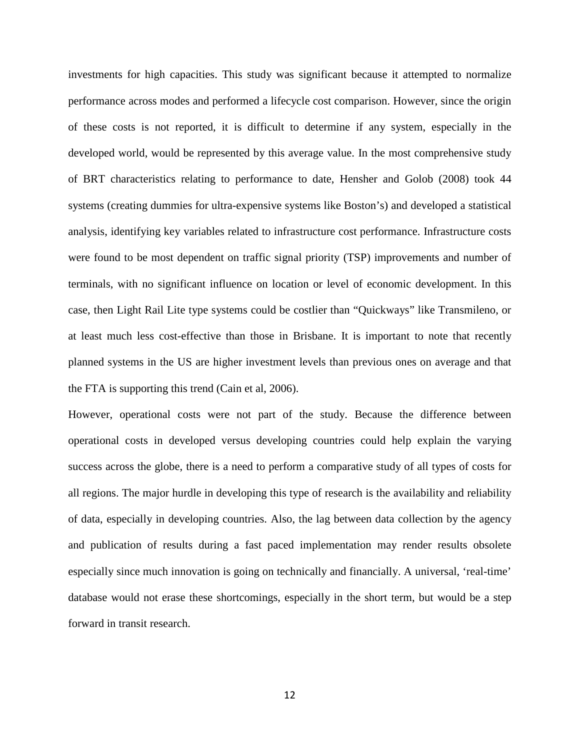investments for high capacities. This study was significant because it attempted to normalize performance across modes and performed a lifecycle cost comparison. However, since the origin of these costs is not reported, it is difficult to determine if any system, especially in the developed world, would be represented by this average value. In the most comprehensive study of BRT characteristics relating to performance to date, Hensher and Golob (2008) took 44 systems (creating dummies for ultra-expensive systems like Boston's) and developed a statistical analysis, identifying key variables related to infrastructure cost performance. Infrastructure costs were found to be most dependent on traffic signal priority (TSP) improvements and number of terminals, with no significant influence on location or level of economic development. In this case, then Light Rail Lite type systems could be costlier than "Quickways" like Transmileno, or at least much less cost-effective than those in Brisbane. It is important to note that recently planned systems in the US are higher investment levels than previous ones on average and that the FTA is supporting this trend (Cain et al, 2006).

However, operational costs were not part of the study. Because the difference between operational costs in developed versus developing countries could help explain the varying success across the globe, there is a need to perform a comparative study of all types of costs for all regions. The major hurdle in developing this type of research is the availability and reliability of data, especially in developing countries. Also, the lag between data collection by the agency and publication of results during a fast paced implementation may render results obsolete especially since much innovation is going on technically and financially. A universal, 'real-time' database would not erase these shortcomings, especially in the short term, but would be a step forward in transit research.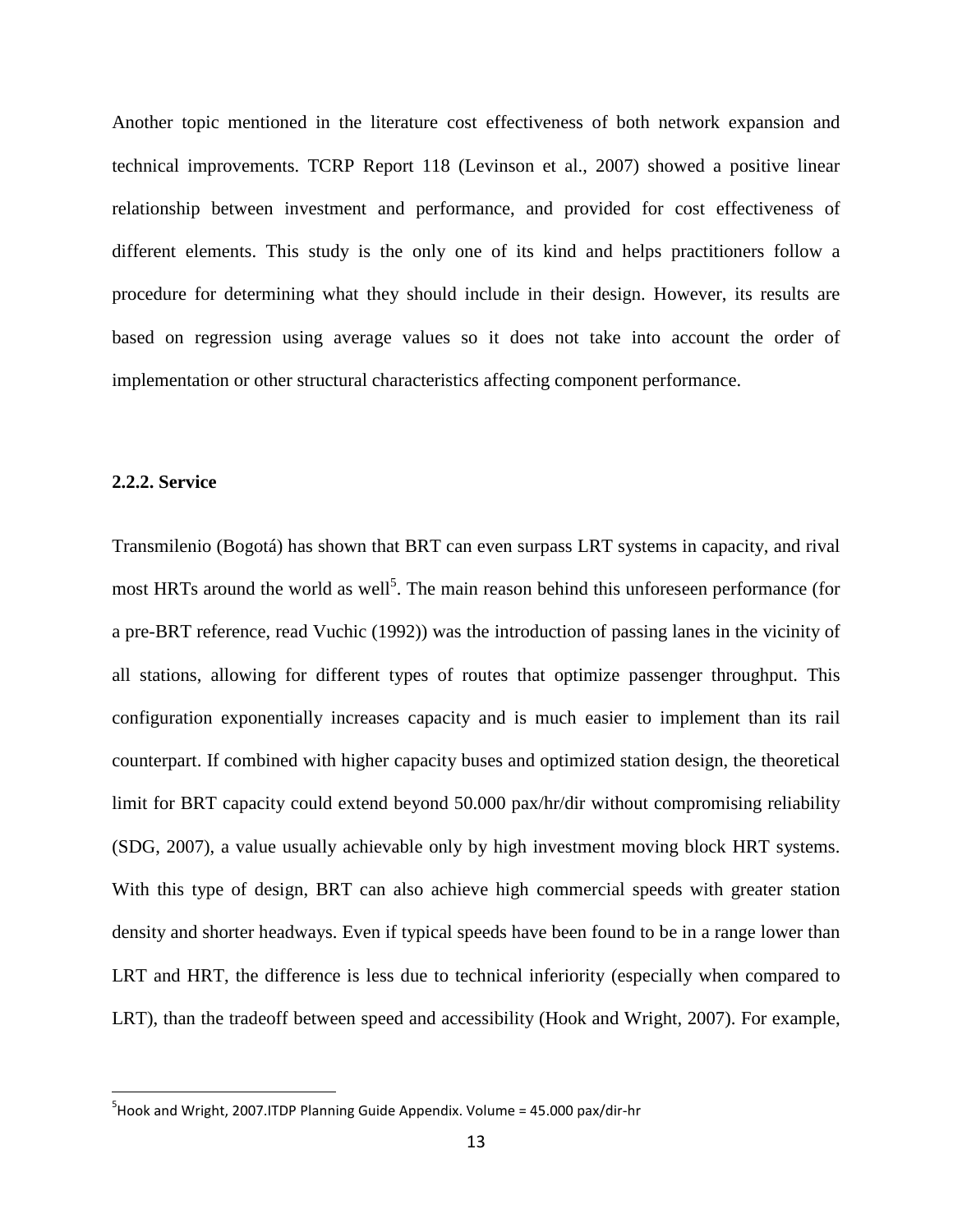Another topic mentioned in the literature cost effectiveness of both network expansion and technical improvements. TCRP Report 118 (Levinson et al., 2007) showed a positive linear relationship between investment and performance, and provided for cost effectiveness of different elements. This study is the only one of its kind and helps practitioners follow a procedure for determining what they should include in their design. However, its results are based on regression using average values so it does not take into account the order of implementation or other structural characteristics affecting component performance.

### 2.2.2. Service

Transmilenio (Bogotá) has shown that BRT can even surpass LRT systems in capacity, and rival most HRTs around the world as well[5]. The main reason behind this unforeseen performance (for a pre-BRT reference, read Vuchic (1992)) was the introduction of passing lanes in the vicinity of all stations, allowing for different types of routes that optimize passenger throughput. This configuration exponentially increases capacity and is much easier to implement than its rail counterpart. If combined with higher capacity buses and optimized station design, the theoretical limit for BRT capacity could extend beyond 50.000 pax/hr/dir without compromising reliability (SDG, 2007), a value usually achievable only by high investment moving block HRT systems. With this type of design, BRT can also achieve high commercial speeds with greater station density and shorter headways. Even if typical speeds have been found to be in a range lower than LRT and HRT, the difference is less due to technical inferiority (especially when compared to LRT), than the tradeoff between speed and accessibility (Hook and Wright, 2007). For example,

---

[5] Hook and Wright, 2007.ITDP Planning Guide Appendix. Volume = 45.000 pax/dir-hr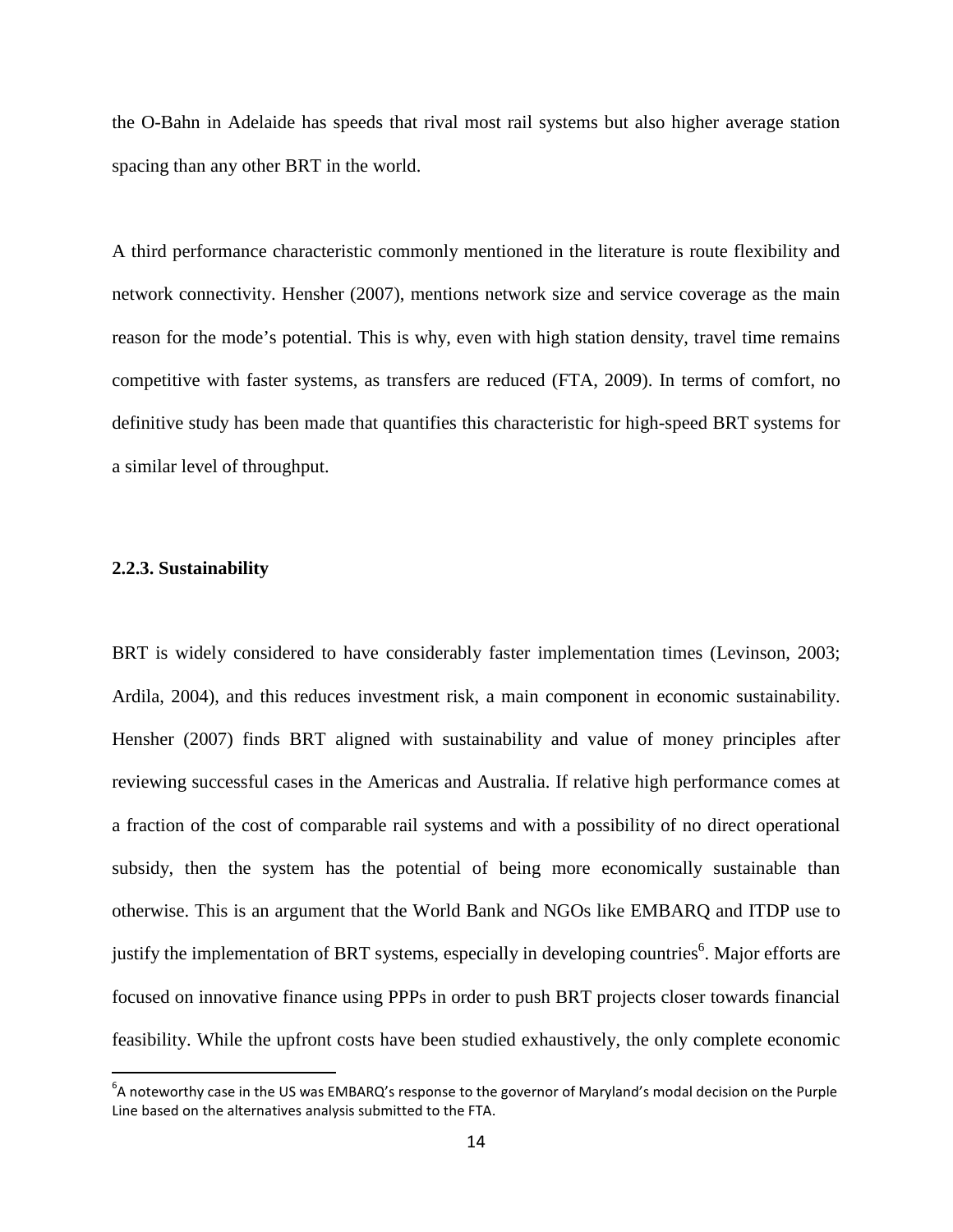the O-Bahn in Adelaide has speeds that rival most rail systems but also higher average station spacing than any other BRT in the world.

A third performance characteristic commonly mentioned in the literature is route flexibility and network connectivity. Hensher (2007), mentions network size and service coverage as the main reason for the mode's potential. This is why, even with high station density, travel time remains competitive with faster systems, as transfers are reduced (FTA, 2009). In terms of comfort, no definitive study has been made that quantifies this characteristic for high-speed BRT systems for a similar level of throughput.

### 2.2.3. Sustainability

BRT is widely considered to have considerably faster implementation times (Levinson, 2003; Ardila, 2004), and this reduces investment risk, a main component in economic sustainability. Hensher (2007) finds BRT aligned with sustainability and value of money principles after reviewing successful cases in the Americas and Australia. If relative high performance comes at a fraction of the cost of comparable rail systems and with a possibility of no direct operational subsidy, then the system has the potential of being more economically sustainable than otherwise. This is an argument that the World Bank and NGOs like EMBARQ and ITDP use to justify the implementation of BRT systems, especially in developing countries[6]. Major efforts are focused on innovative finance using PPPs in order to push BRT projects closer towards financial feasibility. While the upfront costs have been studied exhaustively, the only complete economic

[6] A noteworthy case in the US was EMBARQ's response to the governor of Maryland's modal decision on the Purple Line based on the alternatives analysis submitted to the FTA.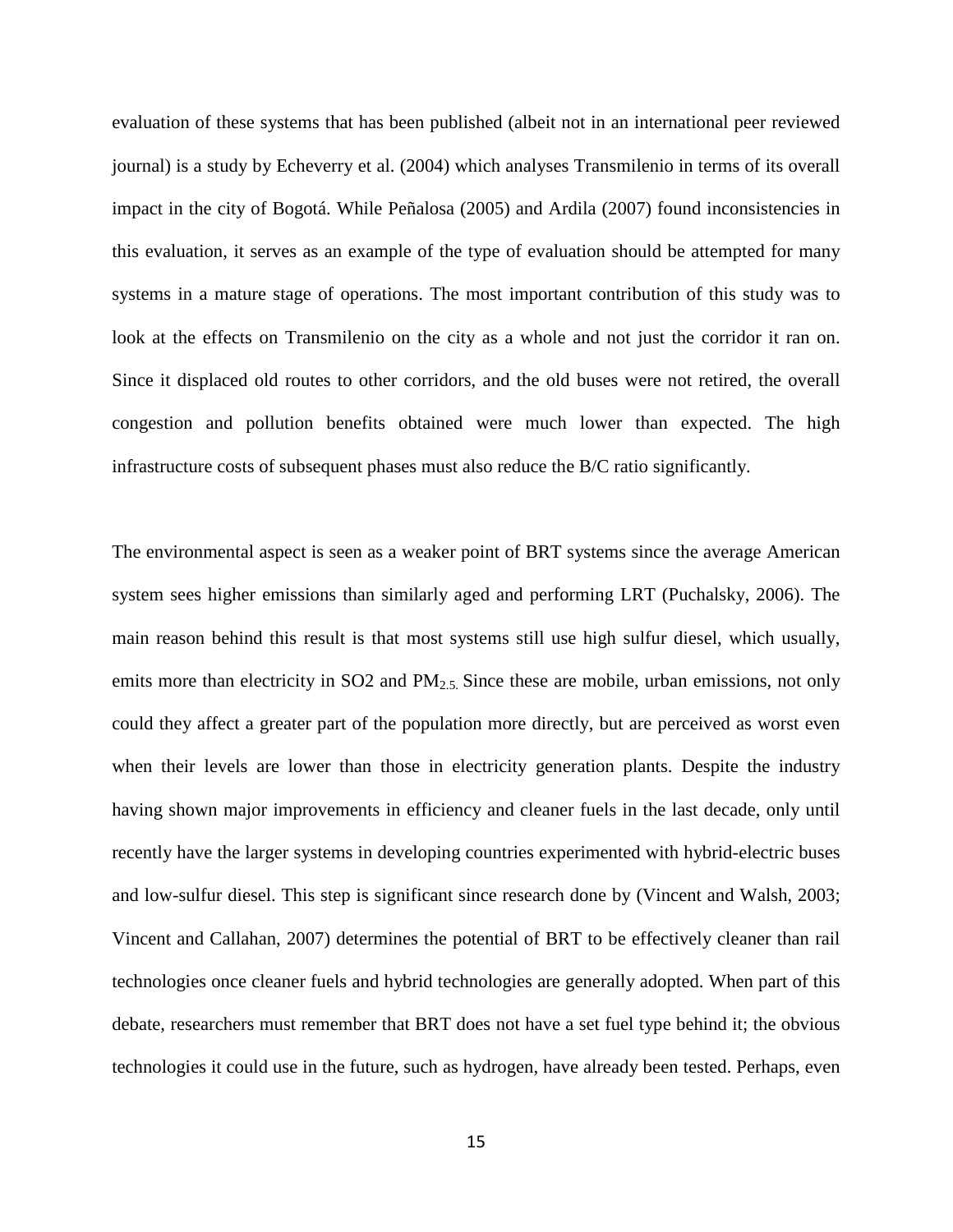evaluation of these systems that has been published (albeit not in an international peer reviewed journal) is a study by Echeverry et al. (2004) which analyses Transmilenio in terms of its overall impact in the city of Bogotá. While Peñalosa (2005) and Ardila (2007) found inconsistencies in this evaluation, it serves as an example of the type of evaluation should be attempted for many systems in a mature stage of operations. The most important contribution of this study was to look at the effects on Transmilenio on the city as a whole and not just the corridor it ran on. Since it displaced old routes to other corridors, and the old buses were not retired, the overall congestion and pollution benefits obtained were much lower than expected. The high infrastructure costs of subsequent phases must also reduce the B/C ratio significantly.

The environmental aspect is seen as a weaker point of BRT systems since the average American system sees higher emissions than similarly aged and performing LRT (Puchalsky, 2006). The main reason behind this result is that most systems still use high sulfur diesel, which usually, emits more than electricity in SO2 and $PM_{2.5.}$ Since these are mobile, urban emissions, not only could they affect a greater part of the population more directly, but are perceived as worst even when their levels are lower than those in electricity generation plants. Despite the industry having shown major improvements in efficiency and cleaner fuels in the last decade, only until recently have the larger systems in developing countries experimented with hybrid-electric buses and low-sulfur diesel. This step is significant since research done by (Vincent and Walsh, 2003; Vincent and Callahan, 2007) determines the potential of BRT to be effectively cleaner than rail technologies once cleaner fuels and hybrid technologies are generally adopted. When part of this debate, researchers must remember that BRT does not have a set fuel type behind it; the obvious technologies it could use in the future, such as hydrogen, have already been tested. Perhaps, even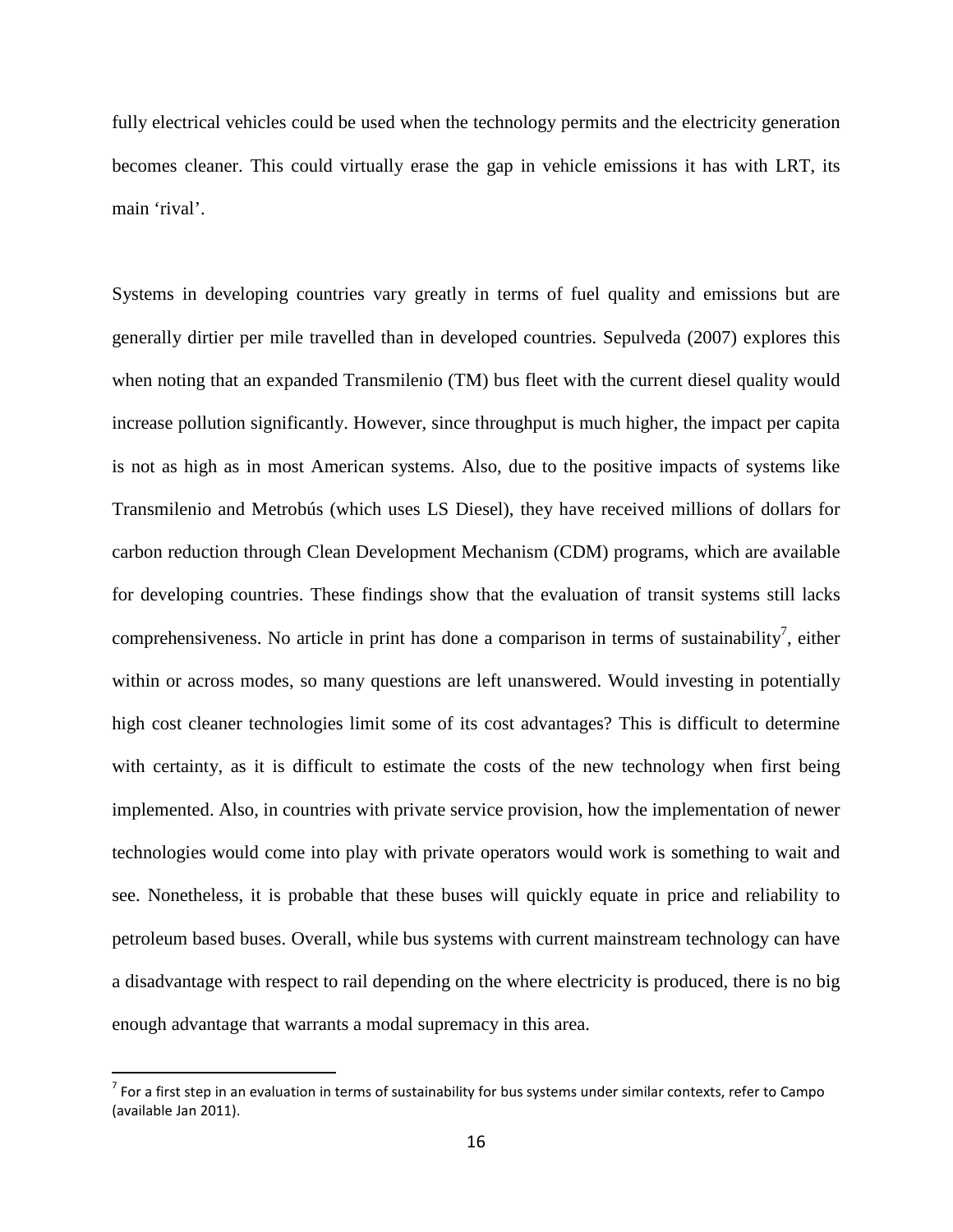fully electrical vehicles could be used when the technology permits and the electricity generation becomes cleaner. This could virtually erase the gap in vehicle emissions it has with LRT, its main 'rival'.

Systems in developing countries vary greatly in terms of fuel quality and emissions but are generally dirtier per mile travelled than in developed countries. Sepulveda (2007) explores this when noting that an expanded Transmilenio (TM) bus fleet with the current diesel quality would increase pollution significantly. However, since throughput is much higher, the impact per capita is not as high as in most American systems. Also, due to the positive impacts of systems like Transmilenio and Metrobús (which uses LS Diesel), they have received millions of dollars for carbon reduction through Clean Development Mechanism (CDM) programs, which are available for developing countries. These findings show that the evaluation of transit systems still lacks comprehensiveness. No article in print has done a comparison in terms of sustainability[7], either within or across modes, so many questions are left unanswered. Would investing in potentially high cost cleaner technologies limit some of its cost advantages? This is difficult to determine with certainty, as it is difficult to estimate the costs of the new technology when first being implemented. Also, in countries with private service provision, how the implementation of newer technologies would come into play with private operators would work is something to wait and see. Nonetheless, it is probable that these buses will quickly equate in price and reliability to petroleum based buses. Overall, while bus systems with current mainstream technology can have a disadvantage with respect to rail depending on the where electricity is produced, there is no big enough advantage that warrants a modal supremacy in this area.

[7] For a first step in an evaluation in terms of sustainability for bus systems under similar contexts, refer to Campo (available Jan 2011).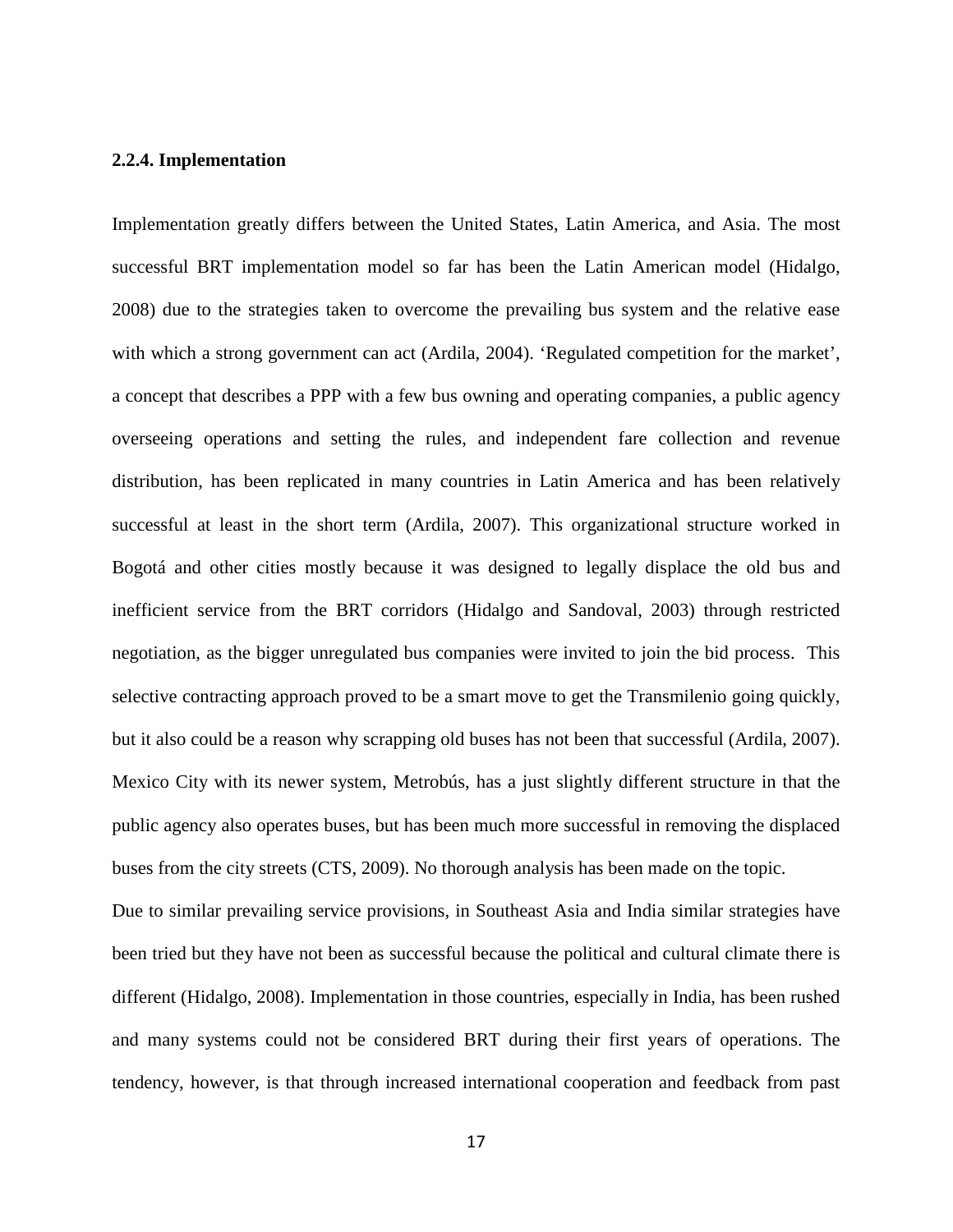### 2.2.4. Implementation

Implementation greatly differs between the United States, Latin America, and Asia. The most successful BRT implementation model so far has been the Latin American model (Hidalgo, 2008) due to the strategies taken to overcome the prevailing bus system and the relative ease with which a strong government can act (Ardila, 2004). 'Regulated competition for the market', a concept that describes a PPP with a few bus owning and operating companies, a public agency overseeing operations and setting the rules, and independent fare collection and revenue distribution, has been replicated in many countries in Latin America and has been relatively successful at least in the short term (Ardila, 2007). This organizational structure worked in Bogotá and other cities mostly because it was designed to legally displace the old bus and inefficient service from the BRT corridors (Hidalgo and Sandoval, 2003) through restricted negotiation, as the bigger unregulated bus companies were invited to join the bid process. This selective contracting approach proved to be a smart move to get the Transmilenio going quickly, but it also could be a reason why scrapping old buses has not been that successful (Ardila, 2007). Mexico City with its newer system, Metrobús, has a just slightly different structure in that the public agency also operates buses, but has been much more successful in removing the displaced buses from the city streets (CTS, 2009). No thorough analysis has been made on the topic.

Due to similar prevailing service provisions, in Southeast Asia and India similar strategies have been tried but they have not been as successful because the political and cultural climate there is different (Hidalgo, 2008). Implementation in those countries, especially in India, has been rushed and many systems could not be considered BRT during their first years of operations. The tendency, however, is that through increased international cooperation and feedback from past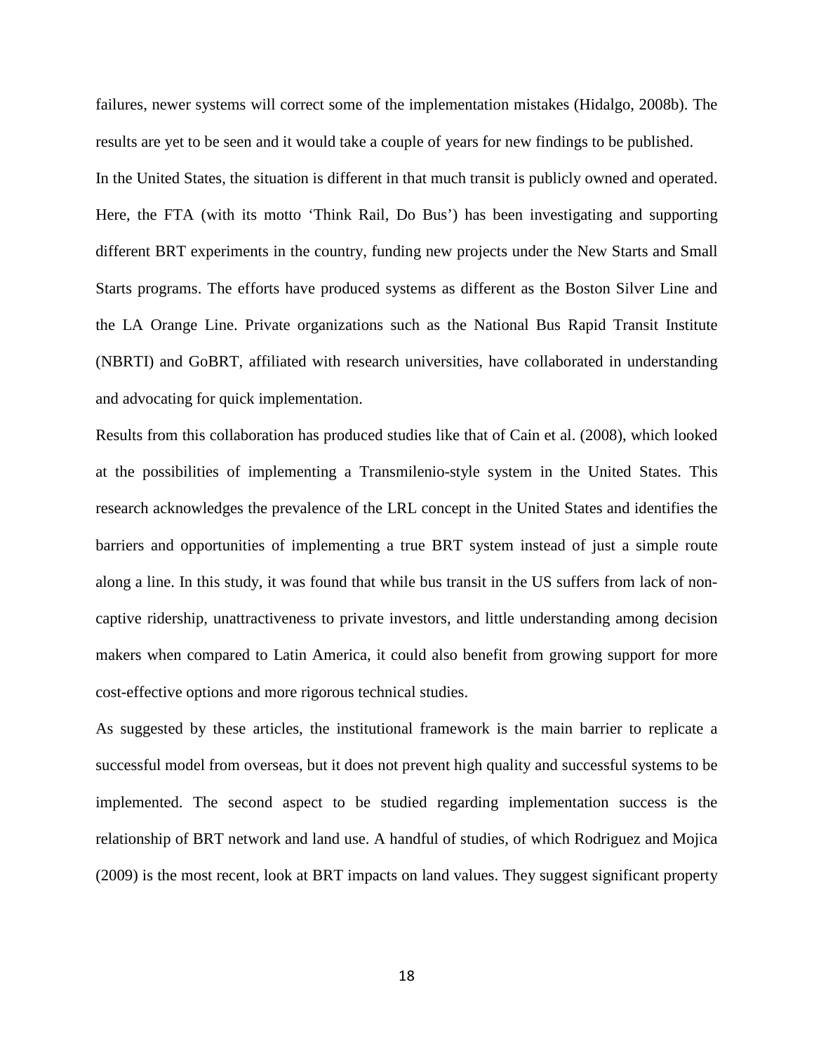failures, newer systems will correct some of the implementation mistakes (Hidalgo, 2008b). The results are yet to be seen and it would take a couple of years for new findings to be published.

In the United States, the situation is different in that much transit is publicly owned and operated. Here, the FTA (with its motto 'Think Rail, Do Bus') has been investigating and supporting different BRT experiments in the country, funding new projects under the New Starts and Small Starts programs. The efforts have produced systems as different as the Boston Silver Line and the LA Orange Line. Private organizations such as the National Bus Rapid Transit Institute (NBRTI) and GoBRT, affiliated with research universities, have collaborated in understanding and advocating for quick implementation.

Results from this collaboration has produced studies like that of Cain et al. (2008), which looked at the possibilities of implementing a Transmilenio-style system in the United States. This research acknowledges the prevalence of the LRL concept in the United States and identifies the barriers and opportunities of implementing a true BRT system instead of just a simple route along a line. In this study, it was found that while bus transit in the US suffers from lack of non-captive ridership, unattractiveness to private investors, and little understanding among decision makers when compared to Latin America, it could also benefit from growing support for more cost-effective options and more rigorous technical studies.

As suggested by these articles, the institutional framework is the main barrier to replicate a successful model from overseas, but it does not prevent high quality and successful systems to be implemented. The second aspect to be studied regarding implementation success is the relationship of BRT network and land use. A handful of studies, of which Rodriguez and Mojica (2009) is the most recent, look at BRT impacts on land values. They suggest significant property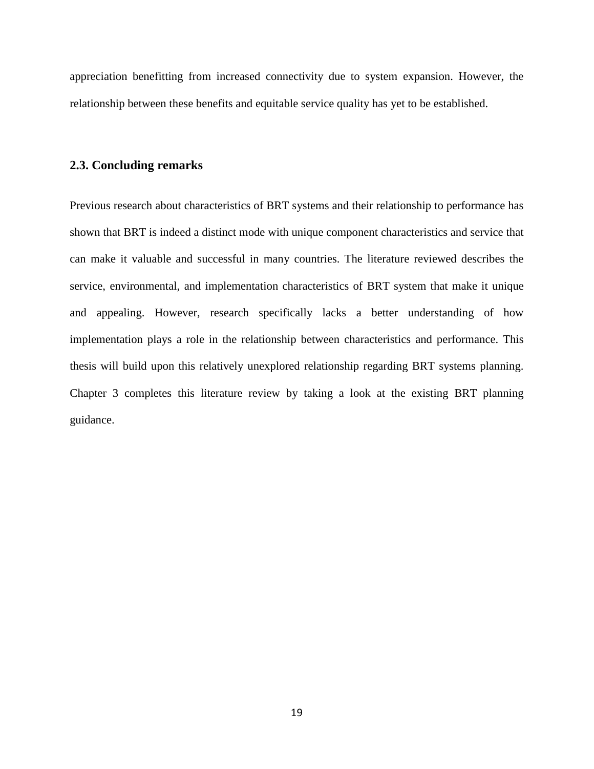appreciation benefitting from increased connectivity due to system expansion. However, the relationship between these benefits and equitable service quality has yet to be established.

## 2.3. Concluding remarks

Previous research about characteristics of BRT systems and their relationship to performance has shown that BRT is indeed a distinct mode with unique component characteristics and service that can make it valuable and successful in many countries. The literature reviewed describes the service, environmental, and implementation characteristics of BRT system that make it unique and appealing. However, research specifically lacks a better understanding of how implementation plays a role in the relationship between characteristics and performance. This thesis will build upon this relatively unexplored relationship regarding BRT systems planning. Chapter 3 completes this literature review by taking a look at the existing BRT planning guidance.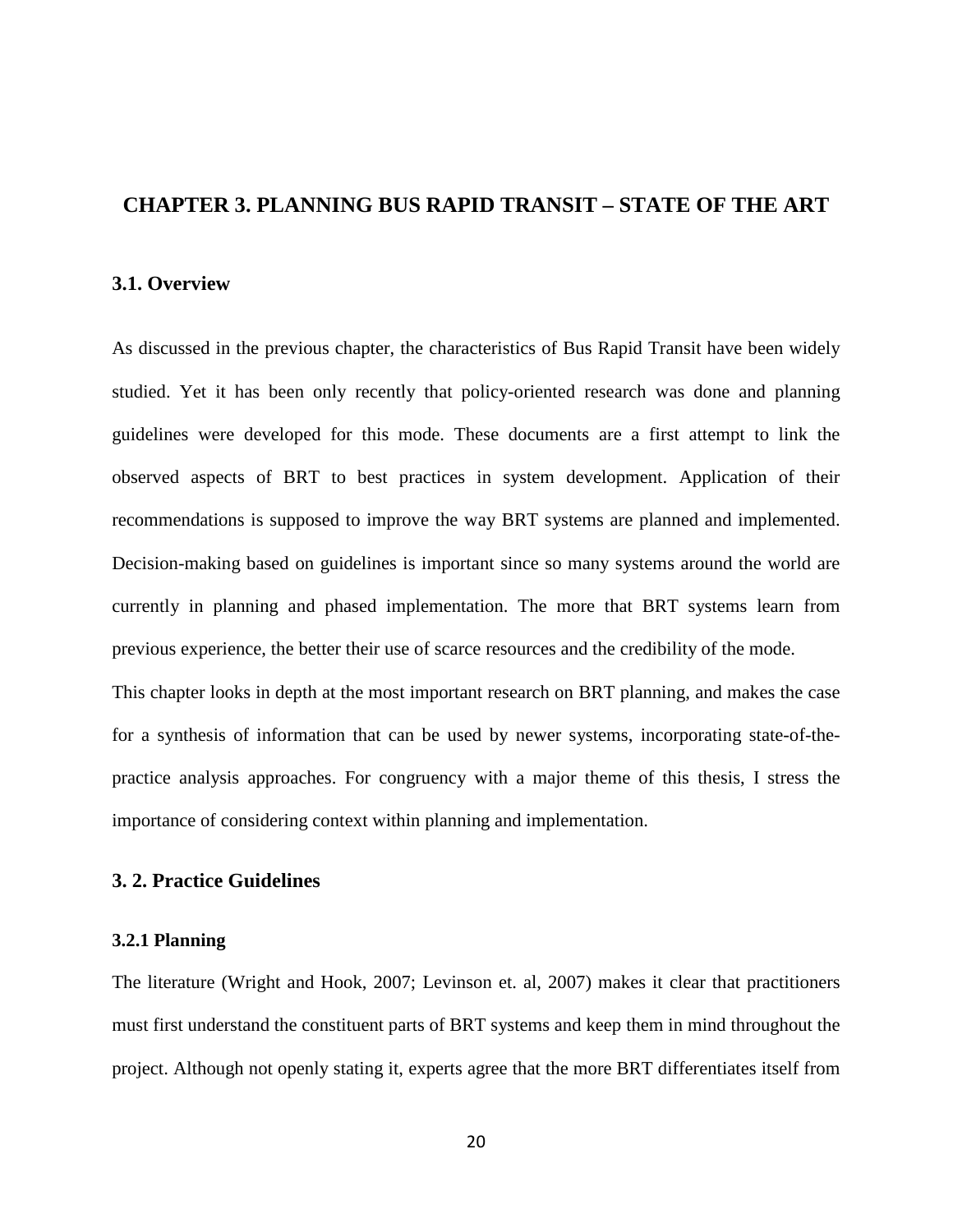# CHAPTER 3. PLANNING BUS RAPID TRANSIT – STATE OF THE ART

## 3.1. Overview

As discussed in the previous chapter, the characteristics of Bus Rapid Transit have been widely studied. Yet it has been only recently that policy-oriented research was done and planning guidelines were developed for this mode. These documents are a first attempt to link the observed aspects of BRT to best practices in system development. Application of their recommendations is supposed to improve the way BRT systems are planned and implemented. Decision-making based on guidelines is important since so many systems around the world are currently in planning and phased implementation. The more that BRT systems learn from previous experience, the better their use of scarce resources and the credibility of the mode.

This chapter looks in depth at the most important research on BRT planning, and makes the case for a synthesis of information that can be used by newer systems, incorporating state-of-the-practice analysis approaches. For congruency with a major theme of this thesis, I stress the importance of considering context within planning and implementation.

## 3. 2. Practice Guidelines

### 3.2.1 Planning

The literature (Wright and Hook, 2007; Levinson et. al, 2007) makes it clear that practitioners must first understand the constituent parts of BRT systems and keep them in mind throughout the project. Although not openly stating it, experts agree that the more BRT differentiates itself from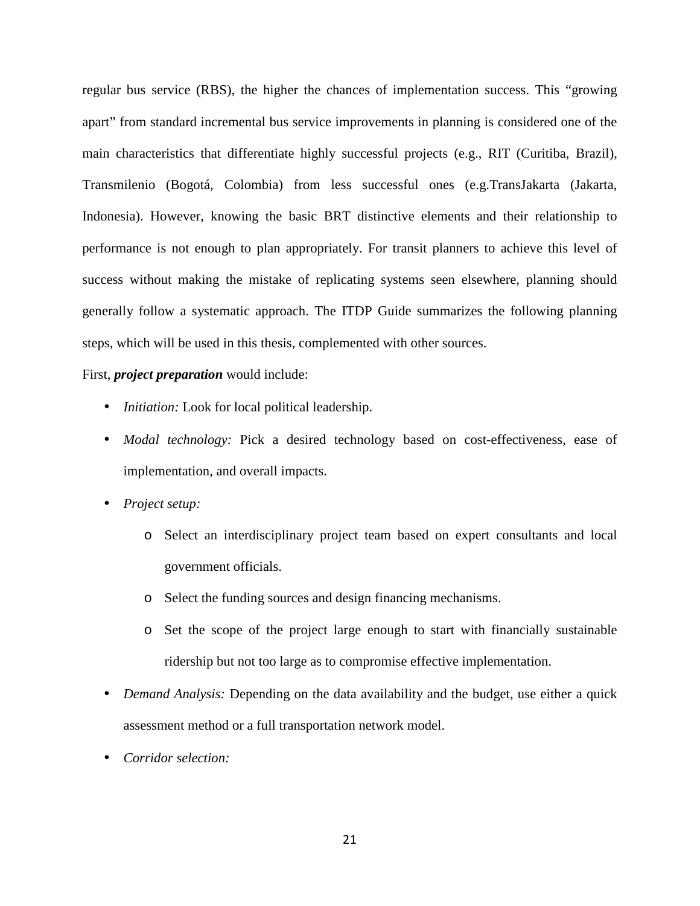regular bus service (RBS), the higher the chances of implementation success. This "growing apart" from standard incremental bus service improvements in planning is considered one of the main characteristics that differentiate highly successful projects (e.g., RIT (Curitiba, Brazil), Transmilenio (Bogotá, Colombia) from less successful ones (e.g.TransJakarta (Jakarta, Indonesia). However, knowing the basic BRT distinctive elements and their relationship to performance is not enough to plan appropriately. For transit planners to achieve this level of success without making the mistake of replicating systems seen elsewhere, planning should generally follow a systematic approach. The ITDP Guide summarizes the following planning steps, which will be used in this thesis, complemented with other sources.

First, ***project preparation*** would include:

- *Initiation:* Look for local political leadership.
- *Modal technology:* Pick a desired technology based on cost-effectiveness, ease of implementation, and overall impacts.
- *Project setup:*
    - Select an interdisciplinary project team based on expert consultants and local government officials.
    - Select the funding sources and design financing mechanisms.
    - Set the scope of the project large enough to start with financially sustainable ridership but not too large as to compromise effective implementation.
- *Demand Analysis:* Depending on the data availability and the budget, use either a quick assessment method or a full transportation network model.
- *Corridor selection:*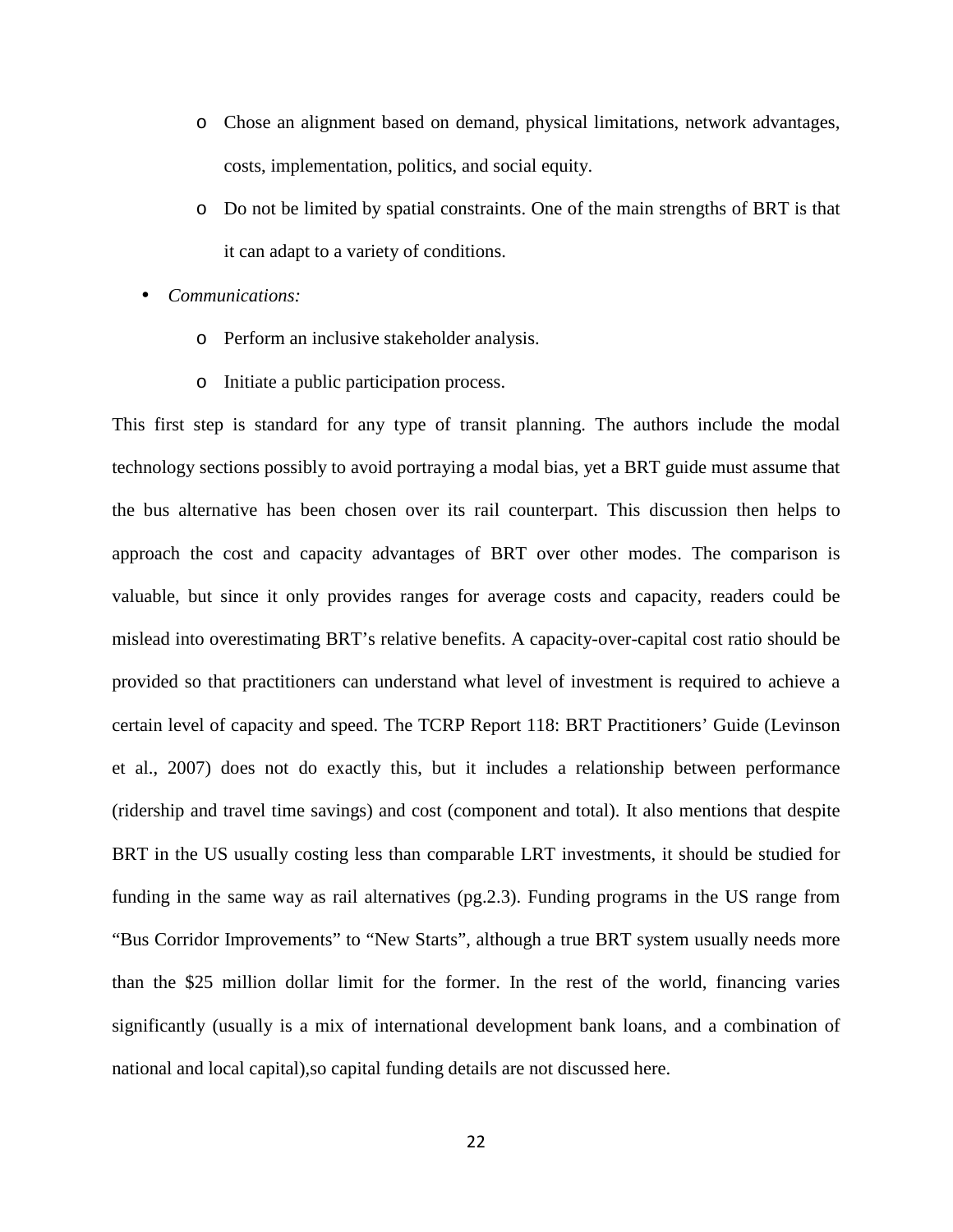- Chose an alignment based on demand, physical limitations, network advantages, costs, implementation, politics, and social equity.
  - Do not be limited by spatial constraints. One of the main strengths of BRT is that it can adapt to a variety of conditions.
- *Communications:*
  - Perform an inclusive stakeholder analysis.
  - Initiate a public participation process.

This first step is standard for any type of transit planning. The authors include the modal technology sections possibly to avoid portraying a modal bias, yet a BRT guide must assume that the bus alternative has been chosen over its rail counterpart. This discussion then helps to approach the cost and capacity advantages of BRT over other modes. The comparison is valuable, but since it only provides ranges for average costs and capacity, readers could be mislead into overestimating BRT's relative benefits. A capacity-over-capital cost ratio should be provided so that practitioners can understand what level of investment is required to achieve a certain level of capacity and speed. The TCRP Report 118: BRT Practitioners' Guide (Levinson et al., 2007) does not do exactly this, but it includes a relationship between performance (ridership and travel time savings) and cost (component and total). It also mentions that despite BRT in the US usually costing less than comparable LRT investments, it should be studied for funding in the same way as rail alternatives (pg.2.3). Funding programs in the US range from "Bus Corridor Improvements" to "New Starts", although a true BRT system usually needs more than the $25 million dollar limit for the former. In the rest of the world, financing varies significantly (usually is a mix of international development bank loans, and a combination of national and local capital),so capital funding details are not discussed here.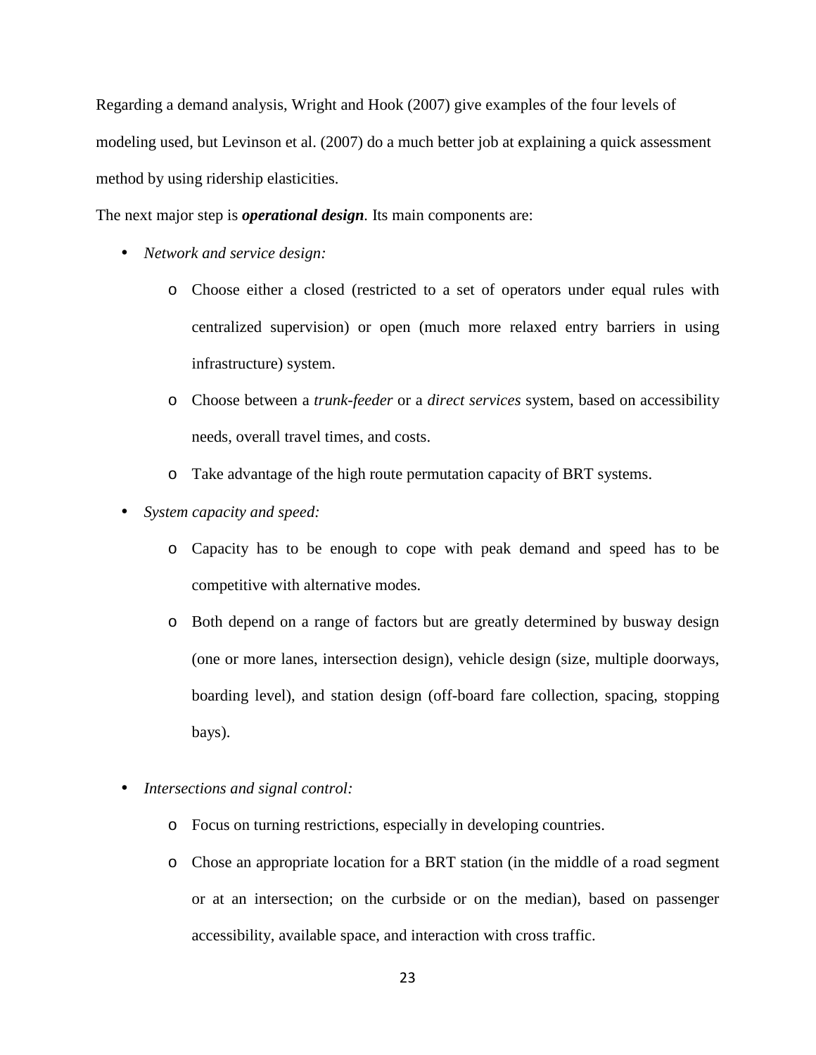Regarding a demand analysis, Wright and Hook (2007) give examples of the four levels of modeling used, but Levinson et al. (2007) do a much better job at explaining a quick assessment method by using ridership elasticities.

The next major step is ***operational design***. Its main components are:

- *Network and service design:*
    - Choose either a closed (restricted to a set of operators under equal rules with centralized supervision) or open (much more relaxed entry barriers in using infrastructure) system.
    - Choose between a *trunk-feeder* or a *direct services* system, based on accessibility needs, overall travel times, and costs.
    - Take advantage of the high route permutation capacity of BRT systems.
- *System capacity and speed:*
    - Capacity has to be enough to cope with peak demand and speed has to be competitive with alternative modes.
    - Both depend on a range of factors but are greatly determined by busway design (one or more lanes, intersection design), vehicle design (size, multiple doorways, boarding level), and station design (off-board fare collection, spacing, stopping bays).
- *Intersections and signal control:*
    - Focus on turning restrictions, especially in developing countries.
    - Chose an appropriate location for a BRT station (in the middle of a road segment or at an intersection; on the curbside or on the median), based on passenger accessibility, available space, and interaction with cross traffic.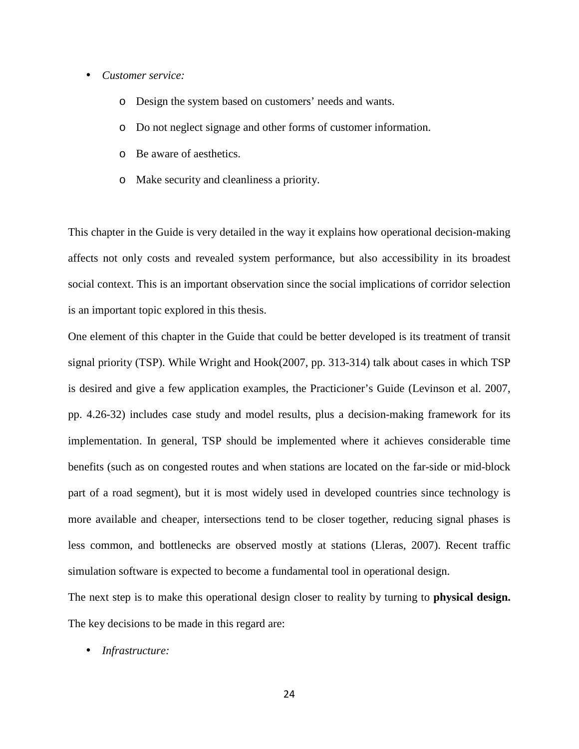- *Customer service:*
  - Design the system based on customers' needs and wants.
  - Do not neglect signage and other forms of customer information.
  - Be aware of aesthetics.
  - Make security and cleanliness a priority.

This chapter in the Guide is very detailed in the way it explains how operational decision-making affects not only costs and revealed system performance, but also accessibility in its broadest social context. This is an important observation since the social implications of corridor selection is an important topic explored in this thesis.

One element of this chapter in the Guide that could be better developed is its treatment of transit signal priority (TSP). While Wright and Hook(2007, pp. 313-314) talk about cases in which TSP is desired and give a few application examples, the Practicioner's Guide (Levinson et al. 2007, pp. 4.26-32) includes case study and model results, plus a decision-making framework for its implementation. In general, TSP should be implemented where it achieves considerable time benefits (such as on congested routes and when stations are located on the far-side or mid-block part of a road segment), but it is most widely used in developed countries since technology is more available and cheaper, intersections tend to be closer together, reducing signal phases is less common, and bottlenecks are observed mostly at stations (Lleras, 2007). Recent traffic simulation software is expected to become a fundamental tool in operational design.

The next step is to make this operational design closer to reality by turning to **physical design.** The key decisions to be made in this regard are:

- *Infrastructure:*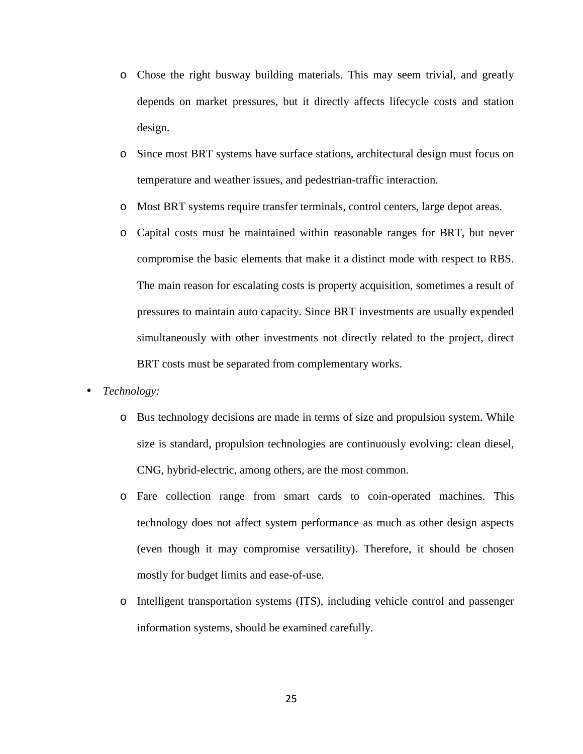- Chose the right busway building materials. This may seem trivial, and greatly depends on market pressures, but it directly affects lifecycle costs and station design.
  - Since most BRT systems have surface stations, architectural design must focus on temperature and weather issues, and pedestrian-traffic interaction.
  - Most BRT systems require transfer terminals, control centers, large depot areas.
  - Capital costs must be maintained within reasonable ranges for BRT, but never compromise the basic elements that make it a distinct mode with respect to RBS. The main reason for escalating costs is property acquisition, sometimes a result of pressures to maintain auto capacity. Since BRT investments are usually expended simultaneously with other investments not directly related to the project, direct BRT costs must be separated from complementary works.

- *Technology:*
  - Bus technology decisions are made in terms of size and propulsion system. While size is standard, propulsion technologies are continuously evolving: clean diesel, CNG, hybrid-electric, among others, are the most common.
  - Fare collection range from smart cards to coin-operated machines. This technology does not affect system performance as much as other design aspects (even though it may compromise versatility). Therefore, it should be chosen mostly for budget limits and ease-of-use.
  - Intelligent transportation systems (ITS), including vehicle control and passenger information systems, should be examined carefully.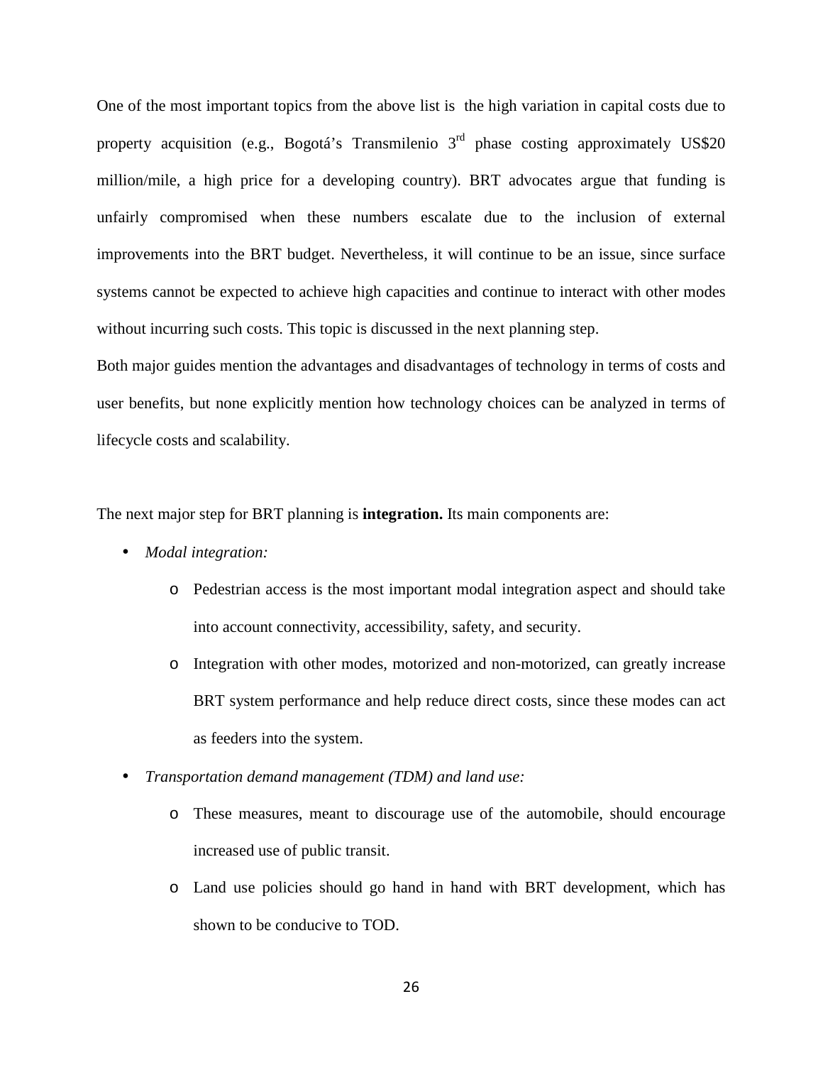One of the most important topics from the above list is the high variation in capital costs due to property acquisition (e.g., Bogotá's Transmilenio 3rd phase costing approximately US$20 million/mile, a high price for a developing country). BRT advocates argue that funding is unfairly compromised when these numbers escalate due to the inclusion of external improvements into the BRT budget. Nevertheless, it will continue to be an issue, since surface systems cannot be expected to achieve high capacities and continue to interact with other modes without incurring such costs. This topic is discussed in the next planning step.

Both major guides mention the advantages and disadvantages of technology in terms of costs and user benefits, but none explicitly mention how technology choices can be analyzed in terms of lifecycle costs and scalability.

The next major step for BRT planning is **integration.** Its main components are:

- *Modal integration:*
  - Pedestrian access is the most important modal integration aspect and should take into account connectivity, accessibility, safety, and security.
  - Integration with other modes, motorized and non-motorized, can greatly increase BRT system performance and help reduce direct costs, since these modes can act as feeders into the system.
- *Transportation demand management (TDM) and land use:*
  - These measures, meant to discourage use of the automobile, should encourage increased use of public transit.
  - Land use policies should go hand in hand with BRT development, which has shown to be conducive to TOD.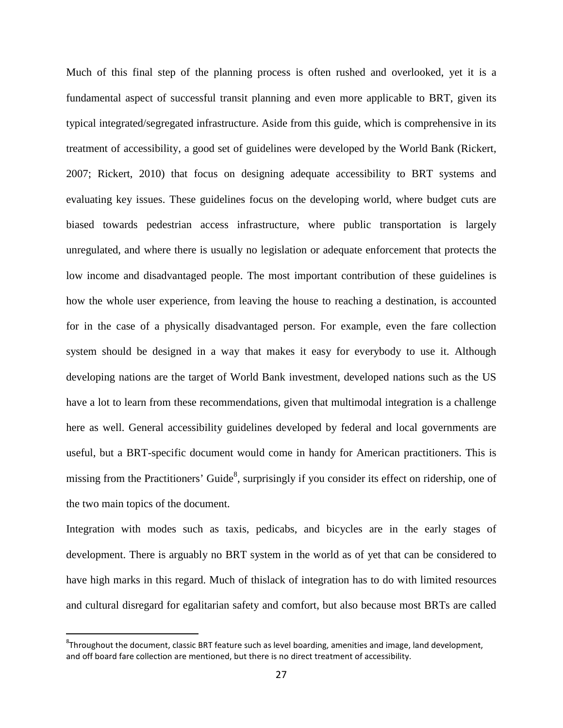Much of this final step of the planning process is often rushed and overlooked, yet it is a fundamental aspect of successful transit planning and even more applicable to BRT, given its typical integrated/segregated infrastructure. Aside from this guide, which is comprehensive in its treatment of accessibility, a good set of guidelines were developed by the World Bank (Rickert, 2007; Rickert, 2010) that focus on designing adequate accessibility to BRT systems and evaluating key issues. These guidelines focus on the developing world, where budget cuts are biased towards pedestrian access infrastructure, where public transportation is largely unregulated, and where there is usually no legislation or adequate enforcement that protects the low income and disadvantaged people. The most important contribution of these guidelines is how the whole user experience, from leaving the house to reaching a destination, is accounted for in the case of a physically disadvantaged person. For example, even the fare collection system should be designed in a way that makes it easy for everybody to use it. Although developing nations are the target of World Bank investment, developed nations such as the US have a lot to learn from these recommendations, given that multimodal integration is a challenge here as well. General accessibility guidelines developed by federal and local governments are useful, but a BRT-specific document would come in handy for American practitioners. This is missing from the Practitioners' Guide[8], surprisingly if you consider its effect on ridership, one of the two main topics of the document.

Integration with modes such as taxis, pedicabs, and bicycles are in the early stages of development. There is arguably no BRT system in the world as of yet that can be considered to have high marks in this regard. Much of thislack of integration has to do with limited resources and cultural disregard for egalitarian safety and comfort, but also because most BRTs are called

[8]Throughout the document, classic BRT feature such as level boarding, amenities and image, land development, and off board fare collection are mentioned, but there is no direct treatment of accessibility.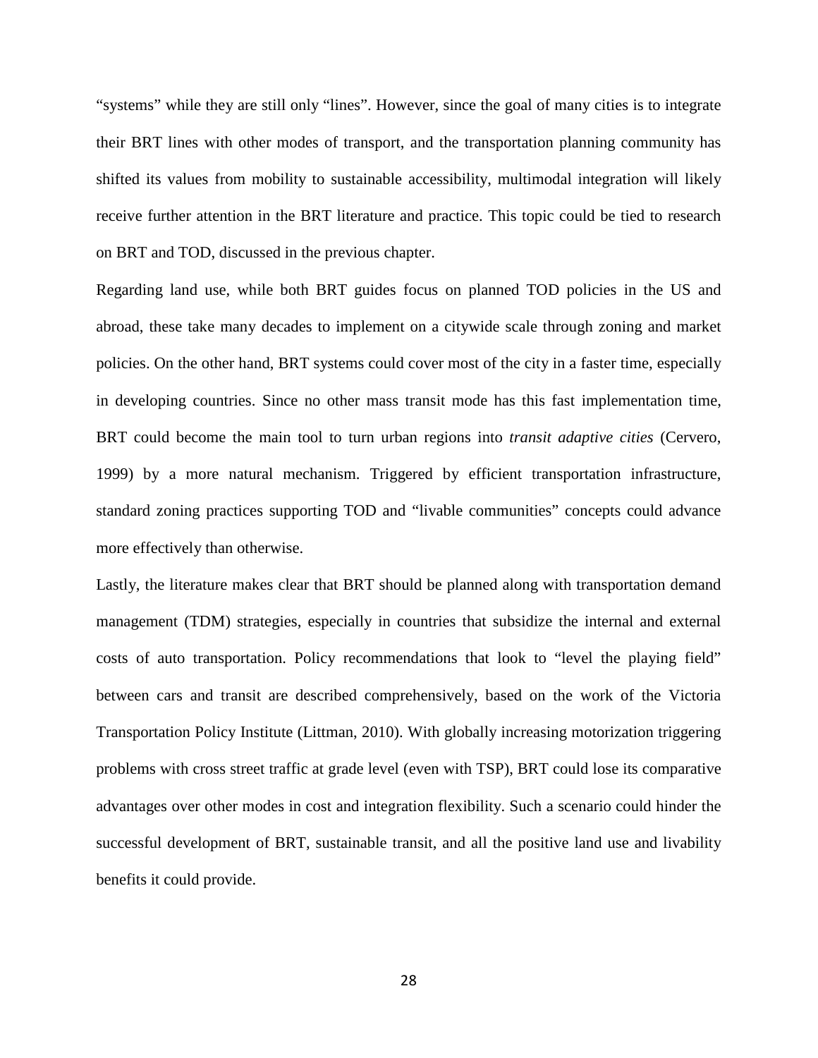"systems" while they are still only "lines". However, since the goal of many cities is to integrate their BRT lines with other modes of transport, and the transportation planning community has shifted its values from mobility to sustainable accessibility, multimodal integration will likely receive further attention in the BRT literature and practice. This topic could be tied to research on BRT and TOD, discussed in the previous chapter.

Regarding land use, while both BRT guides focus on planned TOD policies in the US and abroad, these take many decades to implement on a citywide scale through zoning and market policies. On the other hand, BRT systems could cover most of the city in a faster time, especially in developing countries. Since no other mass transit mode has this fast implementation time, BRT could become the main tool to turn urban regions into *transit adaptive cities* (Cervero, 1999) by a more natural mechanism. Triggered by efficient transportation infrastructure, standard zoning practices supporting TOD and "livable communities" concepts could advance more effectively than otherwise.

Lastly, the literature makes clear that BRT should be planned along with transportation demand management (TDM) strategies, especially in countries that subsidize the internal and external costs of auto transportation. Policy recommendations that look to "level the playing field" between cars and transit are described comprehensively, based on the work of the Victoria Transportation Policy Institute (Littman, 2010). With globally increasing motorization triggering problems with cross street traffic at grade level (even with TSP), BRT could lose its comparative advantages over other modes in cost and integration flexibility. Such a scenario could hinder the successful development of BRT, sustainable transit, and all the positive land use and livability benefits it could provide.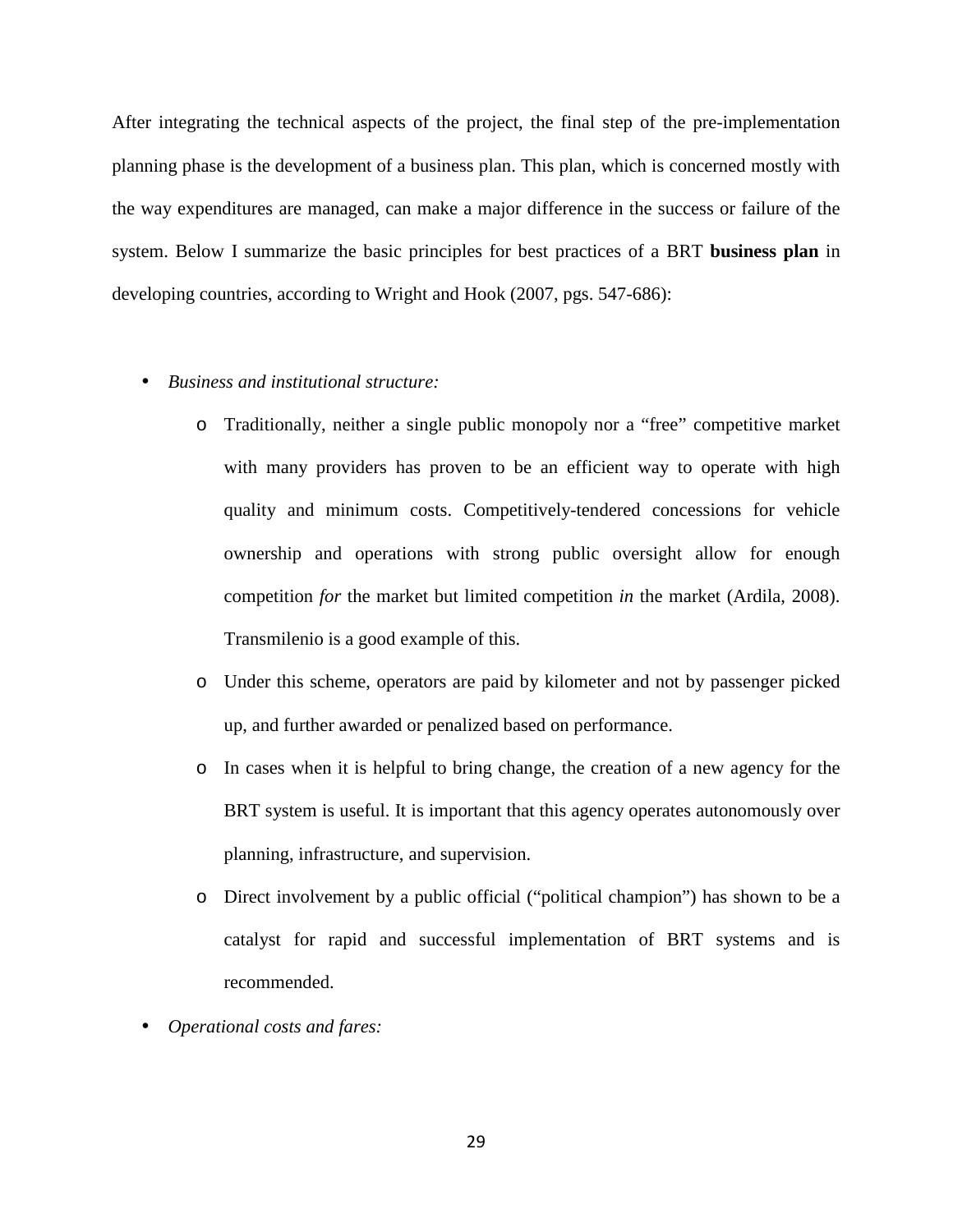After integrating the technical aspects of the project, the final step of the pre-implementation planning phase is the development of a business plan. This plan, which is concerned mostly with the way expenditures are managed, can make a major difference in the success or failure of the system. Below I summarize the basic principles for best practices of a BRT **business plan** in developing countries, according to Wright and Hook (2007, pgs. 547-686):

- *Business and institutional structure:*
  - Traditionally, neither a single public monopoly nor a "free" competitive market with many providers has proven to be an efficient way to operate with high quality and minimum costs. Competitively-tendered concessions for vehicle ownership and operations with strong public oversight allow for enough competition *for* the market but limited competition *in* the market (Ardila, 2008). Transmilenio is a good example of this.
  - Under this scheme, operators are paid by kilometer and not by passenger picked up, and further awarded or penalized based on performance.
  - In cases when it is helpful to bring change, the creation of a new agency for the BRT system is useful. It is important that this agency operates autonomously over planning, infrastructure, and supervision.
  - Direct involvement by a public official ("political champion") has shown to be a catalyst for rapid and successful implementation of BRT systems and is recommended.
- *Operational costs and fares:*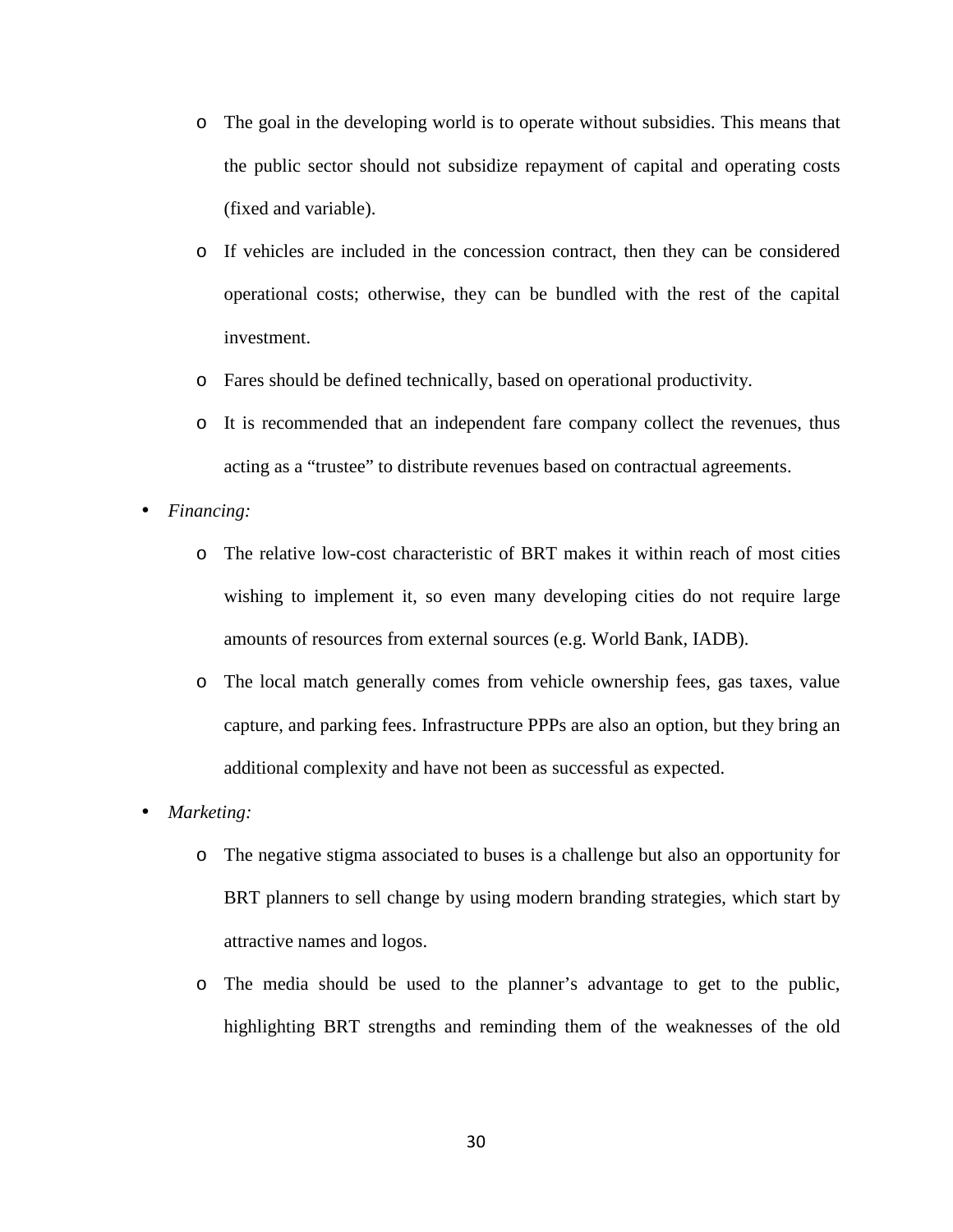- The goal in the developing world is to operate without subsidies. This means that the public sector should not subsidize repayment of capital and operating costs (fixed and variable).
  - If vehicles are included in the concession contract, then they can be considered operational costs; otherwise, they can be bundled with the rest of the capital investment.
  - Fares should be defined technically, based on operational productivity.
  - It is recommended that an independent fare company collect the revenues, thus acting as a “trustee” to distribute revenues based on contractual agreements.

- *Financing:*
  - The relative low-cost characteristic of BRT makes it within reach of most cities wishing to implement it, so even many developing cities do not require large amounts of resources from external sources (e.g. World Bank, IADB).
  - The local match generally comes from vehicle ownership fees, gas taxes, value capture, and parking fees. Infrastructure PPPs are also an option, but they bring an additional complexity and have not been as successful as expected.

- *Marketing:*
  - The negative stigma associated to buses is a challenge but also an opportunity for BRT planners to sell change by using modern branding strategies, which start by attractive names and logos.
  - The media should be used to the planner’s advantage to get to the public, highlighting BRT strengths and reminding them of the weaknesses of the old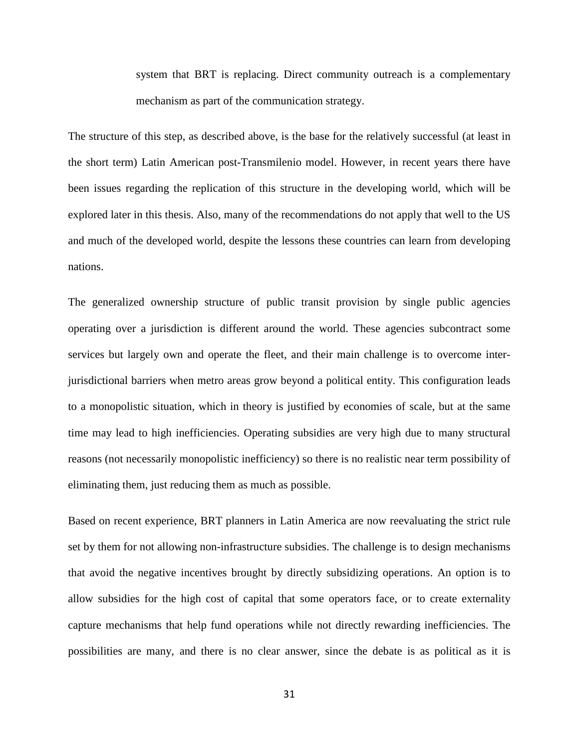system that BRT is replacing. Direct community outreach is a complementary mechanism as part of the communication strategy.

The structure of this step, as described above, is the base for the relatively successful (at least in the short term) Latin American post-Transmilenio model. However, in recent years there have been issues regarding the replication of this structure in the developing world, which will be explored later in this thesis. Also, many of the recommendations do not apply that well to the US and much of the developed world, despite the lessons these countries can learn from developing nations.

The generalized ownership structure of public transit provision by single public agencies operating over a jurisdiction is different around the world. These agencies subcontract some services but largely own and operate the fleet, and their main challenge is to overcome inter-jurisdictional barriers when metro areas grow beyond a political entity. This configuration leads to a monopolistic situation, which in theory is justified by economies of scale, but at the same time may lead to high inefficiencies. Operating subsidies are very high due to many structural reasons (not necessarily monopolistic inefficiency) so there is no realistic near term possibility of eliminating them, just reducing them as much as possible.

Based on recent experience, BRT planners in Latin America are now reevaluating the strict rule set by them for not allowing non-infrastructure subsidies. The challenge is to design mechanisms that avoid the negative incentives brought by directly subsidizing operations. An option is to allow subsidies for the high cost of capital that some operators face, or to create externality capture mechanisms that help fund operations while not directly rewarding inefficiencies. The possibilities are many, and there is no clear answer, since the debate is as political as it is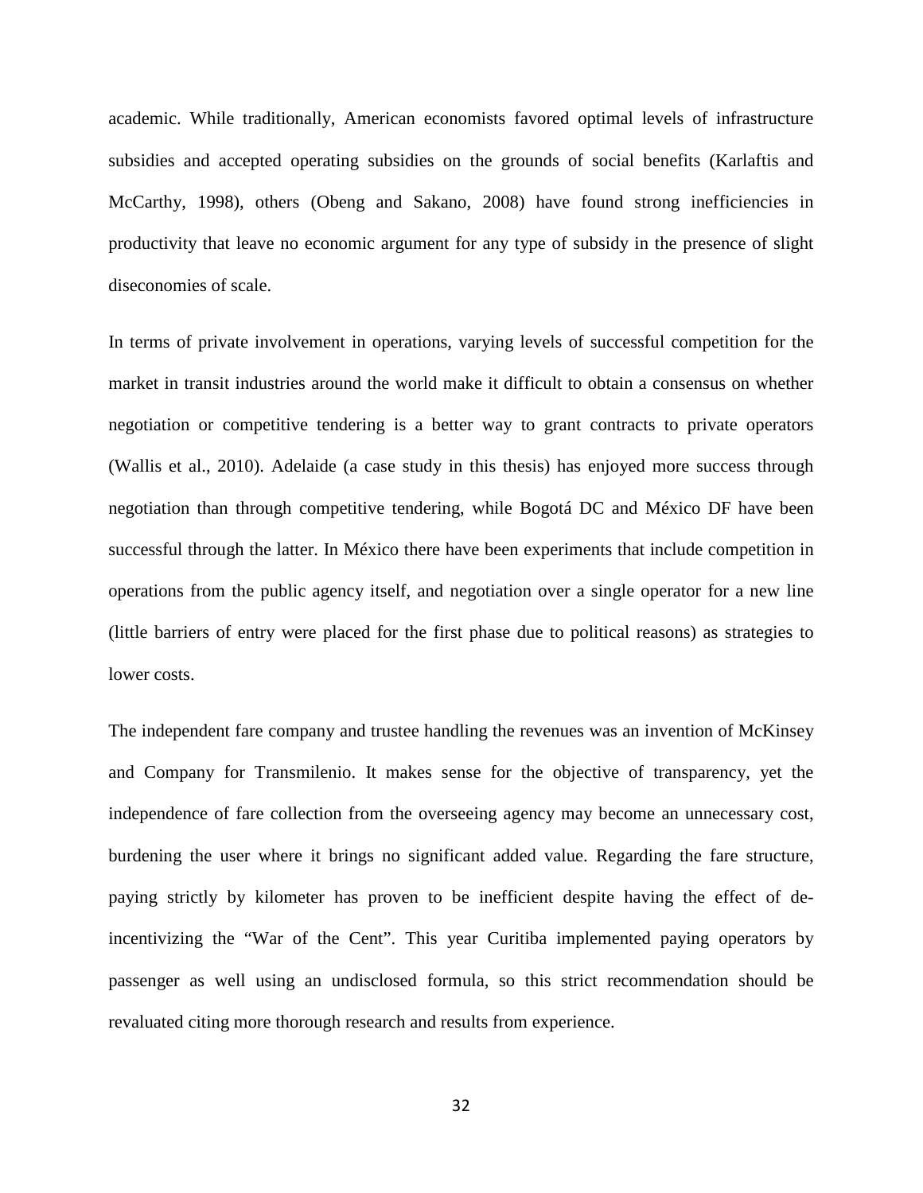academic. While traditionally, American economists favored optimal levels of infrastructure subsidies and accepted operating subsidies on the grounds of social benefits (Karlaftis and McCarthy, 1998), others (Obeng and Sakano, 2008) have found strong inefficiencies in productivity that leave no economic argument for any type of subsidy in the presence of slight diseconomies of scale.

In terms of private involvement in operations, varying levels of successful competition for the market in transit industries around the world make it difficult to obtain a consensus on whether negotiation or competitive tendering is a better way to grant contracts to private operators (Wallis et al., 2010). Adelaide (a case study in this thesis) has enjoyed more success through negotiation than through competitive tendering, while Bogotá DC and México DF have been successful through the latter. In México there have been experiments that include competition in operations from the public agency itself, and negotiation over a single operator for a new line (little barriers of entry were placed for the first phase due to political reasons) as strategies to lower costs.

The independent fare company and trustee handling the revenues was an invention of McKinsey and Company for Transmilenio. It makes sense for the objective of transparency, yet the independence of fare collection from the overseeing agency may become an unnecessary cost, burdening the user where it brings no significant added value. Regarding the fare structure, paying strictly by kilometer has proven to be inefficient despite having the effect of de-incentivizing the "War of the Cent". This year Curitiba implemented paying operators by passenger as well using an undisclosed formula, so this strict recommendation should be revaluated citing more thorough research and results from experience.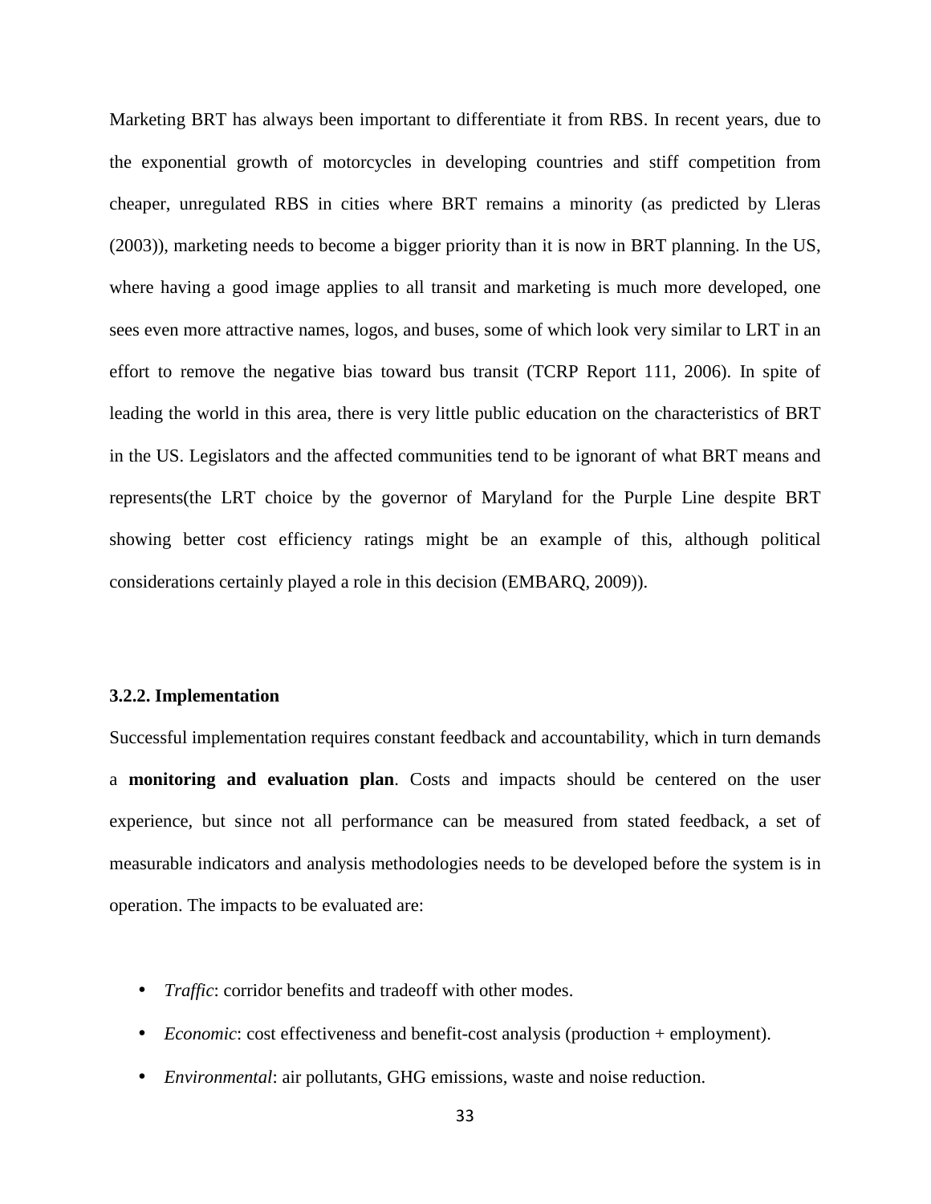Marketing BRT has always been important to differentiate it from RBS. In recent years, due to the exponential growth of motorcycles in developing countries and stiff competition from cheaper, unregulated RBS in cities where BRT remains a minority (as predicted by Lleras (2003)), marketing needs to become a bigger priority than it is now in BRT planning. In the US, where having a good image applies to all transit and marketing is much more developed, one sees even more attractive names, logos, and buses, some of which look very similar to LRT in an effort to remove the negative bias toward bus transit (TCRP Report 111, 2006). In spite of leading the world in this area, there is very little public education on the characteristics of BRT in the US. Legislators and the affected communities tend to be ignorant of what BRT means and represents(the LRT choice by the governor of Maryland for the Purple Line despite BRT showing better cost efficiency ratings might be an example of this, although political considerations certainly played a role in this decision (EMBARQ, 2009)).

### 3.2.2. Implementation

Successful implementation requires constant feedback and accountability, which in turn demands a **monitoring and evaluation plan**. Costs and impacts should be centered on the user experience, but since not all performance can be measured from stated feedback, a set of measurable indicators and analysis methodologies needs to be developed before the system is in operation. The impacts to be evaluated are:

- *Traffic*: corridor benefits and tradeoff with other modes.
- *Economic*: cost effectiveness and benefit-cost analysis (production + employment).
- *Environmental*: air pollutants, GHG emissions, waste and noise reduction.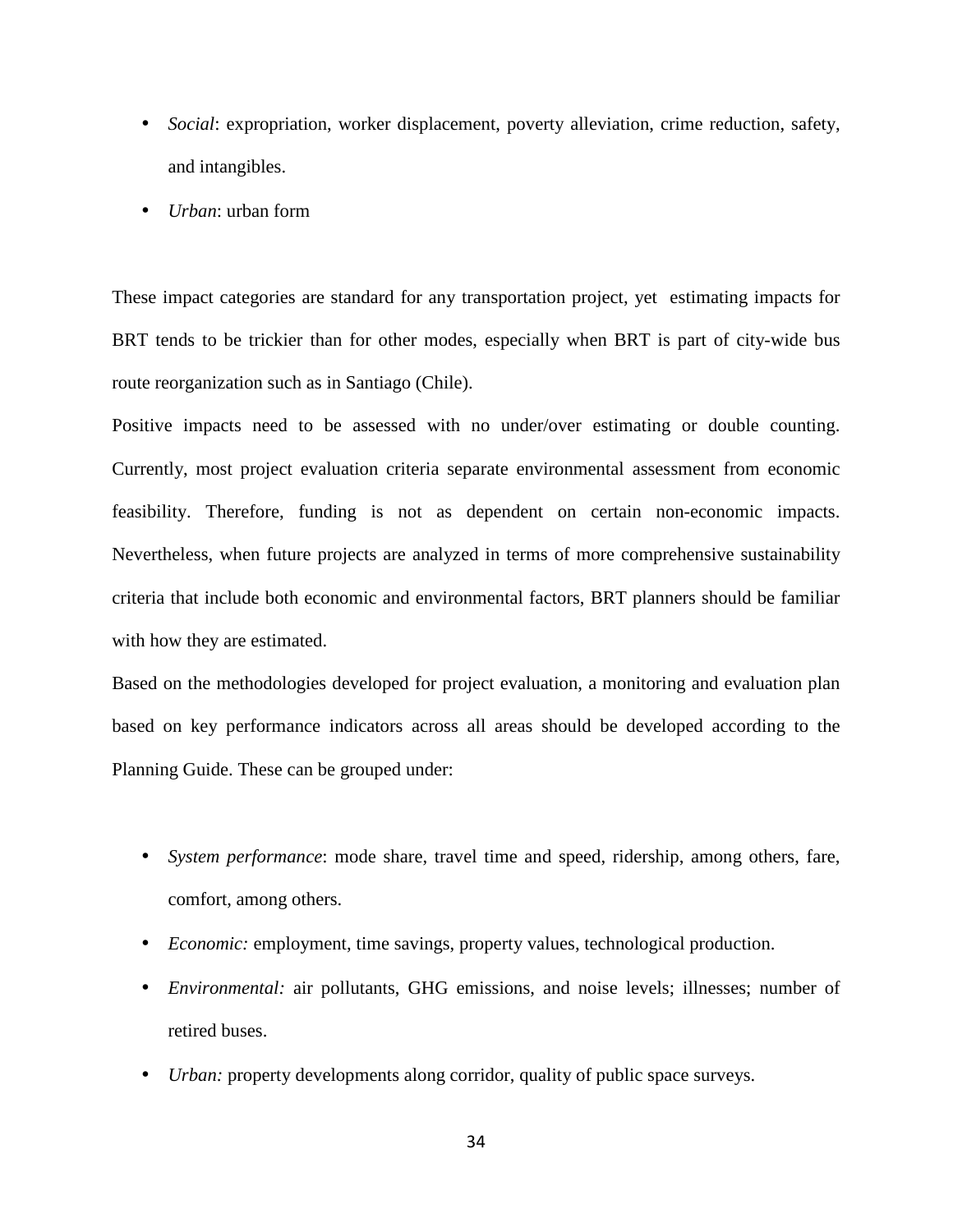- *Social*: expropriation, worker displacement, poverty alleviation, crime reduction, safety, and intangibles.
- *Urban*: urban form

These impact categories are standard for any transportation project, yet estimating impacts for BRT tends to be trickier than for other modes, especially when BRT is part of city-wide bus route reorganization such as in Santiago (Chile).

Positive impacts need to be assessed with no under/over estimating or double counting. Currently, most project evaluation criteria separate environmental assessment from economic feasibility. Therefore, funding is not as dependent on certain non-economic impacts. Nevertheless, when future projects are analyzed in terms of more comprehensive sustainability criteria that include both economic and environmental factors, BRT planners should be familiar with how they are estimated.

Based on the methodologies developed for project evaluation, a monitoring and evaluation plan based on key performance indicators across all areas should be developed according to the Planning Guide. These can be grouped under:

- *System performance*: mode share, travel time and speed, ridership, among others, fare, comfort, among others.
- *Economic:* employment, time savings, property values, technological production.
- *Environmental:* air pollutants, GHG emissions, and noise levels; illnesses; number of retired buses.
- *Urban:* property developments along corridor, quality of public space surveys.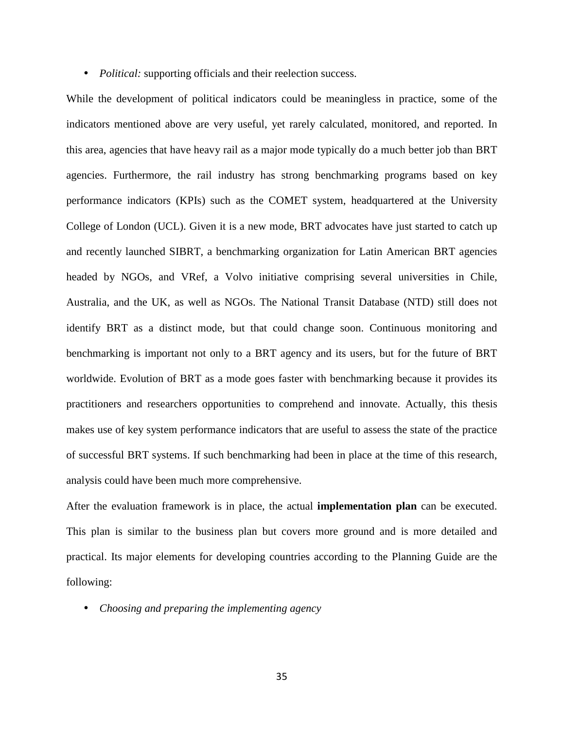- *Political:* supporting officials and their reelection success.

While the development of political indicators could be meaningless in practice, some of the indicators mentioned above are very useful, yet rarely calculated, monitored, and reported. In this area, agencies that have heavy rail as a major mode typically do a much better job than BRT agencies. Furthermore, the rail industry has strong benchmarking programs based on key performance indicators (KPIs) such as the COMET system, headquartered at the University College of London (UCL). Given it is a new mode, BRT advocates have just started to catch up and recently launched SIBRT, a benchmarking organization for Latin American BRT agencies headed by NGOs, and VRef, a Volvo initiative comprising several universities in Chile, Australia, and the UK, as well as NGOs. The National Transit Database (NTD) still does not identify BRT as a distinct mode, but that could change soon. Continuous monitoring and benchmarking is important not only to a BRT agency and its users, but for the future of BRT worldwide. Evolution of BRT as a mode goes faster with benchmarking because it provides its practitioners and researchers opportunities to comprehend and innovate. Actually, this thesis makes use of key system performance indicators that are useful to assess the state of the practice of successful BRT systems. If such benchmarking had been in place at the time of this research, analysis could have been much more comprehensive.

After the evaluation framework is in place, the actual **implementation plan** can be executed. This plan is similar to the business plan but covers more ground and is more detailed and practical. Its major elements for developing countries according to the Planning Guide are the following:

- *Choosing and preparing the implementing agency*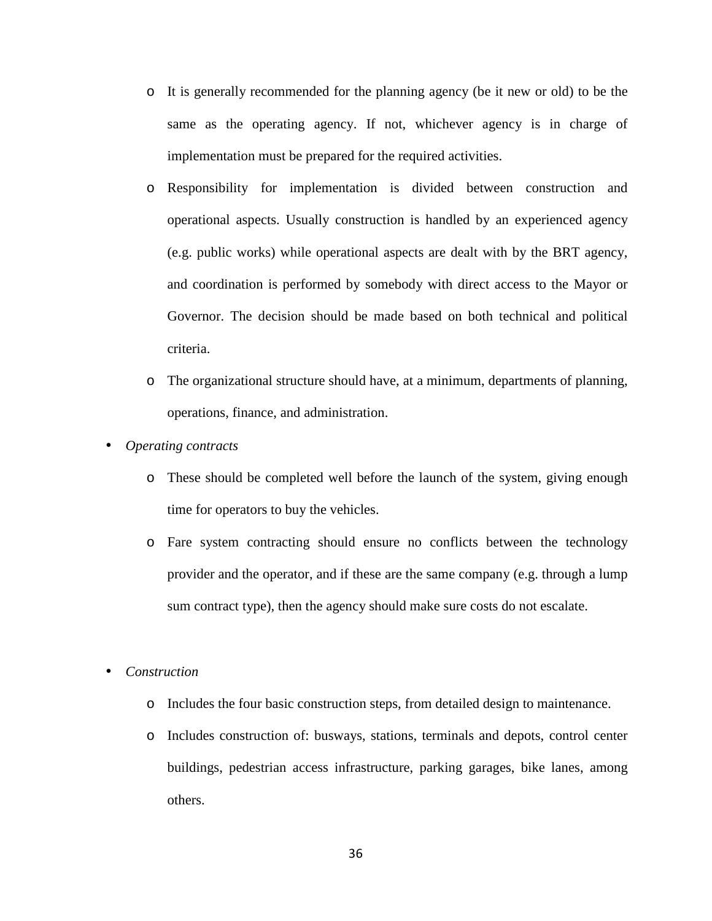- It is generally recommended for the planning agency (be it new or old) to be the same as the operating agency. If not, whichever agency is in charge of implementation must be prepared for the required activities.
- Responsibility for implementation is divided between construction and operational aspects. Usually construction is handled by an experienced agency (e.g. public works) while operational aspects are dealt with by the BRT agency, and coordination is performed by somebody with direct access to the Mayor or Governor. The decision should be made based on both technical and political criteria.
- The organizational structure should have, at a minimum, departments of planning, operations, finance, and administration.

- *Operating contracts*
  - These should be completed well before the launch of the system, giving enough time for operators to buy the vehicles.
  - Fare system contracting should ensure no conflicts between the technology provider and the operator, and if these are the same company (e.g. through a lump sum contract type), then the agency should make sure costs do not escalate.

- *Construction*
  - Includes the four basic construction steps, from detailed design to maintenance.
  - Includes construction of: busways, stations, terminals and depots, control center buildings, pedestrian access infrastructure, parking garages, bike lanes, among others.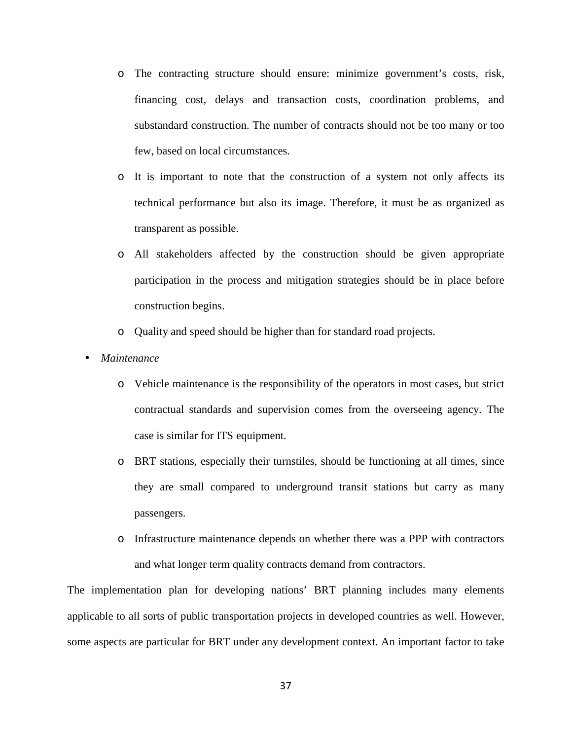- The contracting structure should ensure: minimize government's costs, risk, financing cost, delays and transaction costs, coordination problems, and substandard construction. The number of contracts should not be too many or too few, based on local circumstances.
- It is important to note that the construction of a system not only affects its technical performance but also its image. Therefore, it must be as organized as transparent as possible.
- All stakeholders affected by the construction should be given appropriate participation in the process and mitigation strategies should be in place before construction begins.
- Quality and speed should be higher than for standard road projects.

- *Maintenance*
  - Vehicle maintenance is the responsibility of the operators in most cases, but strict contractual standards and supervision comes from the overseeing agency. The case is similar for ITS equipment.
  - BRT stations, especially their turnstiles, should be functioning at all times, since they are small compared to underground transit stations but carry as many passengers.
  - Infrastructure maintenance depends on whether there was a PPP with contractors and what longer term quality contracts demand from contractors.

The implementation plan for developing nations' BRT planning includes many elements applicable to all sorts of public transportation projects in developed countries as well. However, some aspects are particular for BRT under any development context. An important factor to take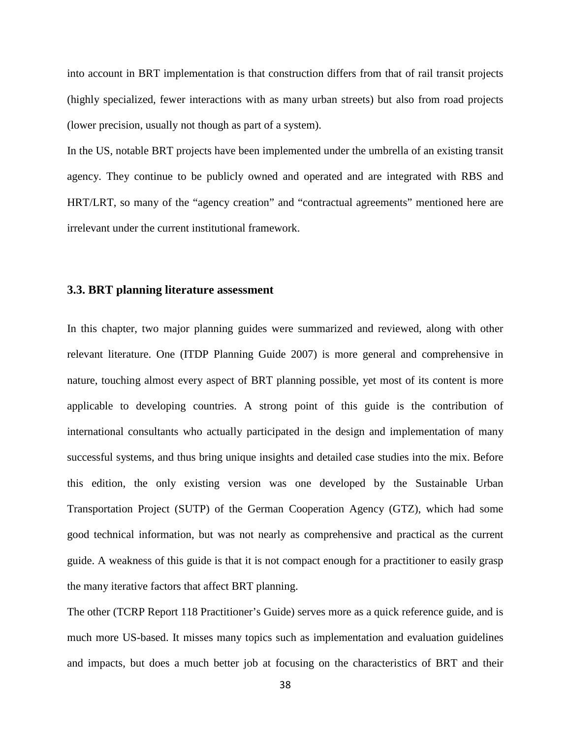into account in BRT implementation is that construction differs from that of rail transit projects (highly specialized, fewer interactions with as many urban streets) but also from road projects (lower precision, usually not though as part of a system).

In the US, notable BRT projects have been implemented under the umbrella of an existing transit agency. They continue to be publicly owned and operated and are integrated with RBS and HRT/LRT, so many of the "agency creation" and "contractual agreements" mentioned here are irrelevant under the current institutional framework.

### 3.3. BRT planning literature assessment

In this chapter, two major planning guides were summarized and reviewed, along with other relevant literature. One (ITDP Planning Guide 2007) is more general and comprehensive in nature, touching almost every aspect of BRT planning possible, yet most of its content is more applicable to developing countries. A strong point of this guide is the contribution of international consultants who actually participated in the design and implementation of many successful systems, and thus bring unique insights and detailed case studies into the mix. Before this edition, the only existing version was one developed by the Sustainable Urban Transportation Project (SUTP) of the German Cooperation Agency (GTZ), which had some good technical information, but was not nearly as comprehensive and practical as the current guide. A weakness of this guide is that it is not compact enough for a practitioner to easily grasp the many iterative factors that affect BRT planning.

The other (TCRP Report 118 Practitioner's Guide) serves more as a quick reference guide, and is much more US-based. It misses many topics such as implementation and evaluation guidelines and impacts, but does a much better job at focusing on the characteristics of BRT and their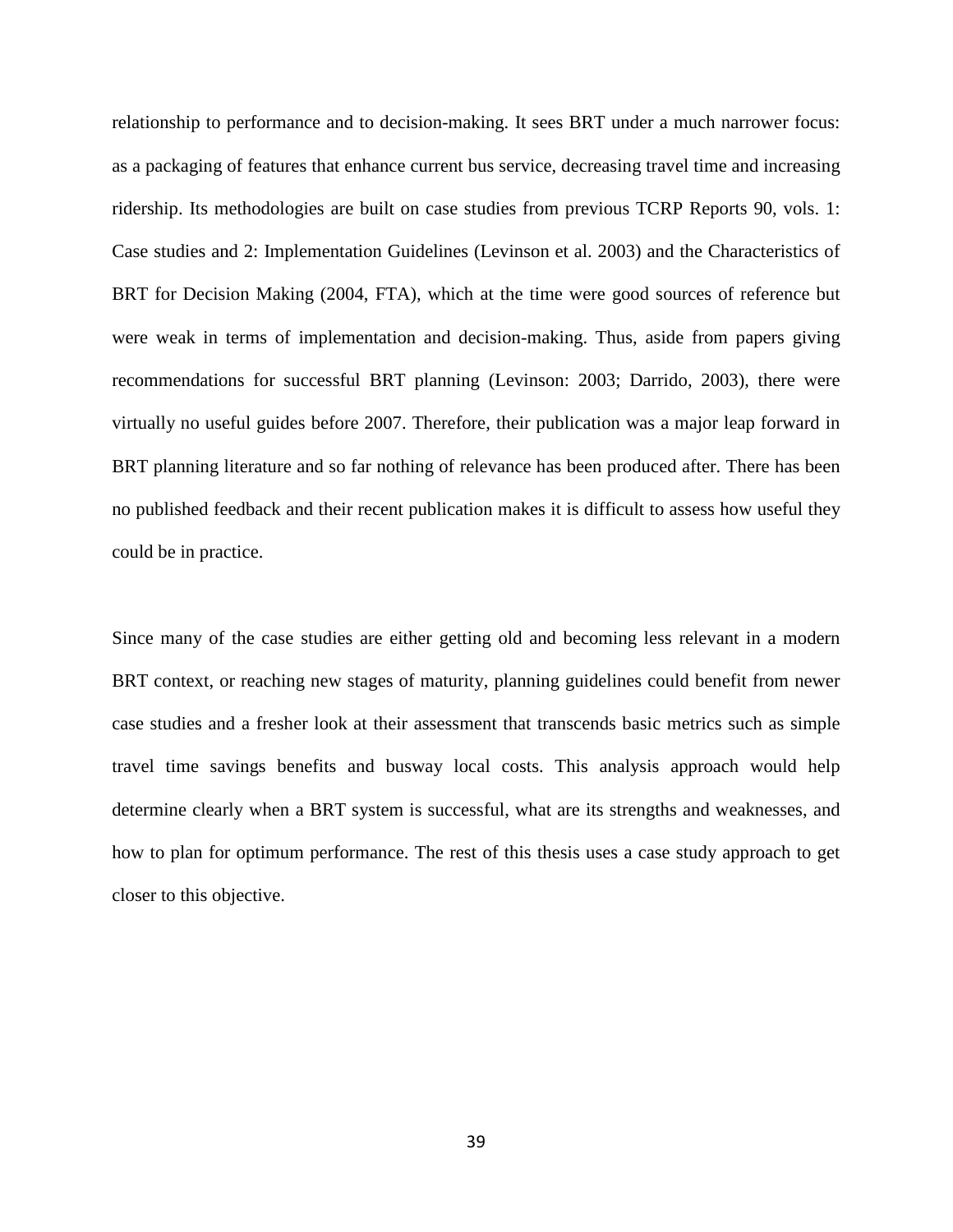relationship to performance and to decision-making. It sees BRT under a much narrower focus: as a packaging of features that enhance current bus service, decreasing travel time and increasing ridership. Its methodologies are built on case studies from previous TCRP Reports 90, vols. 1: Case studies and 2: Implementation Guidelines (Levinson et al. 2003) and the Characteristics of BRT for Decision Making (2004, FTA), which at the time were good sources of reference but were weak in terms of implementation and decision-making. Thus, aside from papers giving recommendations for successful BRT planning (Levinson: 2003; Darrido, 2003), there were virtually no useful guides before 2007. Therefore, their publication was a major leap forward in BRT planning literature and so far nothing of relevance has been produced after. There has been no published feedback and their recent publication makes it is difficult to assess how useful they could be in practice.

Since many of the case studies are either getting old and becoming less relevant in a modern BRT context, or reaching new stages of maturity, planning guidelines could benefit from newer case studies and a fresher look at their assessment that transcends basic metrics such as simple travel time savings benefits and busway local costs. This analysis approach would help determine clearly when a BRT system is successful, what are its strengths and weaknesses, and how to plan for optimum performance. The rest of this thesis uses a case study approach to get closer to this objective.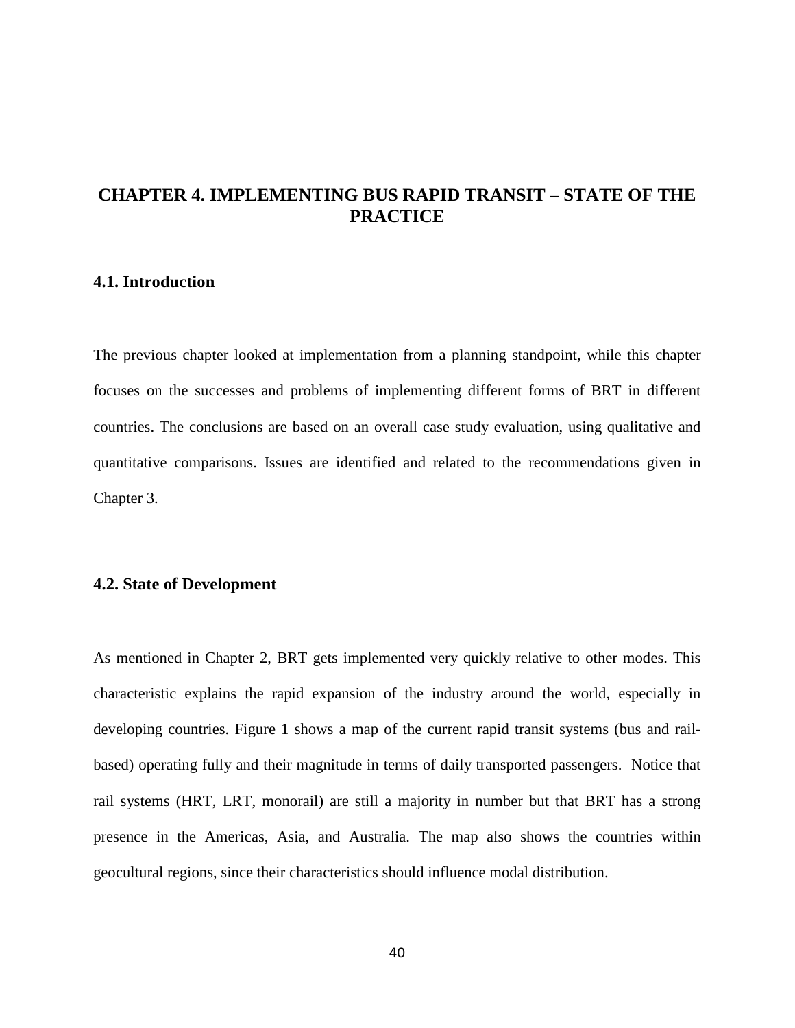# CHAPTER 4. IMPLEMENTING BUS RAPID TRANSIT – STATE OF THE PRACTICE

## 4.1. Introduction

The previous chapter looked at implementation from a planning standpoint, while this chapter focuses on the successes and problems of implementing different forms of BRT in different countries. The conclusions are based on an overall case study evaluation, using qualitative and quantitative comparisons. Issues are identified and related to the recommendations given in Chapter 3.

## 4.2. State of Development

As mentioned in Chapter 2, BRT gets implemented very quickly relative to other modes. This characteristic explains the rapid expansion of the industry around the world, especially in developing countries. Figure 1 shows a map of the current rapid transit systems (bus and rail-based) operating fully and their magnitude in terms of daily transported passengers. Notice that rail systems (HRT, LRT, monorail) are still a majority in number but that BRT has a strong presence in the Americas, Asia, and Australia. The map also shows the countries within geocultural regions, since their characteristics should influence modal distribution.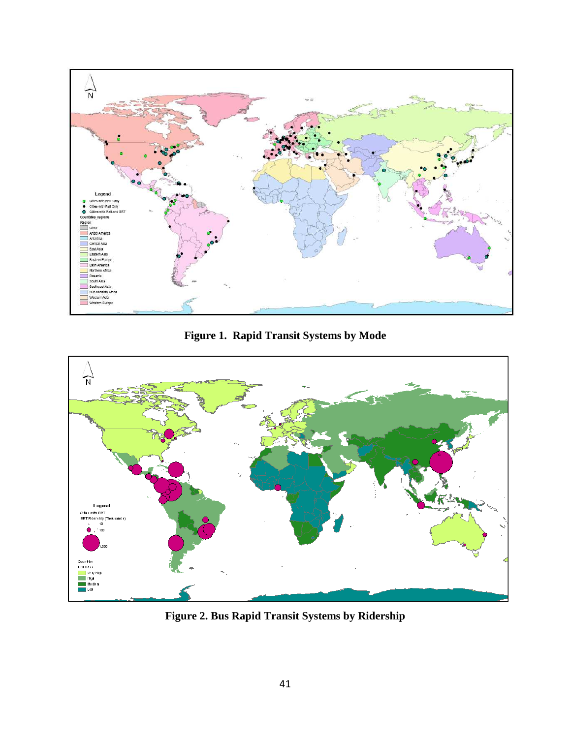**Figure 1. Rapid Transit Systems by Mode**

**Figure 2. Bus Rapid Transit Systems by Ridership**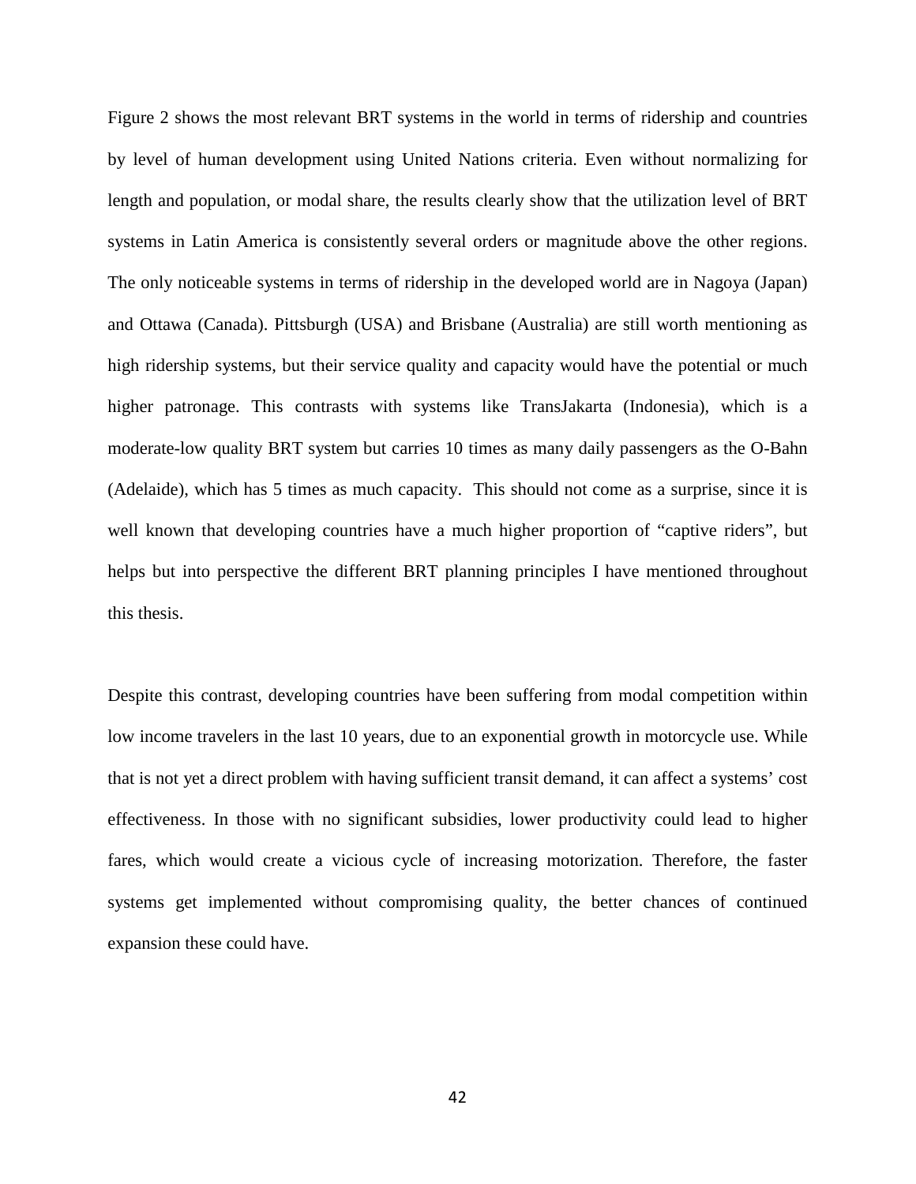Figure 2 shows the most relevant BRT systems in the world in terms of ridership and countries by level of human development using United Nations criteria. Even without normalizing for length and population, or modal share, the results clearly show that the utilization level of BRT systems in Latin America is consistently several orders or magnitude above the other regions. The only noticeable systems in terms of ridership in the developed world are in Nagoya (Japan) and Ottawa (Canada). Pittsburgh (USA) and Brisbane (Australia) are still worth mentioning as high ridership systems, but their service quality and capacity would have the potential or much higher patronage. This contrasts with systems like TransJakarta (Indonesia), which is a moderate-low quality BRT system but carries 10 times as many daily passengers as the O-Bahn (Adelaide), which has 5 times as much capacity. This should not come as a surprise, since it is well known that developing countries have a much higher proportion of "captive riders", but helps but into perspective the different BRT planning principles I have mentioned throughout this thesis.

Despite this contrast, developing countries have been suffering from modal competition within low income travelers in the last 10 years, due to an exponential growth in motorcycle use. While that is not yet a direct problem with having sufficient transit demand, it can affect a systems' cost effectiveness. In those with no significant subsidies, lower productivity could lead to higher fares, which would create a vicious cycle of increasing motorization. Therefore, the faster systems get implemented without compromising quality, the better chances of continued expansion these could have.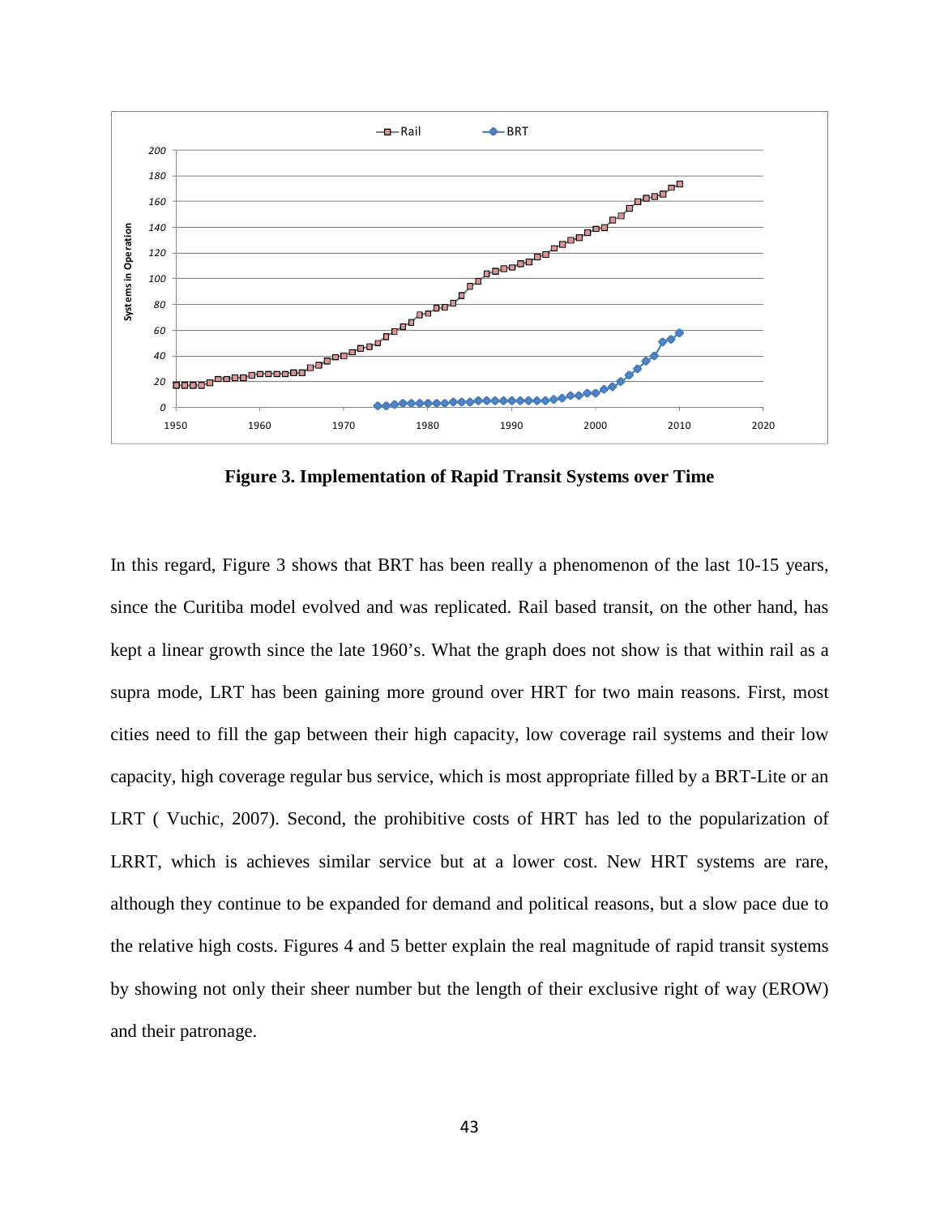**Figure 3. Implementation of Rapid Transit Systems over Time**

In this regard, Figure 3 shows that BRT has been really a phenomenon of the last 10-15 years, since the Curitiba model evolved and was replicated. Rail based transit, on the other hand, has kept a linear growth since the late 1960's. What the graph does not show is that within rail as a supra mode, LRT has been gaining more ground over HRT for two main reasons. First, most cities need to fill the gap between their high capacity, low coverage rail systems and their low capacity, high coverage regular bus service, which is most appropriate filled by a BRT-Lite or an LRT ( Vuchic, 2007). Second, the prohibitive costs of HRT has led to the popularization of LRRT, which is achieves similar service but at a lower cost. New HRT systems are rare, although they continue to be expanded for demand and political reasons, but a slow pace due to the relative high costs. Figures 4 and 5 better explain the real magnitude of rapid transit systems by showing not only their sheer number but the length of their exclusive right of way (EROW) and their patronage.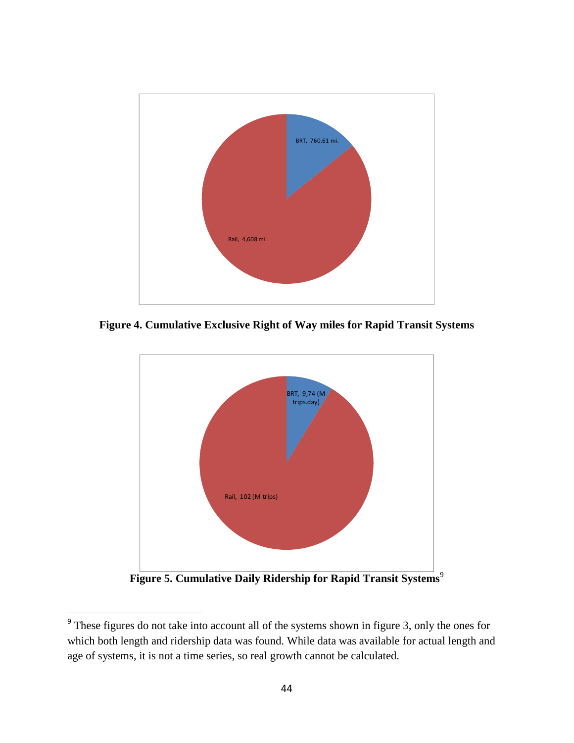BRT, 760.61 mi.

Rail, 4,608 mi .

**Figure 4. Cumulative Exclusive Right of Way miles for Rapid Transit Systems**

BRT, 9,74 (M trips.day)

Rail, 102 (M trips)

**Figure 5. Cumulative Daily Ridership for Rapid Transit Systems**[9]

[9] These figures do not take into account all of the systems shown in figure 3, only the ones for which both length and ridership data was found. While data was available for actual length and age of systems, it is not a time series, so real growth cannot be calculated.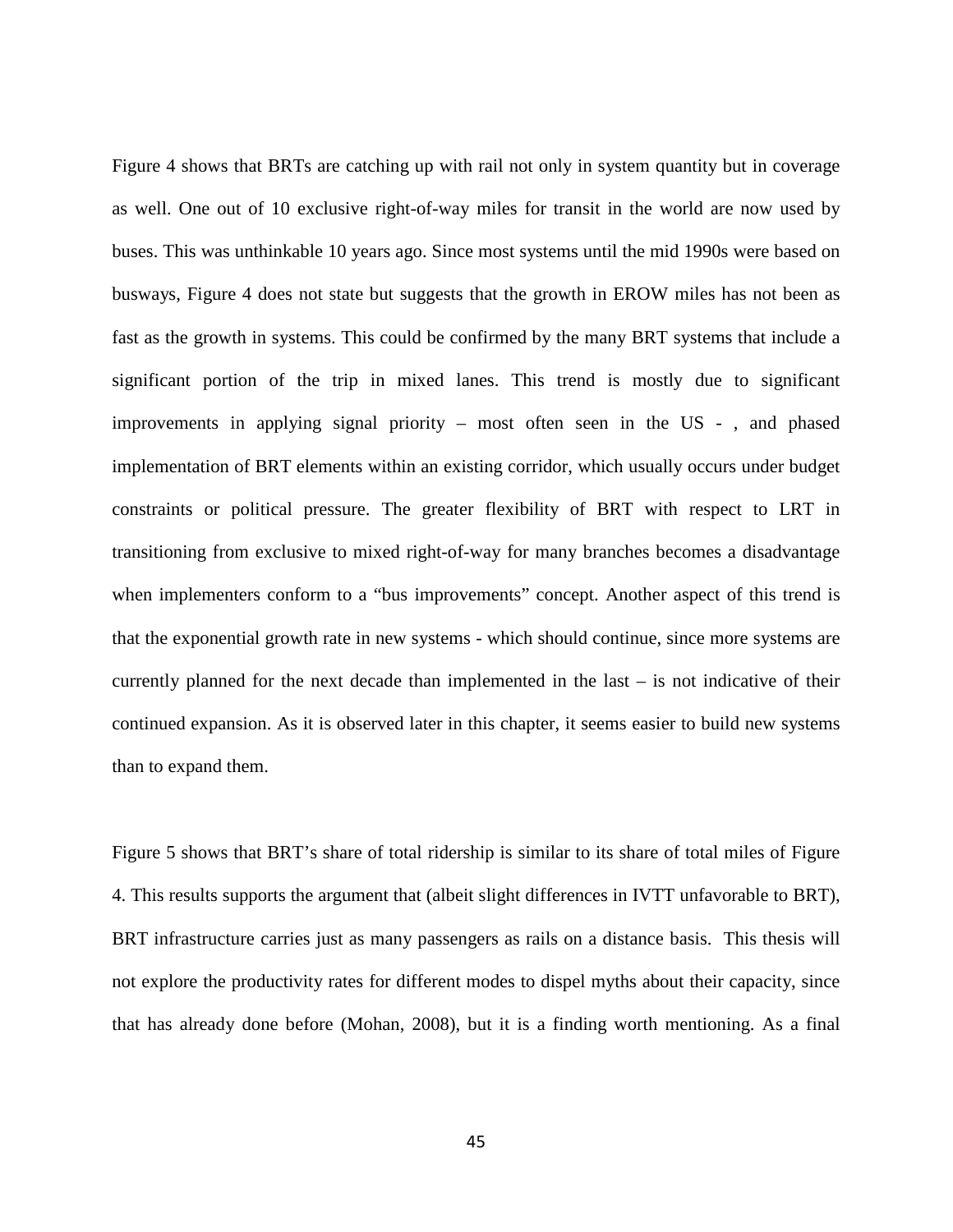Figure 4 shows that BRTs are catching up with rail not only in system quantity but in coverage as well. One out of 10 exclusive right-of-way miles for transit in the world are now used by buses. This was unthinkable 10 years ago. Since most systems until the mid 1990s were based on busways, Figure 4 does not state but suggests that the growth in EROW miles has not been as fast as the growth in systems. This could be confirmed by the many BRT systems that include a significant portion of the trip in mixed lanes. This trend is mostly due to significant improvements in applying signal priority – most often seen in the US - , and phased implementation of BRT elements within an existing corridor, which usually occurs under budget constraints or political pressure. The greater flexibility of BRT with respect to LRT in transitioning from exclusive to mixed right-of-way for many branches becomes a disadvantage when implementers conform to a "bus improvements" concept. Another aspect of this trend is that the exponential growth rate in new systems - which should continue, since more systems are currently planned for the next decade than implemented in the last – is not indicative of their continued expansion. As it is observed later in this chapter, it seems easier to build new systems than to expand them.

Figure 5 shows that BRT's share of total ridership is similar to its share of total miles of Figure 4. This results supports the argument that (albeit slight differences in IVTT unfavorable to BRT), BRT infrastructure carries just as many passengers as rails on a distance basis. This thesis will not explore the productivity rates for different modes to dispel myths about their capacity, since that has already done before (Mohan, 2008), but it is a finding worth mentioning. As a final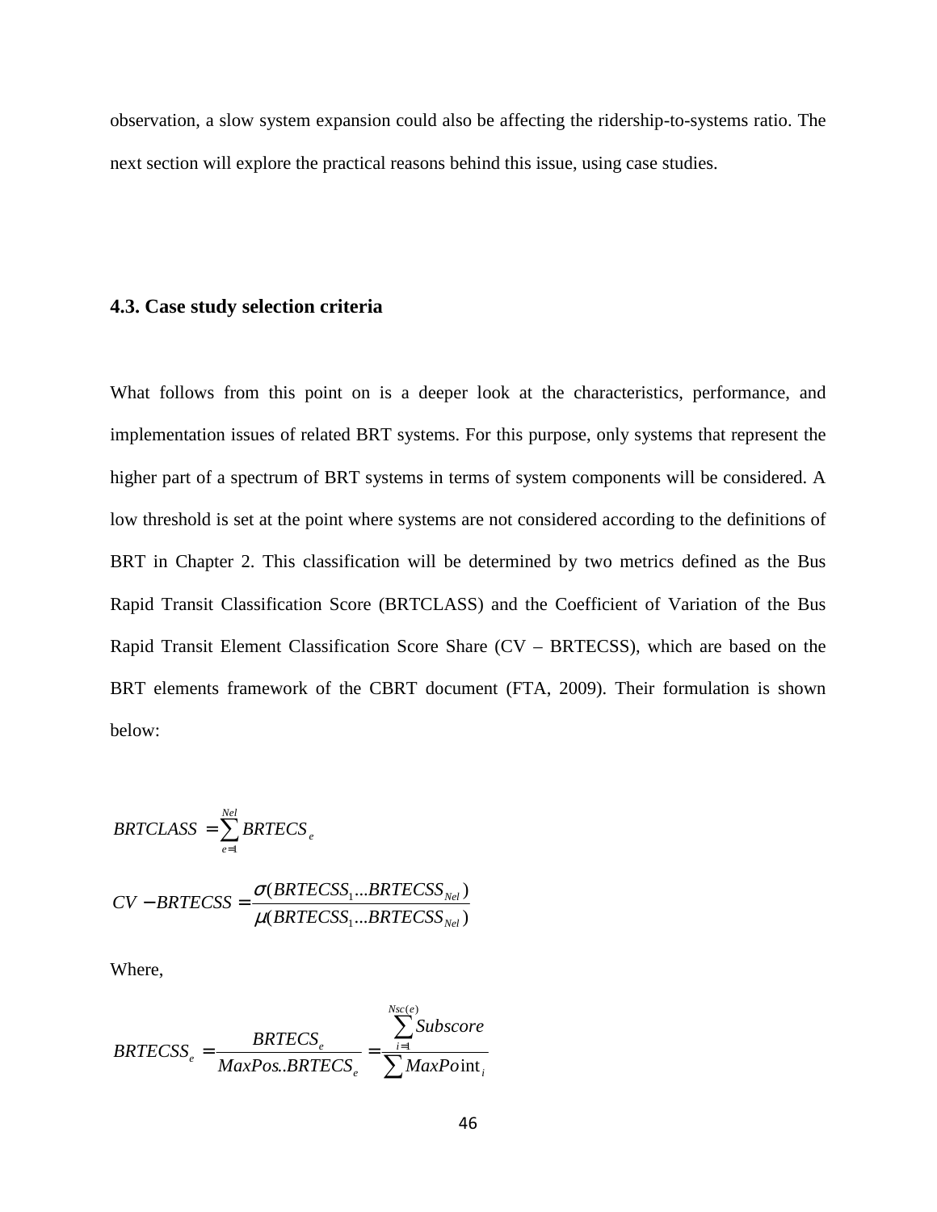observation, a slow system expansion could also be affecting the ridership-to-systems ratio. The next section will explore the practical reasons behind this issue, using case studies.

### 4.3. Case study selection criteria

What follows from this point on is a deeper look at the characteristics, performance, and implementation issues of related BRT systems. For this purpose, only systems that represent the higher part of a spectrum of BRT systems in terms of system components will be considered. A low threshold is set at the point where systems are not considered according to the definitions of BRT in Chapter 2. This classification will be determined by two metrics defined as the Bus Rapid Transit Classification Score (BRTCLASS) and the Coefficient of Variation of the Bus Rapid Transit Element Classification Score Share (CV – BRTECSS), which are based on the BRT elements framework of the CBRT document (FTA, 2009). Their formulation is shown below:

$$BRTCLASS = \sum_{e=1}^{Nel} BRTECS_e$$

$$CV - BRTECSS = \frac{\sigma(BRTECSS_1 ... BRTECSS_{Nel})}{\mu(BRTECSS_1 ... BRTECSS_{Nel})}$$

Where,

$$BRTECSS_e = \frac{BRTECS_e}{MaxPos..BRTECS_e} = \frac{\sum_{i=1}^{Nsc(e)} Subscore}{\sum MaxPoint_i}$$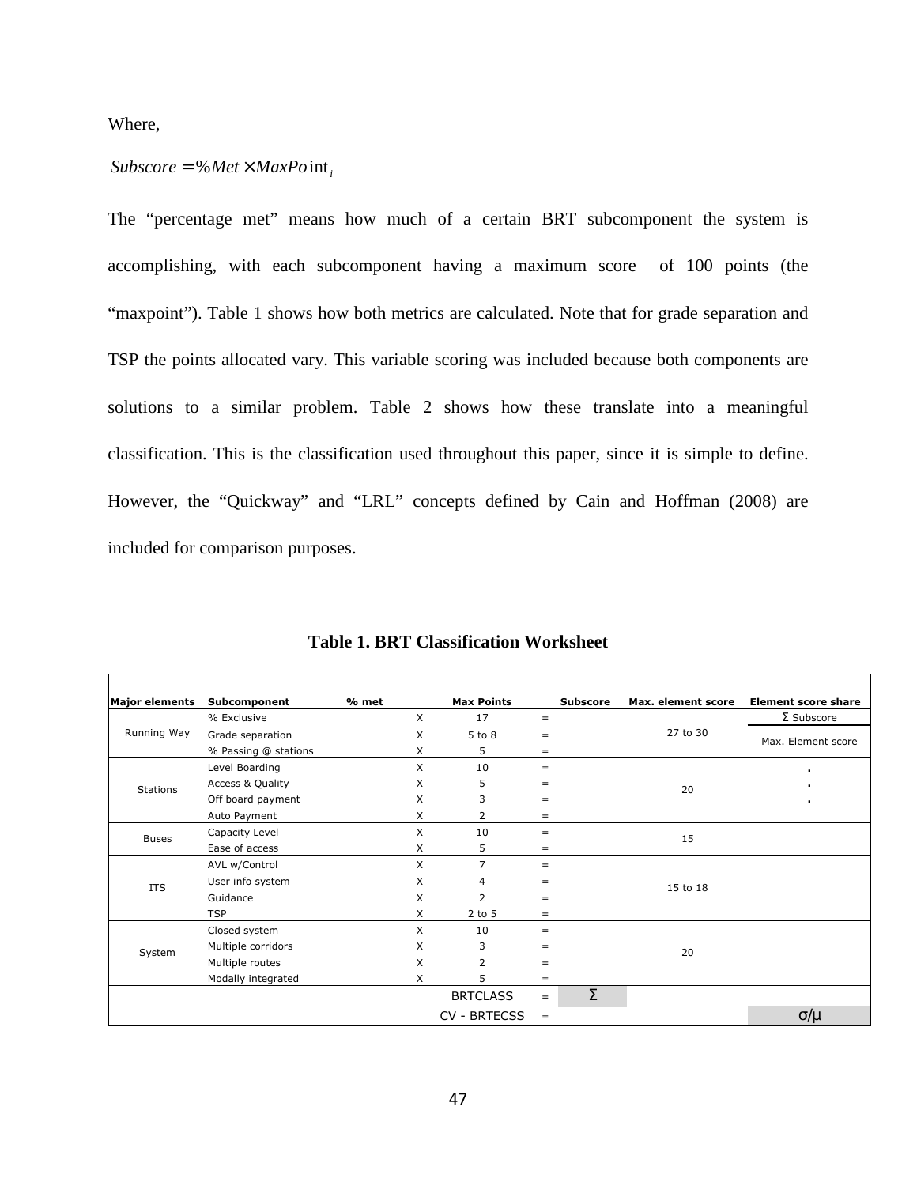Where,

$$Subscore = \%Met \times MaxPoint_i$$

The "percentage met" means how much of a certain BRT subcomponent the system is accomplishing, with each subcomponent having a maximum score of 100 points (the "maxpoint"). Table 1 shows how both metrics are calculated. Note that for grade separation and TSP the points allocated vary. This variable scoring was included because both components are solutions to a similar problem. Table 2 shows how these translate into a meaningful classification. This is the classification used throughout this paper, since it is simple to define. However, the "Quickway" and "LRL" concepts defined by Cain and Hoffman (2008) are included for comparison purposes.

**Table 1. BRT Classification Worksheet**

| Major elements | Subcomponent | % met | | Max Points | | Subscore | Max. element score | Element score share |
|---|---|---|---|---|---|---|---|---|
| Running Way | % Exclusive | | X | 17 | = | | 27 to 30 | Σ Subscore / Max. Element score |
| | Grade separation | | X | 5 to 8 | = | | | |
| | % Passing @ stations | | X | 5 | = | | | |
| Stations | Level Boarding | | X | 10 | = | | 20 | . |
| | Access & Quality | | X | 5 | = | | | . |
| | Off board payment | | X | 3 | = | | | . |
| | Auto Payment | | X | 2 | = | | | |
| Buses | Capacity Level | | X | 10 | = | | 15 | |
| | Ease of access | | X | 5 | = | | | |
| ITS | AVL w/Control | | X | 7 | = | | 15 to 18 | |
| | User info system | | X | 4 | = | | | |
| | Guidance | | X | 2 | = | | | |
| | TSP | | X | 2 to 5 | = | | | |
| System | Closed system | | X | 10 | = | | 20 | |
| | Multiple corridors | | X | 3 | = | | | |
| | Multiple routes | | X | 2 | = | | | |
| | Modally integrated | | X | 5 | = | | | |
| | | | | BRTCLASS | = | Σ | | |
| | | | | CV - BRTECSS | = | | | σ/μ |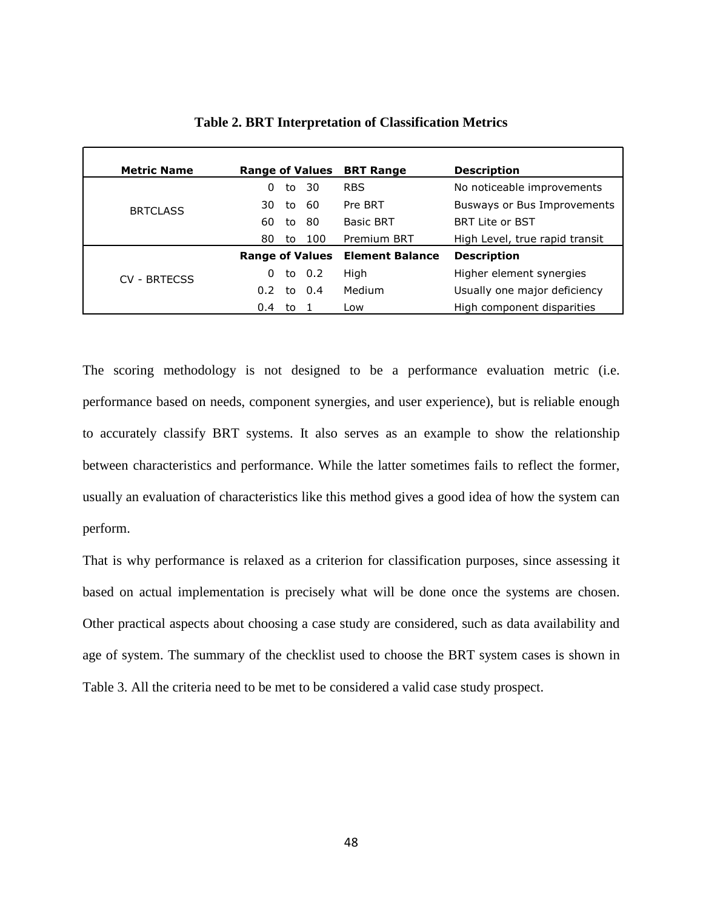**Table 2. BRT Interpretation of Classification Metrics**

| Metric Name | Range of Values | BRT Range | Description |
|---|---|---|---|
| BRTCLASS | 0 to 30 | RBS | No noticeable improvements |
| | 30 to 60 | Pre BRT | Busways or Bus Improvements |
| | 60 to 80 | Basic BRT | BRT Lite or BST |
| | 80 to 100 | Premium BRT | High Level, true rapid transit |
| | **Range of Values** | **Element Balance** | **Description** |
| CV - BRTECSS | 0 to 0.2 | High | Higher element synergies |
| | 0.2 to 0.4 | Medium | Usually one major deficiency |
| | 0.4 to 1 | Low | High component disparities |

The scoring methodology is not designed to be a performance evaluation metric (i.e. performance based on needs, component synergies, and user experience), but is reliable enough to accurately classify BRT systems. It also serves as an example to show the relationship between characteristics and performance. While the latter sometimes fails to reflect the former, usually an evaluation of characteristics like this method gives a good idea of how the system can perform.

That is why performance is relaxed as a criterion for classification purposes, since assessing it based on actual implementation is precisely what will be done once the systems are chosen. Other practical aspects about choosing a case study are considered, such as data availability and age of system. The summary of the checklist used to choose the BRT system cases is shown in Table 3. All the criteria need to be met to be considered a valid case study prospect.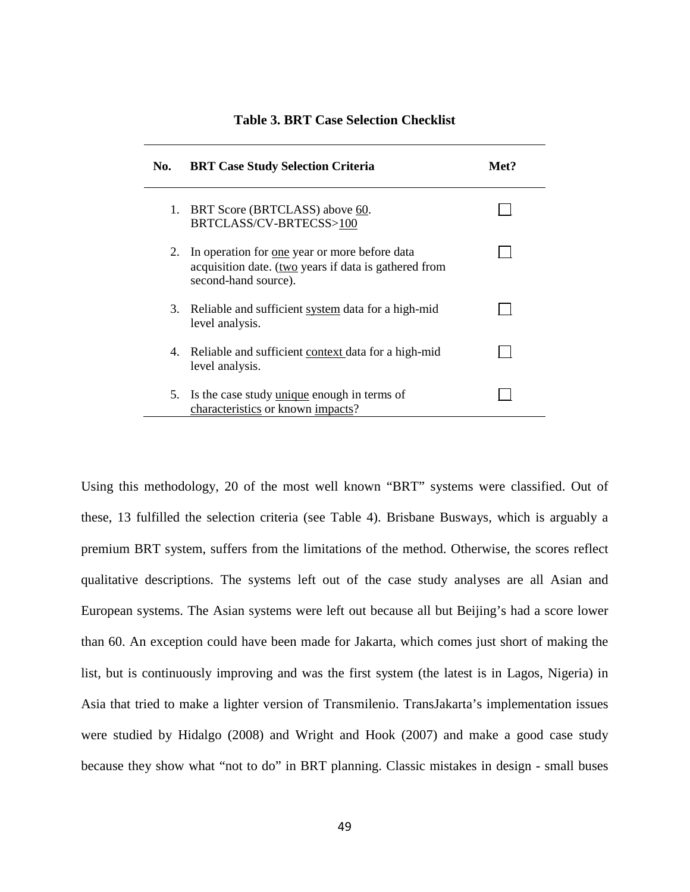**Table 3. BRT Case Selection Checklist**

| No. | BRT Case Study Selection Criteria | Met? |
|---|---|---|
| 1. | BRT Score (BRTCLASS) above 60. BRTCLASS/CV-BRTECSS>100 | ☐ |
| 2. | In operation for one year or more before data acquisition date. (two years if data is gathered from second-hand source). | ☐ |
| 3. | Reliable and sufficient system data for a high-mid level analysis. | ☐ |
| 4. | Reliable and sufficient context data for a high-mid level analysis. | ☐ |
| 5. | Is the case study unique enough in terms of characteristics or known impacts? | ☐ |

Using this methodology, 20 of the most well known "BRT" systems were classified. Out of these, 13 fulfilled the selection criteria (see Table 4). Brisbane Busways, which is arguably a premium BRT system, suffers from the limitations of the method. Otherwise, the scores reflect qualitative descriptions. The systems left out of the case study analyses are all Asian and European systems. The Asian systems were left out because all but Beijing's had a score lower than 60. An exception could have been made for Jakarta, which comes just short of making the list, but is continuously improving and was the first system (the latest is in Lagos, Nigeria) in Asia that tried to make a lighter version of Transmilenio. TransJakarta's implementation issues were studied by Hidalgo (2008) and Wright and Hook (2007) and make a good case study because they show what "not to do" in BRT planning. Classic mistakes in design - small buses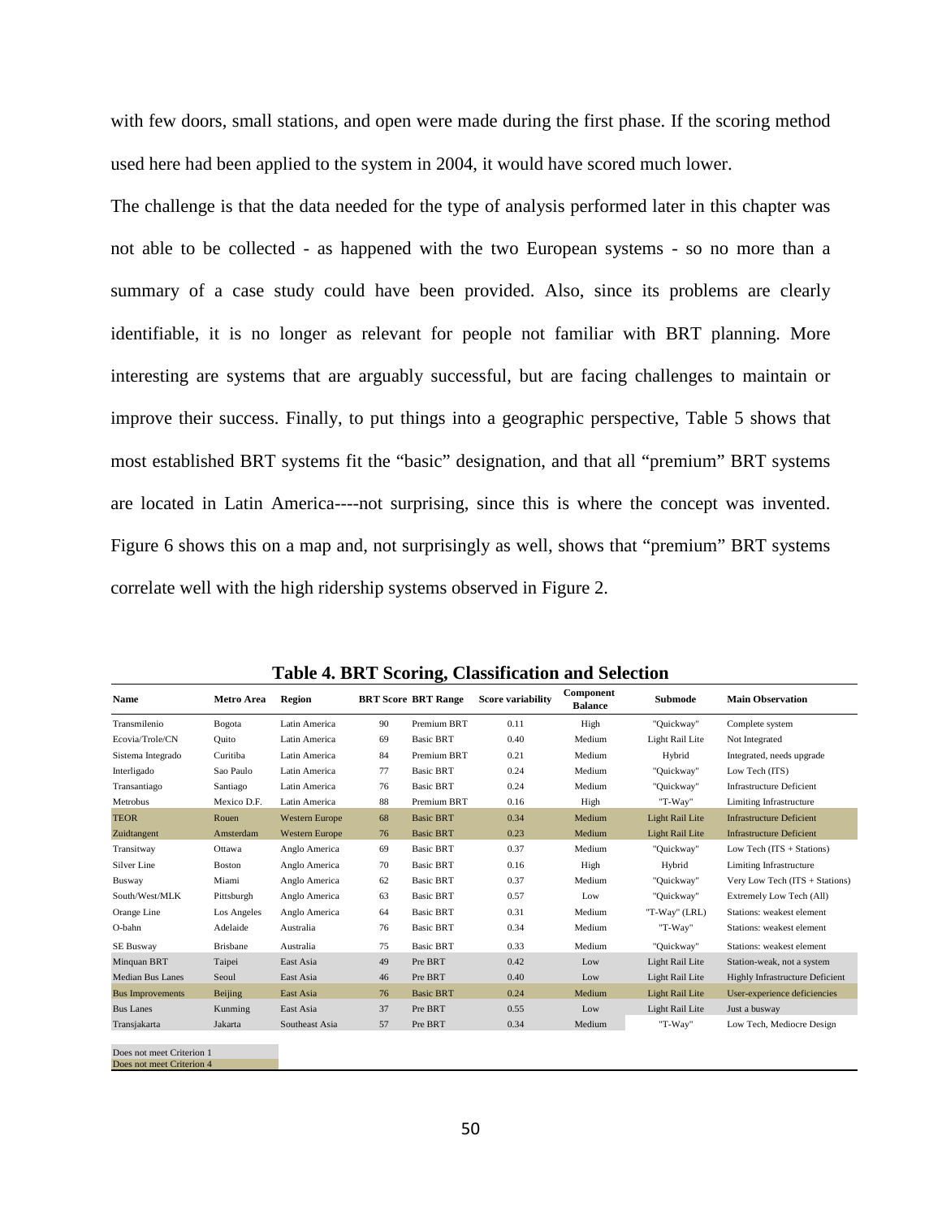with few doors, small stations, and open were made during the first phase. If the scoring method used here had been applied to the system in 2004, it would have scored much lower.

The challenge is that the data needed for the type of analysis performed later in this chapter was not able to be collected - as happened with the two European systems - so no more than a summary of a case study could have been provided. Also, since its problems are clearly identifiable, it is no longer as relevant for people not familiar with BRT planning. More interesting are systems that are arguably successful, but are facing challenges to maintain or improve their success. Finally, to put things into a geographic perspective, Table 5 shows that most established BRT systems fit the "basic" designation, and that all "premium" BRT systems are located in Latin America----not surprising, since this is where the concept was invented. Figure 6 shows this on a map and, not surprisingly as well, shows that "premium" BRT systems correlate well with the high ridership systems observed in Figure 2.

**Table 4. BRT Scoring, Classification and Selection**

| Name | Metro Area | Region | BRT Score | BRT Range | Score variability | Component Balance | Submode | Main Observation |
|---|---|---|---|---|---|---|---|---|
| Transmilenio | Bogota | Latin America | 90 | Premium BRT | 0.11 | High | "Quickway" | Complete system |
| Ecovia/Trole/CN | Quito | Latin America | 69 | Basic BRT | 0.40 | Medium | Light Rail Lite | Not Integrated |
| Sistema Integrado | Curitiba | Latin America | 84 | Premium BRT | 0.21 | Medium | Hybrid | Integrated, needs upgrade |
| Interligado | Sao Paulo | Latin America | 77 | Basic BRT | 0.24 | Medium | "Quickway" | Low Tech (ITS) |
| Transantiago | Santiago | Latin America | 76 | Basic BRT | 0.24 | Medium | "Quickway" | Infrastructure Deficient |
| Metrobus | Mexico D.F. | Latin America | 88 | Premium BRT | 0.16 | High | "T-Way" | Limiting Infrastructure |
| TEOR | Rouen | Western Europe | 68 | Basic BRT | 0.34 | Medium | Light Rail Lite | Infrastructure Deficient |
| Zuidtangent | Amsterdam | Western Europe | 76 | Basic BRT | 0.23 | Medium | Light Rail Lite | Infrastructure Deficient |
| Transitway | Ottawa | Anglo America | 69 | Basic BRT | 0.37 | Medium | "Quickway" | Low Tech (ITS + Stations) |
| Silver Line | Boston | Anglo America | 70 | Basic BRT | 0.16 | High | Hybrid | Limiting Infrastructure |
| Busway | Miami | Anglo America | 62 | Basic BRT | 0.37 | Medium | "Quickway" | Very Low Tech (ITS + Stations) |
| South/West/MLK | Pittsburgh | Anglo America | 63 | Basic BRT | 0.57 | Low | "Quickway" | Extremely Low Tech (All) |
| Orange Line | Los Angeles | Anglo America | 64 | Basic BRT | 0.31 | Medium | "T-Way" (LRL) | Stations: weakest element |
| O-bahn | Adelaide | Australia | 76 | Basic BRT | 0.34 | Medium | "T-Way" | Stations: weakest element |
| SE Busway | Brisbane | Australia | 75 | Basic BRT | 0.33 | Medium | "Quickway" | Stations: weakest element |
| Minquan BRT | Taipei | East Asia | 49 | Pre BRT | 0.42 | Low | Light Rail Lite | Station-weak, not a system |
| Median Bus Lanes | Seoul | East Asia | 46 | Pre BRT | 0.40 | Low | Light Rail Lite | Highly Infrastructure Deficient |
| Bus Improvements | Beijing | East Asia | 76 | Basic BRT | 0.24 | Medium | Light Rail Lite | User-experience deficiencies |
| Bus Lanes | Kunming | East Asia | 37 | Pre BRT | 0.55 | Low | Light Rail Lite | Just a busway |
| Transjakarta | Jakarta | Southeast Asia | 57 | Pre BRT | 0.34 | Medium | "T-Way" | Low Tech, Mediocre Design |

Does not meet Criterion 1
Does not meet Criterion 4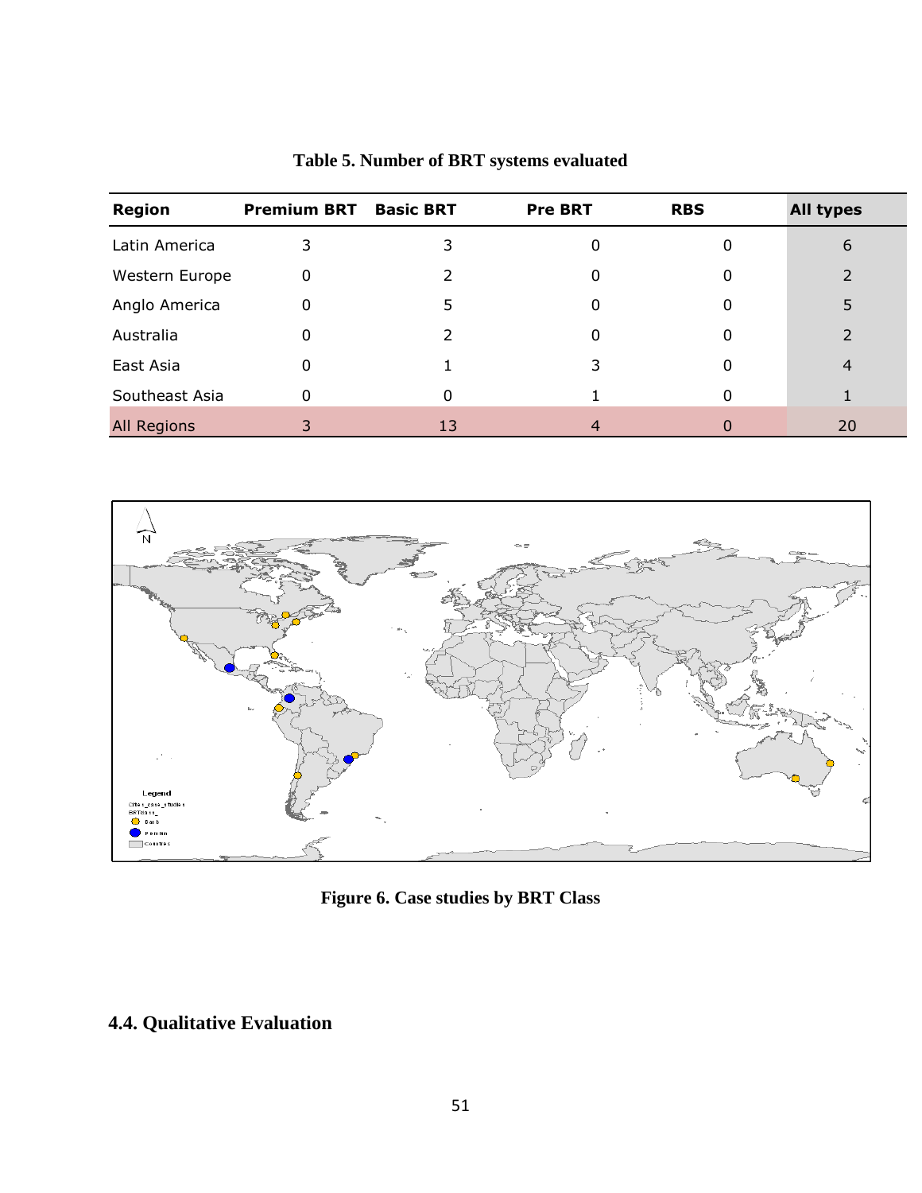**Table 5. Number of BRT systems evaluated**

| Region | Premium BRT | Basic BRT | Pre BRT | RBS | All types |
|---|---|---|---|---|---|
| Latin America | 3 | 3 | 0 | 0 | 6 |
| Western Europe | 0 | 2 | 0 | 0 | 2 |
| Anglo America | 0 | 5 | 0 | 0 | 5 |
| Australia | 0 | 2 | 0 | 0 | 2 |
| East Asia | 0 | 1 | 3 | 0 | 4 |
| Southeast Asia | 0 | 0 | 1 | 0 | 1 |
| All Regions | 3 | 13 | 4 | 0 | 20 |

**Figure 6. Case studies by BRT Class**

## 4.4. Qualitative Evaluation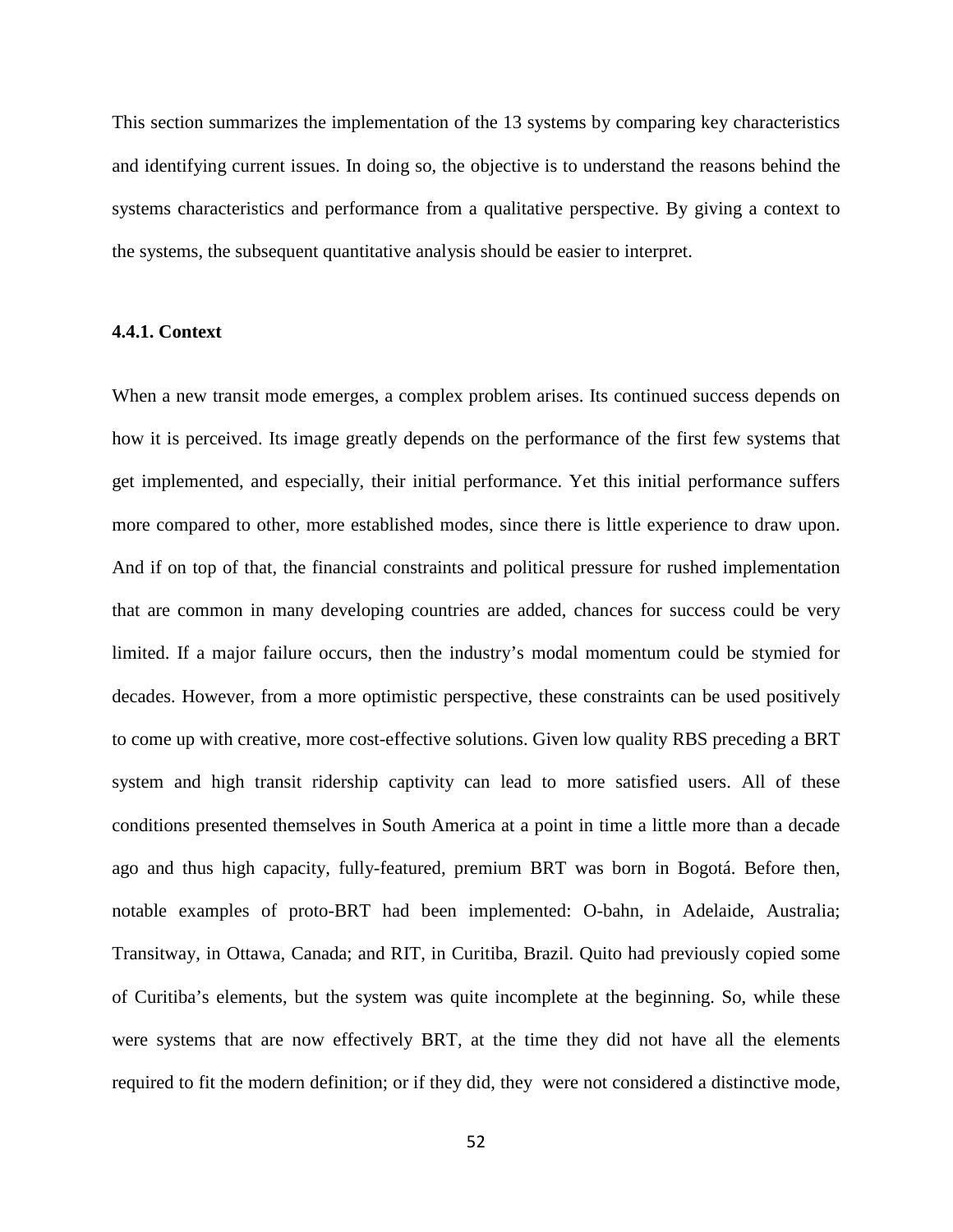This section summarizes the implementation of the 13 systems by comparing key characteristics and identifying current issues. In doing so, the objective is to understand the reasons behind the systems characteristics and performance from a qualitative perspective. By giving a context to the systems, the subsequent quantitative analysis should be easier to interpret.

#### 4.4.1. Context

When a new transit mode emerges, a complex problem arises. Its continued success depends on how it is perceived. Its image greatly depends on the performance of the first few systems that get implemented, and especially, their initial performance. Yet this initial performance suffers more compared to other, more established modes, since there is little experience to draw upon. And if on top of that, the financial constraints and political pressure for rushed implementation that are common in many developing countries are added, chances for success could be very limited. If a major failure occurs, then the industry's modal momentum could be stymied for decades. However, from a more optimistic perspective, these constraints can be used positively to come up with creative, more cost-effective solutions. Given low quality RBS preceding a BRT system and high transit ridership captivity can lead to more satisfied users. All of these conditions presented themselves in South America at a point in time a little more than a decade ago and thus high capacity, fully-featured, premium BRT was born in Bogotá. Before then, notable examples of proto-BRT had been implemented: O-bahn, in Adelaide, Australia; Transitway, in Ottawa, Canada; and RIT, in Curitiba, Brazil. Quito had previously copied some of Curitiba's elements, but the system was quite incomplete at the beginning. So, while these were systems that are now effectively BRT, at the time they did not have all the elements required to fit the modern definition; or if they did, they were not considered a distinctive mode,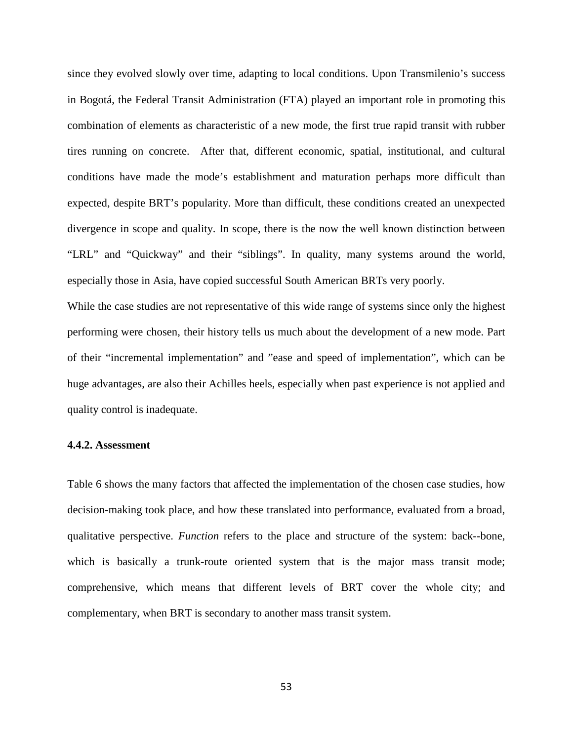since they evolved slowly over time, adapting to local conditions. Upon Transmilenio's success in Bogotá, the Federal Transit Administration (FTA) played an important role in promoting this combination of elements as characteristic of a new mode, the first true rapid transit with rubber tires running on concrete. After that, different economic, spatial, institutional, and cultural conditions have made the mode's establishment and maturation perhaps more difficult than expected, despite BRT's popularity. More than difficult, these conditions created an unexpected divergence in scope and quality. In scope, there is the now the well known distinction between "LRL" and "Quickway" and their "siblings". In quality, many systems around the world, especially those in Asia, have copied successful South American BRTs very poorly.

While the case studies are not representative of this wide range of systems since only the highest performing were chosen, their history tells us much about the development of a new mode. Part of their "incremental implementation" and "ease and speed of implementation", which can be huge advantages, are also their Achilles heels, especially when past experience is not applied and quality control is inadequate.

#### 4.4.2. Assessment

Table 6 shows the many factors that affected the implementation of the chosen case studies, how decision-making took place, and how these translated into performance, evaluated from a broad, qualitative perspective. *Function* refers to the place and structure of the system: back--bone, which is basically a trunk-route oriented system that is the major mass transit mode; comprehensive, which means that different levels of BRT cover the whole city; and complementary, when BRT is secondary to another mass transit system.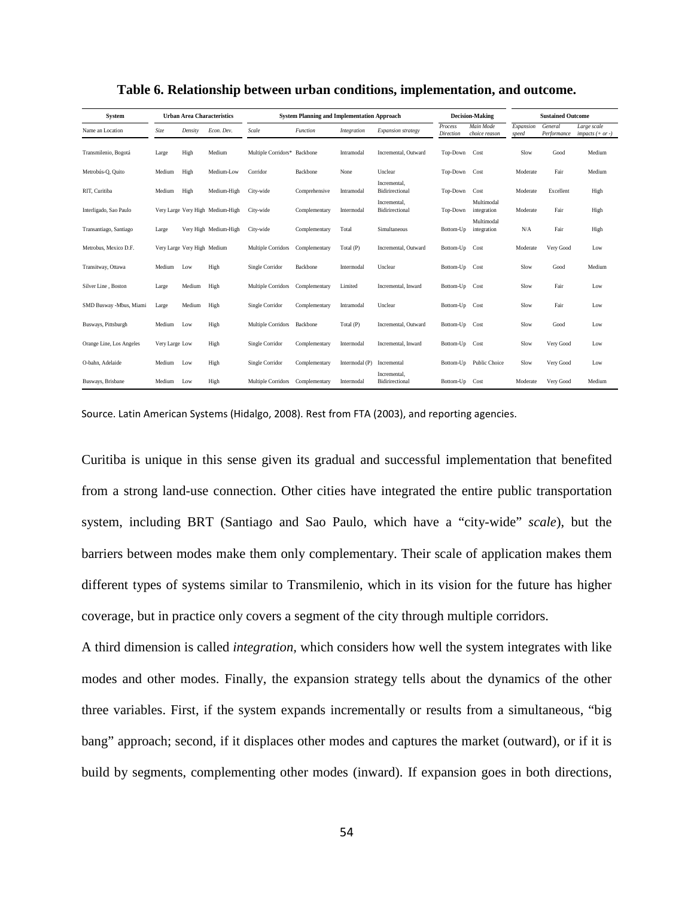**Table 6. Relationship between urban conditions, implementation, and outcome.**

| System | Urban Area Characteristics | | | System Planning and Implementation Approach | | | | Decision-Making | | Sustained Outcome | | |
|---|---|---|---|---|---|---|---|---|---|---|---|---|
| Name an Location | *Size* | *Density* | *Econ. Dev.* | *Scale* | *Function* | *Integration* | *Expansion strategy* | *Process Direction* | *Main Mode choice reason* | *Expansion speed* | *General Performance* | *Large scale impacts (+ or -)* |
| Transmilenio, Bogotá | Large | High | Medium | Multiple Corridors* | Backbone | Intramodal | Incremental, Outward | Top-Down | Cost | Slow | Good | Medium |
| Metrobús-Q, Quito | Medium | High | Medium-Low | Corridor | Backbone | None | Unclear | Top-Down | Cost | Moderate | Fair | Medium |
| RIT, Curitiba | Medium | High | Medium-High | City-wide | Comprehensive | Intramodal | Incremental, Bidirirectional | Top-Down | Cost | Moderate | Excellent | High |
| Interligado, Sao Paulo | Very Large | Very High | Medium-High | City-wide | Complementary | Intermodal | Incremental, Bidirirectional | Top-Down | Multimodal integration | Moderate | Fair | High |
| Transantiago, Santiago | Large | Very High | Medium-High | City-wide | Complementary | Total | Simultaneous | Bottom-Up | Multimodal integration | N/A | Fair | High |
| Metrobus, Mexico D.F. | Very Large | Very High | Medium | Multiple Corridors | Complementary | Total (P) | Incremental, Outward | Bottom-Up | Cost | Moderate | Very Good | Low |
| Transitway, Ottawa | Medium | Low | High | Single Corridor | Backbone | Intermodal | Unclear | Bottom-Up | Cost | Slow | Good | Medium |
| Silver Line , Boston | Large | Medium | High | Multiple Corridors | Complementary | Limited | Incremental, Inward | Bottom-Up | Cost | Slow | Fair | Low |
| SMD Busway -Mbus, Miami | Large | Medium | High | Single Corridor | Complementary | Intramodal | Unclear | Bottom-Up | Cost | Slow | Fair | Low |
| Busways, Pittsburgh | Medium | Low | High | Multiple Corridors | Backbone | Total (P) | Incremental, Outward | Bottom-Up | Cost | Slow | Good | Low |
| Orange Line, Los Angeles | Very Large | Low | High | Single Corridor | Complementary | Intermodal | Incremental, Inward | Bottom-Up | Cost | Slow | Very Good | Low |
| O-bahn, Adelaide | Medium | Low | High | Single Corridor | Complementary | Intermodal (P) | Incremental | Bottom-Up | Public Choice | Slow | Very Good | Low |
| Busways, Brisbane | Medium | Low | High | Multiple Corridors | Complementary | Intermodal | Incremental, Bidirirectional | Bottom-Up | Cost | Moderate | Very Good | Medium |

Source. Latin American Systems (Hidalgo, 2008). Rest from FTA (2003), and reporting agencies.

Curitiba is unique in this sense given its gradual and successful implementation that benefited from a strong land-use connection. Other cities have integrated the entire public transportation system, including BRT (Santiago and Sao Paulo, which have a "city-wide" *scale*), but the barriers between modes make them only complementary. Their scale of application makes them different types of systems similar to Transmilenio, which in its vision for the future has higher coverage, but in practice only covers a segment of the city through multiple corridors.

A third dimension is called *integration*, which considers how well the system integrates with like modes and other modes. Finally, the expansion strategy tells about the dynamics of the other three variables. First, if the system expands incrementally or results from a simultaneous, "big bang" approach; second, if it displaces other modes and captures the market (outward), or if it is build by segments, complementing other modes (inward). If expansion goes in both directions,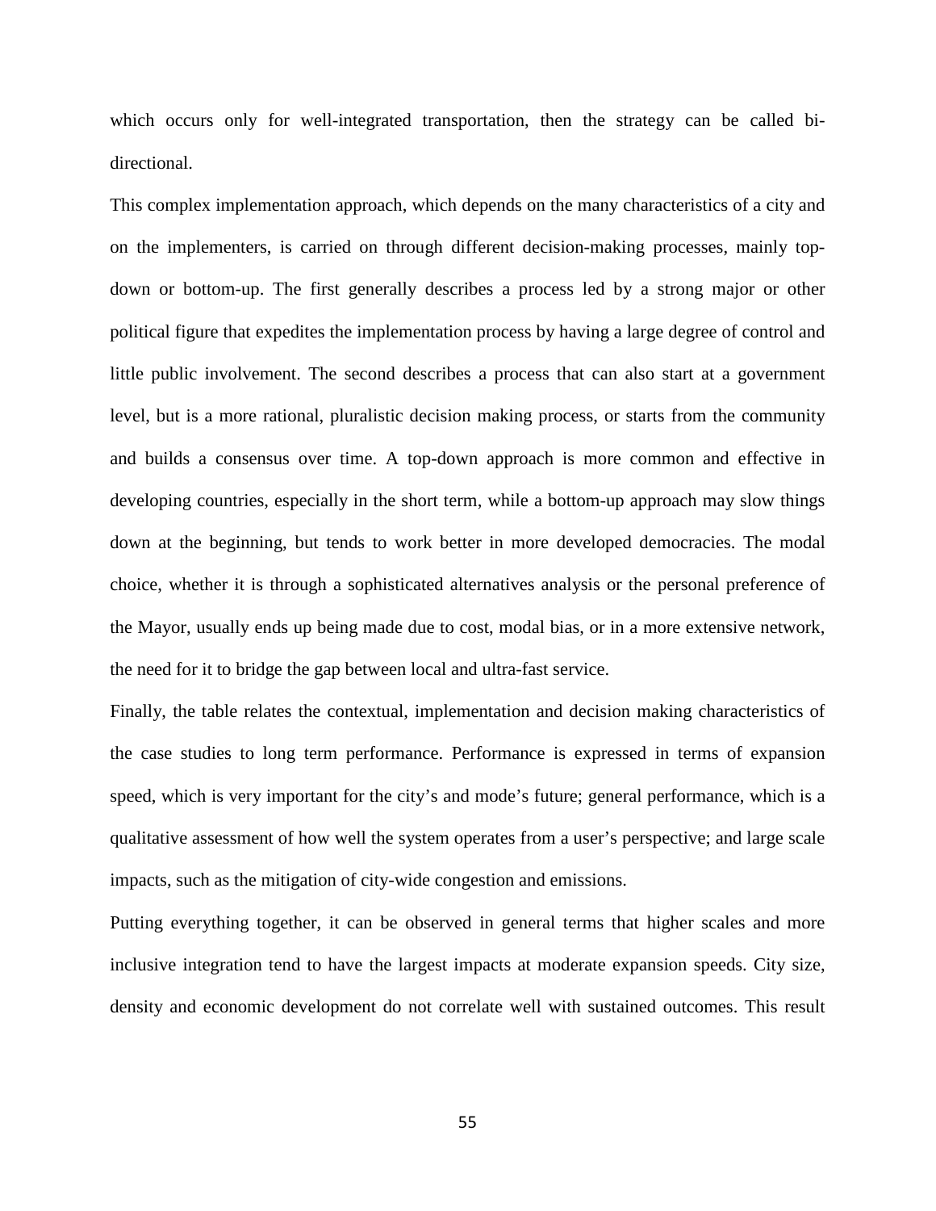which occurs only for well-integrated transportation, then the strategy can be called bi-directional.

This complex implementation approach, which depends on the many characteristics of a city and on the implementers, is carried on through different decision-making processes, mainly top-down or bottom-up. The first generally describes a process led by a strong major or other political figure that expedites the implementation process by having a large degree of control and little public involvement. The second describes a process that can also start at a government level, but is a more rational, pluralistic decision making process, or starts from the community and builds a consensus over time. A top-down approach is more common and effective in developing countries, especially in the short term, while a bottom-up approach may slow things down at the beginning, but tends to work better in more developed democracies. The modal choice, whether it is through a sophisticated alternatives analysis or the personal preference of the Mayor, usually ends up being made due to cost, modal bias, or in a more extensive network, the need for it to bridge the gap between local and ultra-fast service.

Finally, the table relates the contextual, implementation and decision making characteristics of the case studies to long term performance. Performance is expressed in terms of expansion speed, which is very important for the city's and mode's future; general performance, which is a qualitative assessment of how well the system operates from a user's perspective; and large scale impacts, such as the mitigation of city-wide congestion and emissions.

Putting everything together, it can be observed in general terms that higher scales and more inclusive integration tend to have the largest impacts at moderate expansion speeds. City size, density and economic development do not correlate well with sustained outcomes. This result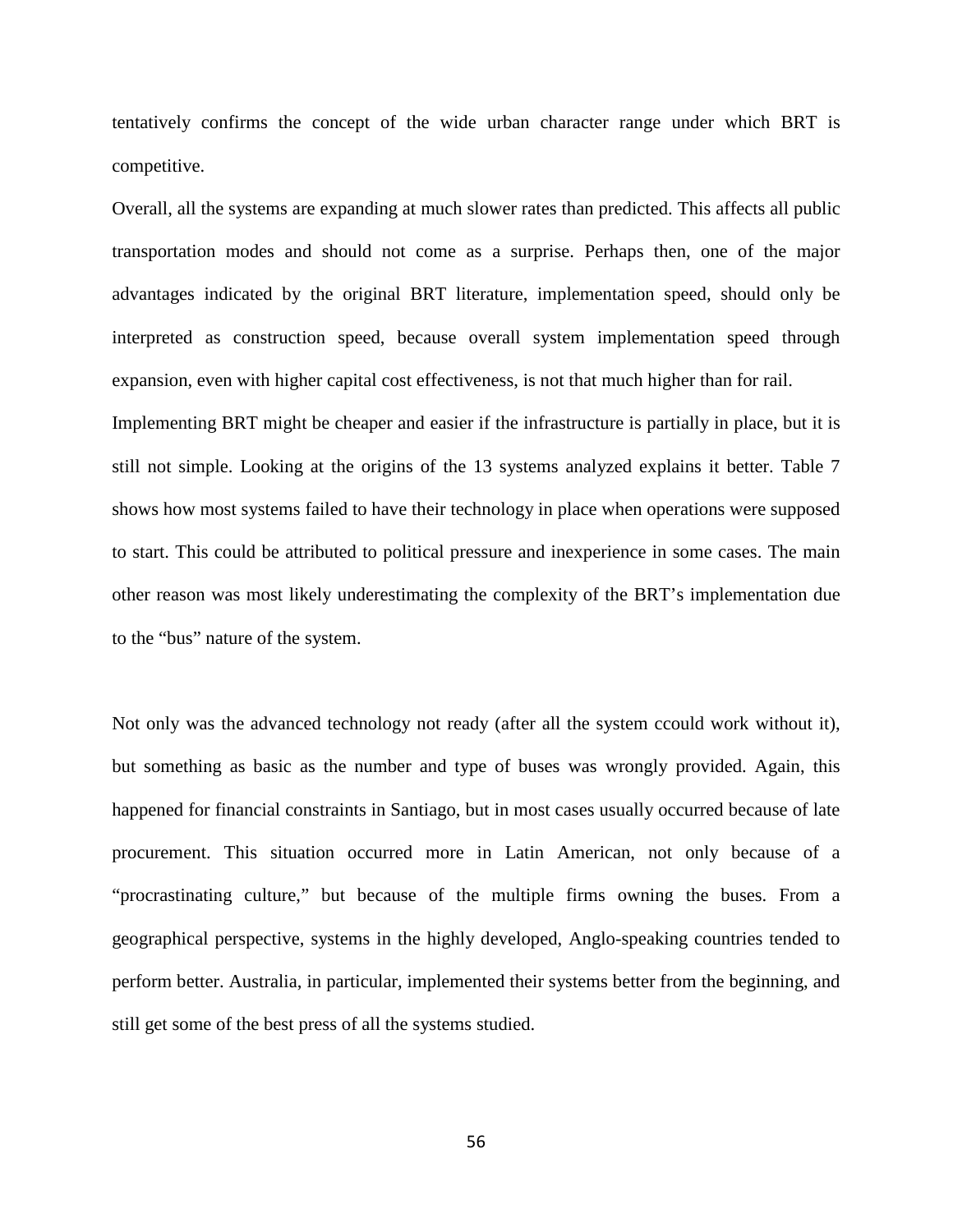tentatively confirms the concept of the wide urban character range under which BRT is competitive.

Overall, all the systems are expanding at much slower rates than predicted. This affects all public transportation modes and should not come as a surprise. Perhaps then, one of the major advantages indicated by the original BRT literature, implementation speed, should only be interpreted as construction speed, because overall system implementation speed through expansion, even with higher capital cost effectiveness, is not that much higher than for rail.

Implementing BRT might be cheaper and easier if the infrastructure is partially in place, but it is still not simple. Looking at the origins of the 13 systems analyzed explains it better. Table 7 shows how most systems failed to have their technology in place when operations were supposed to start. This could be attributed to political pressure and inexperience in some cases. The main other reason was most likely underestimating the complexity of the BRT's implementation due to the "bus" nature of the system.

Not only was the advanced technology not ready (after all the system ccould work without it), but something as basic as the number and type of buses was wrongly provided. Again, this happened for financial constraints in Santiago, but in most cases usually occurred because of late procurement. This situation occurred more in Latin American, not only because of a "procrastinating culture," but because of the multiple firms owning the buses. From a geographical perspective, systems in the highly developed, Anglo-speaking countries tended to perform better. Australia, in particular, implemented their systems better from the beginning, and still get some of the best press of all the systems studied.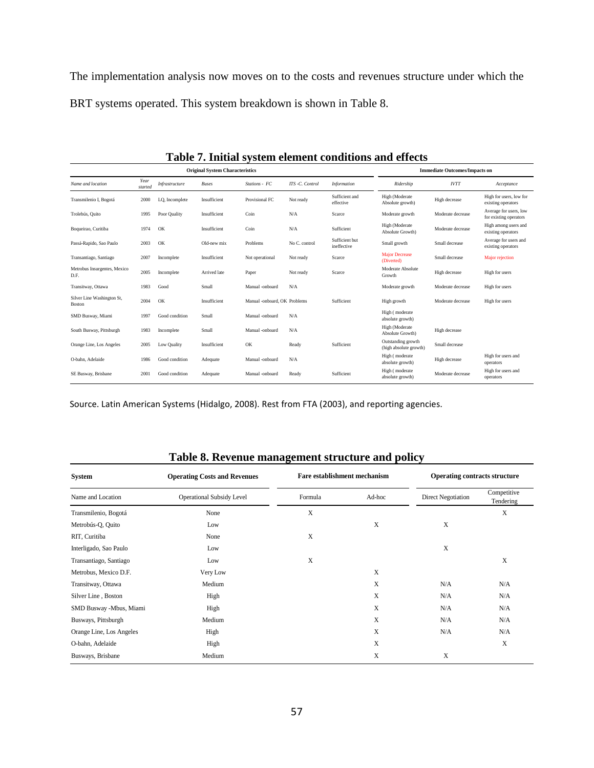The implementation analysis now moves on to the costs and revenues structure under which the BRT systems operated. This system breakdown is shown in Table 8.

**Table 7. Initial system element conditions and effects**

| Original System Characteristics | | | | | | | Immediate Outcomes/Impacts on | | |
|---|---|---|---|---|---|---|---|---|---|
| *Name and location* | *Year started* | *Infrastructure* | *Buses* | *Stations - FC* | *ITS -C. Control* | *Information* | *Ridership* | *IVTT* | *Acceptance* |
| Transmilenio I, Bogotá | 2000 | LQ, Incomplete | Insufficient | Provisional FC | Not ready | Sufficient and effective | High (Moderate Absolute growth) | High decrease | High for users, low for existing operators |
| Trolebús, Quito | 1995 | Poor Quality | Insufficient | Coin | N/A | Scarce | Moderate growth | Moderate decrease | Average for users, low for existing operators |
| Boqueirao, Curitiba | 1974 | OK | Insufficient | Coin | N/A | Sufficient | High (Moderate Absolute Growth) | Moderate decrease | High among users and existing operators |
| Passá-Rapido, Sao Paulo | 2003 | OK | Old-new mix | Problems | No C. control | Sufficient but ineffective | Small growth | Small decrease | Average for users and existing operators |
| Transantiago, Santiago | 2007 | Incomplete | Insufficient | Not operational | Not ready | Scarce | Major Decrease (Diverted) | Small decrease | Major rejection |
| Metrobus Insurgentes, Mexico D.F. | 2005 | Incomplete | Arrived late | Paper | Not ready | Scarce | Moderate Absolute Growth | High decrease | High for users |
| Transitway, Ottawa | 1983 | Good | Small | Manual -onboard | N/A | | Moderate growth | Moderate decrease | High for users |
| Silver Line Washington St, Boston | 2004 | OK | Insufficient | Manual -onboard, OK | Problems | Sufficient | High growth | Moderate decrease | High for users |
| SMD Busway, Miami | 1997 | Good condition | Small | Manual -onboard | N/A | | High ( moderate absolute growth) | | |
| South Busway, Pittsburgh | 1983 | Incomplete | Small | Manual -onboard | N/A | | High (Moderate Absolute Growth) | High decrease | |
| Orange Line, Los Angeles | 2005 | Low Quality | Insufficient | OK | Ready | Sufficient | Outstanding growth (high absolute growth) | Small decrease | |
| O-bahn, Adelaide | 1986 | Good condition | Adequate | Manual -onboard | N/A | | High ( moderate absolute growth) | High decrease | High for users and operators |
| SE Busway, Brisbane | 2001 | Good condition | Adequate | Manual -onboard | Ready | Sufficient | High ( moderate absolute growth) | Moderate decrease | High for users and operators |

Source. Latin American Systems (Hidalgo, 2008). Rest from FTA (2003), and reporting agencies.

**Table 8. Revenue management structure and policy**

| System | Operating Costs and Revenues | Fare establishment mechanism | | Operating contracts structure | |
|---|---|---|---|---|---|
| Name and Location | Operational Subsidy Level | Formula | Ad-hoc | Direct Negotiation | Competitive Tendering |
| Transmilenio, Bogotá | None | X | | | X |
| Metrobús-Q, Quito | Low | | X | X | |
| RIT, Curitiba | None | X | | | |
| Interligado, Sao Paulo | Low | | | X | |
| Transantiago, Santiago | Low | X | | | X |
| Metrobus, Mexico D.F. | Very Low | | X | | |
| Transitway, Ottawa | Medium | | X | N/A | N/A |
| Silver Line , Boston | High | | X | N/A | N/A |
| SMD Busway -Mbus, Miami | High | | X | N/A | N/A |
| Busways, Pittsburgh | Medium | | X | N/A | N/A |
| Orange Line, Los Angeles | High | | X | N/A | N/A |
| O-bahn, Adelaide | High | | X | | X |
| Busways, Brisbane | Medium | | X | X | |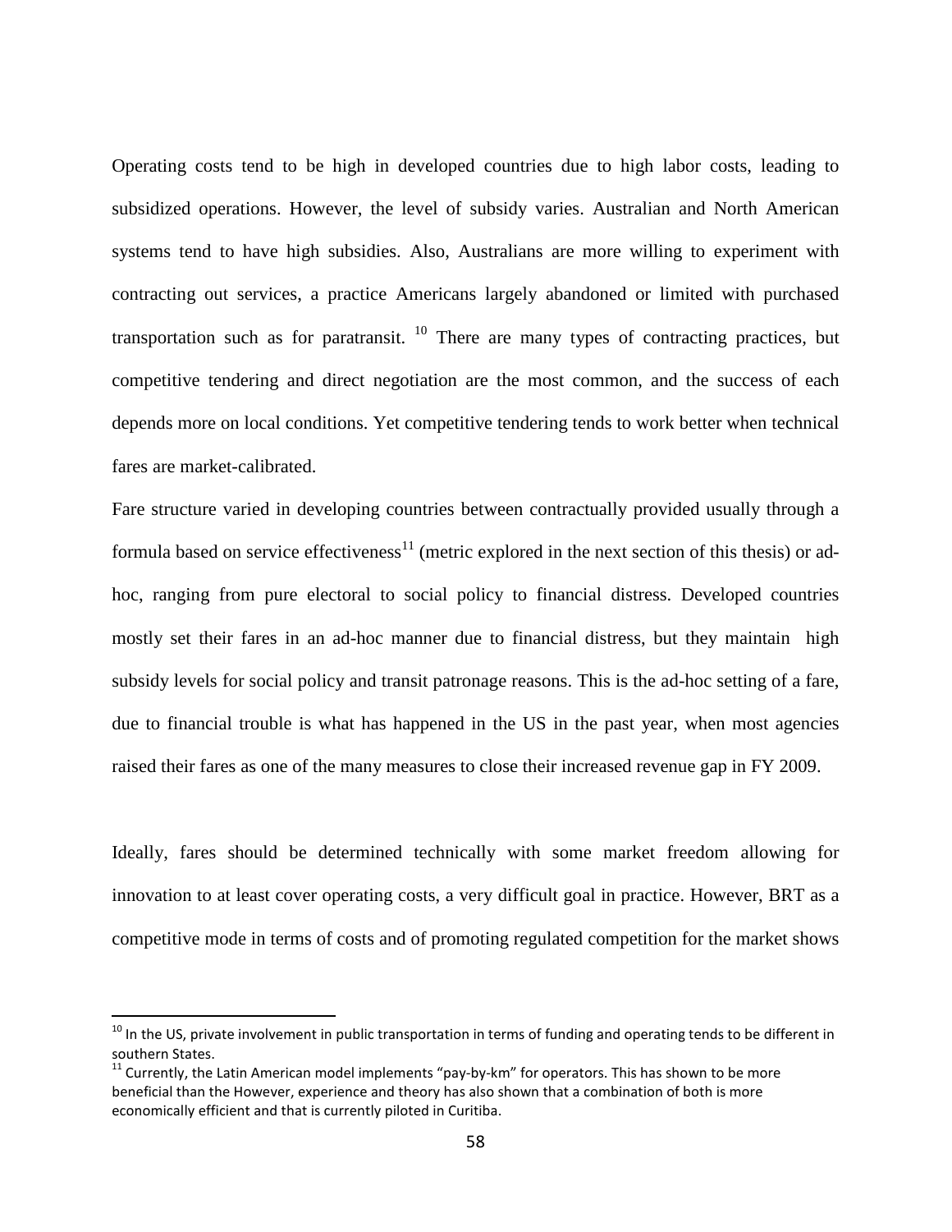Operating costs tend to be high in developed countries due to high labor costs, leading to subsidized operations. However, the level of subsidy varies. Australian and North American systems tend to have high subsidies. Also, Australians are more willing to experiment with contracting out services, a practice Americans largely abandoned or limited with purchased transportation such as for paratransit. [10] There are many types of contracting practices, but competitive tendering and direct negotiation are the most common, and the success of each depends more on local conditions. Yet competitive tendering tends to work better when technical fares are market-calibrated.

Fare structure varied in developing countries between contractually provided usually through a formula based on service effectiveness[11] (metric explored in the next section of this thesis) or ad-hoc, ranging from pure electoral to social policy to financial distress. Developed countries mostly set their fares in an ad-hoc manner due to financial distress, but they maintain high subsidy levels for social policy and transit patronage reasons. This is the ad-hoc setting of a fare, due to financial trouble is what has happened in the US in the past year, when most agencies raised their fares as one of the many measures to close their increased revenue gap in FY 2009.

Ideally, fares should be determined technically with some market freedom allowing for innovation to at least cover operating costs, a very difficult goal in practice. However, BRT as a competitive mode in terms of costs and of promoting regulated competition for the market shows

---

[10] In the US, private involvement in public transportation in terms of funding and operating tends to be different in southern States.

[11] Currently, the Latin American model implements "pay-by-km" for operators. This has shown to be more beneficial than the However, experience and theory has also shown that a combination of both is more economically efficient and that is currently piloted in Curitiba.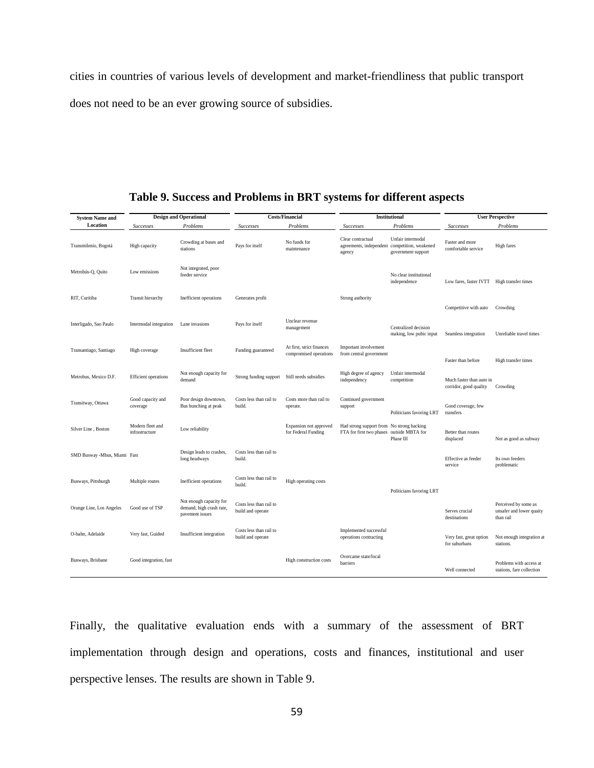cities in countries of various levels of development and market-friendliness that public transport does not need to be an ever growing source of subsidies.

**Table 9. Success and Problems in BRT systems for different aspects**

| System Name and Location | Design and Operational | | Costs/Financial | | Institutional | | User Perspective | |
|---|---|---|---|---|---|---|---|---|
| | *Successes* | *Problems* | *Successes* | *Problems* | *Successes* | *Problems* | *Successes* | *Problems* |
| Transmilenio, Bogotá | High capacity | Crowding at buses and stations | Pays for itself | No funds for maintenance | Clear contractual agreements, independent agency | Unfair intermodal competition, weakened government support | Faster and more comfortable service | High fares |
| Metrobús-Q, Quito | Low emissions | Not integrated, poor feeder service | | | | No clear institutional independence | Low fares, faster IVTT | High transfer times |
| RIT, Curitiba | Transit hierarchy | Inefficient operations | Generates profit | | Strong authority | | Competitive with auto | Crowding |
| Interligado, Sao Paulo | Intermodal integration | Lane invasions | Pays for itself | Unclear revenue management | | Centralized decision making, low pubic input | Seamless integration | Unreliable travel times |
| Transantiago, Santiago | High coverage | Insufficient fleet | Funding guaranteed | At first, strict finances compromised operations | Important involvement from central government | | Faster than before | High transfer times |
| Metrobus, Mexico D.F. | Efficient operations | Not enough capacity for demand | Strong funding support | Still needs subsidies | High degree of agency independency | Unfair intermodal competition | Much faster than auto in corridor, good quality | Crowding |
| Transitway, Ottawa | Good capacity and coverage | Poor design downtown, Bus bunching at peak | Costs less than rail to build. | Costs more than rail to operate. | Continued government support | Politicians favoring LRT | Good coverage, few transfers | |
| Silver Line , Boston | Modern fleet and infrastructure | Low reliability | | Expansion not approved for Federal Funding | Had strong support from FTA for first two phases | No strong backing outside MBTA for Phase III | Better than routes displaced | Not as good as subway |
| SMD Busway -Mbus, Miami | Fast | Design leads to crashes, long headways | Costs less than rail to build. | | | | Effective as feeder service | Its own feeders problematic |
| Busways, Pittsburgh | Multiple routes | Inefficient operations | Costs less than rail to build. | High operating costs | | Politicians favoring LRT | | |
| Orange Line, Los Angeles | Good use of TSP | Not enough capacity for demand, high crash rate, pavement issues | Costs less than rail to build and operate | | | | Serves crucial destinations | Perceived by some as unsafer and lower quaity than rail |
| O-bahn, Adelaide | Very fast, Guided | Insufficient integration | Costs less than rail to build and operate | | Implemented successful operations contracting | | Very fast, great option for suburbans | Not enough integration at stations. |
| Busways, Brisbane | Good integration, fast | | | High construction costs | Overcame state/local barriers | | Well connected | Problems with access at stations, fare collection |

Finally, the qualitative evaluation ends with a summary of the assessment of BRT implementation through design and operations, costs and finances, institutional and user perspective lenses. The results are shown in Table 9.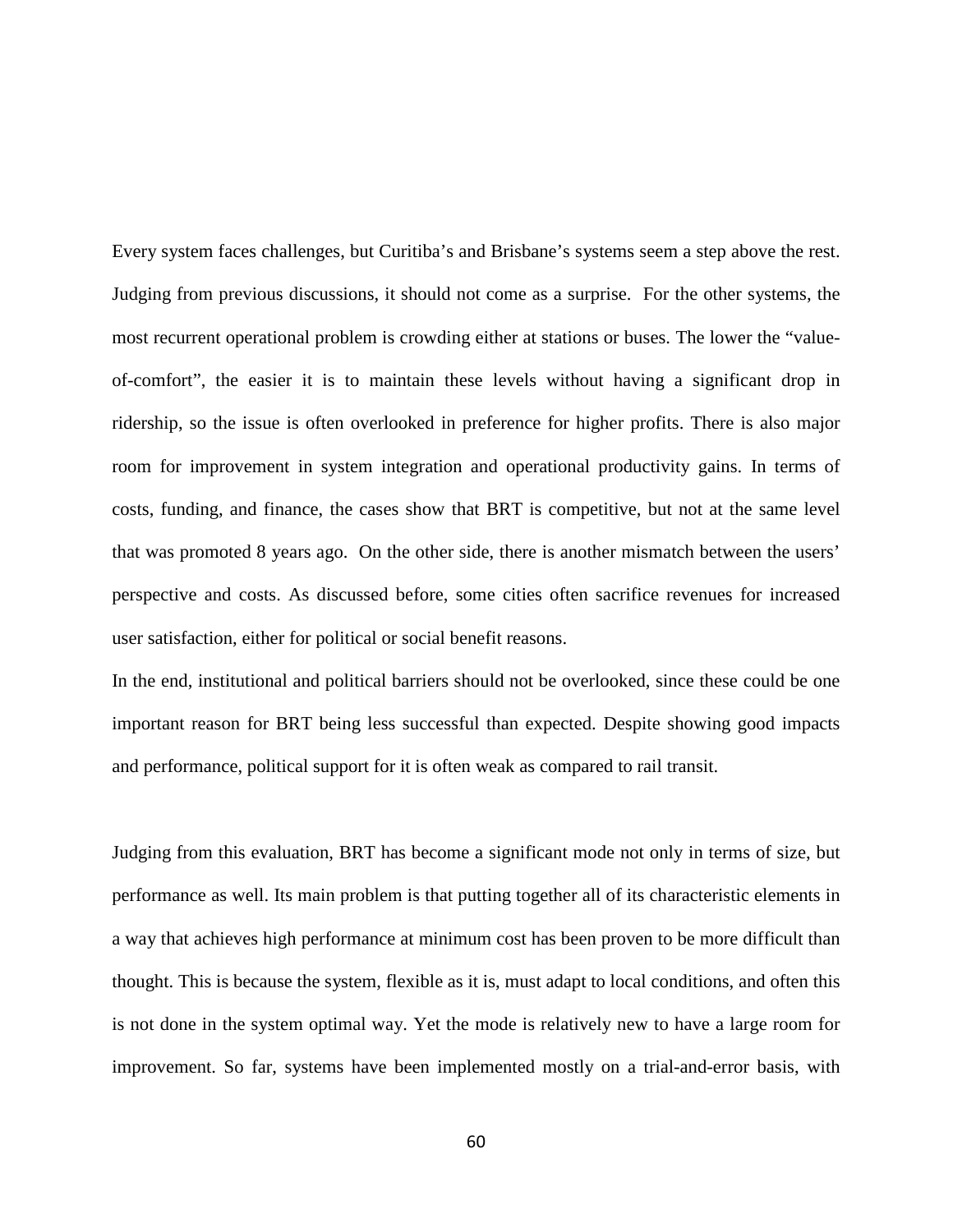Every system faces challenges, but Curitiba's and Brisbane's systems seem a step above the rest. Judging from previous discussions, it should not come as a surprise. For the other systems, the most recurrent operational problem is crowding either at stations or buses. The lower the "value-of-comfort", the easier it is to maintain these levels without having a significant drop in ridership, so the issue is often overlooked in preference for higher profits. There is also major room for improvement in system integration and operational productivity gains. In terms of costs, funding, and finance, the cases show that BRT is competitive, but not at the same level that was promoted 8 years ago. On the other side, there is another mismatch between the users' perspective and costs. As discussed before, some cities often sacrifice revenues for increased user satisfaction, either for political or social benefit reasons.

In the end, institutional and political barriers should not be overlooked, since these could be one important reason for BRT being less successful than expected. Despite showing good impacts and performance, political support for it is often weak as compared to rail transit.

Judging from this evaluation, BRT has become a significant mode not only in terms of size, but performance as well. Its main problem is that putting together all of its characteristic elements in a way that achieves high performance at minimum cost has been proven to be more difficult than thought. This is because the system, flexible as it is, must adapt to local conditions, and often this is not done in the system optimal way. Yet the mode is relatively new to have a large room for improvement. So far, systems have been implemented mostly on a trial-and-error basis, with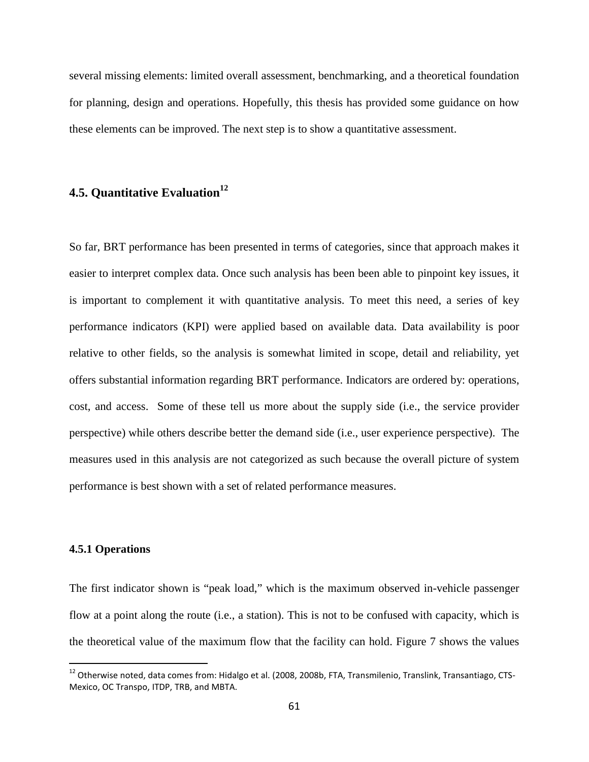several missing elements: limited overall assessment, benchmarking, and a theoretical foundation for planning, design and operations. Hopefully, this thesis has provided some guidance on how these elements can be improved. The next step is to show a quantitative assessment.

## 4.5. Quantitative Evaluation[12]

So far, BRT performance has been presented in terms of categories, since that approach makes it easier to interpret complex data. Once such analysis has been been able to pinpoint key issues, it is important to complement it with quantitative analysis. To meet this need, a series of key performance indicators (KPI) were applied based on available data. Data availability is poor relative to other fields, so the analysis is somewhat limited in scope, detail and reliability, yet offers substantial information regarding BRT performance. Indicators are ordered by: operations, cost, and access. Some of these tell us more about the supply side (i.e., the service provider perspective) while others describe better the demand side (i.e., user experience perspective). The measures used in this analysis are not categorized as such because the overall picture of system performance is best shown with a set of related performance measures.

### 4.5.1 Operations

The first indicator shown is "peak load," which is the maximum observed in-vehicle passenger flow at a point along the route (i.e., a station). This is not to be confused with capacity, which is the theoretical value of the maximum flow that the facility can hold. Figure 7 shows the values

[12] Otherwise noted, data comes from: Hidalgo et al. (2008, 2008b, FTA, Transmilenio, Translink, Transantiago, CTS-Mexico, OC Transpo, ITDP, TRB, and MBTA.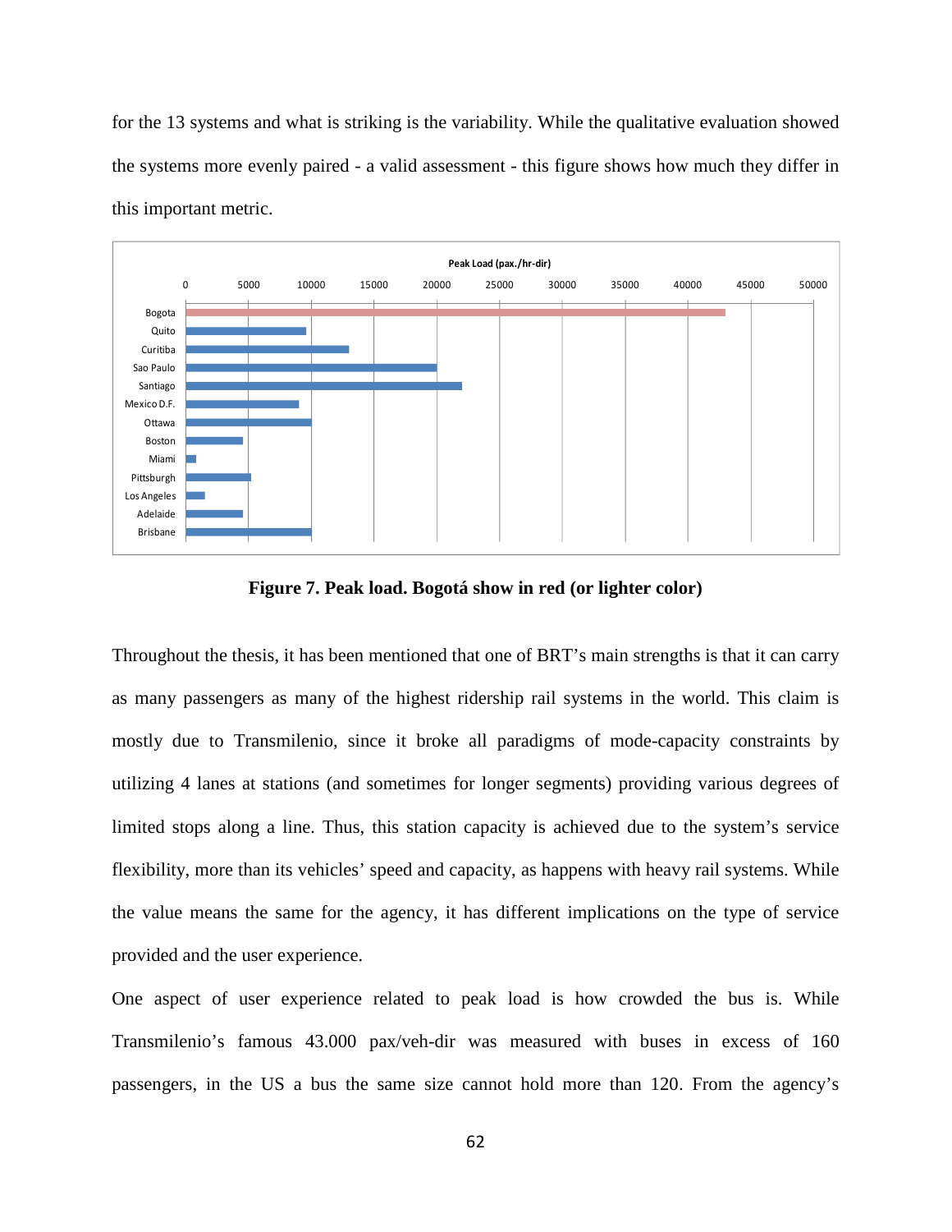for the 13 systems and what is striking is the variability. While the qualitative evaluation showed the systems more evenly paired - a valid assessment - this figure shows how much they differ in this important metric.

Figure 7. Peak load. Bogotá show in red (or lighter color)

Throughout the thesis, it has been mentioned that one of BRT's main strengths is that it can carry as many passengers as many of the highest ridership rail systems in the world. This claim is mostly due to Transmilenio, since it broke all paradigms of mode-capacity constraints by utilizing 4 lanes at stations (and sometimes for longer segments) providing various degrees of limited stops along a line. Thus, this station capacity is achieved due to the system's service flexibility, more than its vehicles' speed and capacity, as happens with heavy rail systems. While the value means the same for the agency, it has different implications on the type of service provided and the user experience.

One aspect of user experience related to peak load is how crowded the bus is. While Transmilenio's famous 43.000 pax/veh-dir was measured with buses in excess of 160 passengers, in the US a bus the same size cannot hold more than 120. From the agency's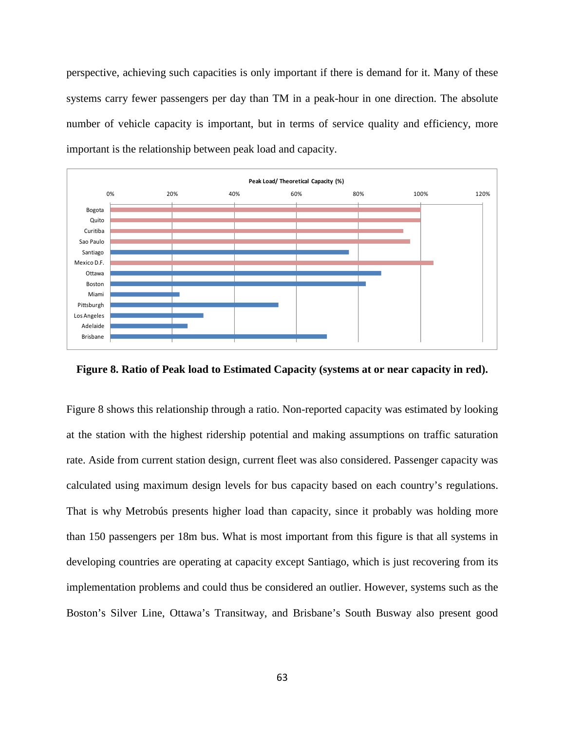perspective, achieving such capacities is only important if there is demand for it. Many of these systems carry fewer passengers per day than TM in a peak-hour in one direction. The absolute number of vehicle capacity is important, but in terms of service quality and efficiency, more important is the relationship between peak load and capacity.

**Figure 8. Ratio of Peak load to Estimated Capacity (systems at or near capacity in red).**

Figure 8 shows this relationship through a ratio. Non-reported capacity was estimated by looking at the station with the highest ridership potential and making assumptions on traffic saturation rate. Aside from current station design, current fleet was also considered. Passenger capacity was calculated using maximum design levels for bus capacity based on each country's regulations. That is why Metrobús presents higher load than capacity, since it probably was holding more than 150 passengers per 18m bus. What is most important from this figure is that all systems in developing countries are operating at capacity except Santiago, which is just recovering from its implementation problems and could thus be considered an outlier. However, systems such as the Boston's Silver Line, Ottawa's Transitway, and Brisbane's South Busway also present good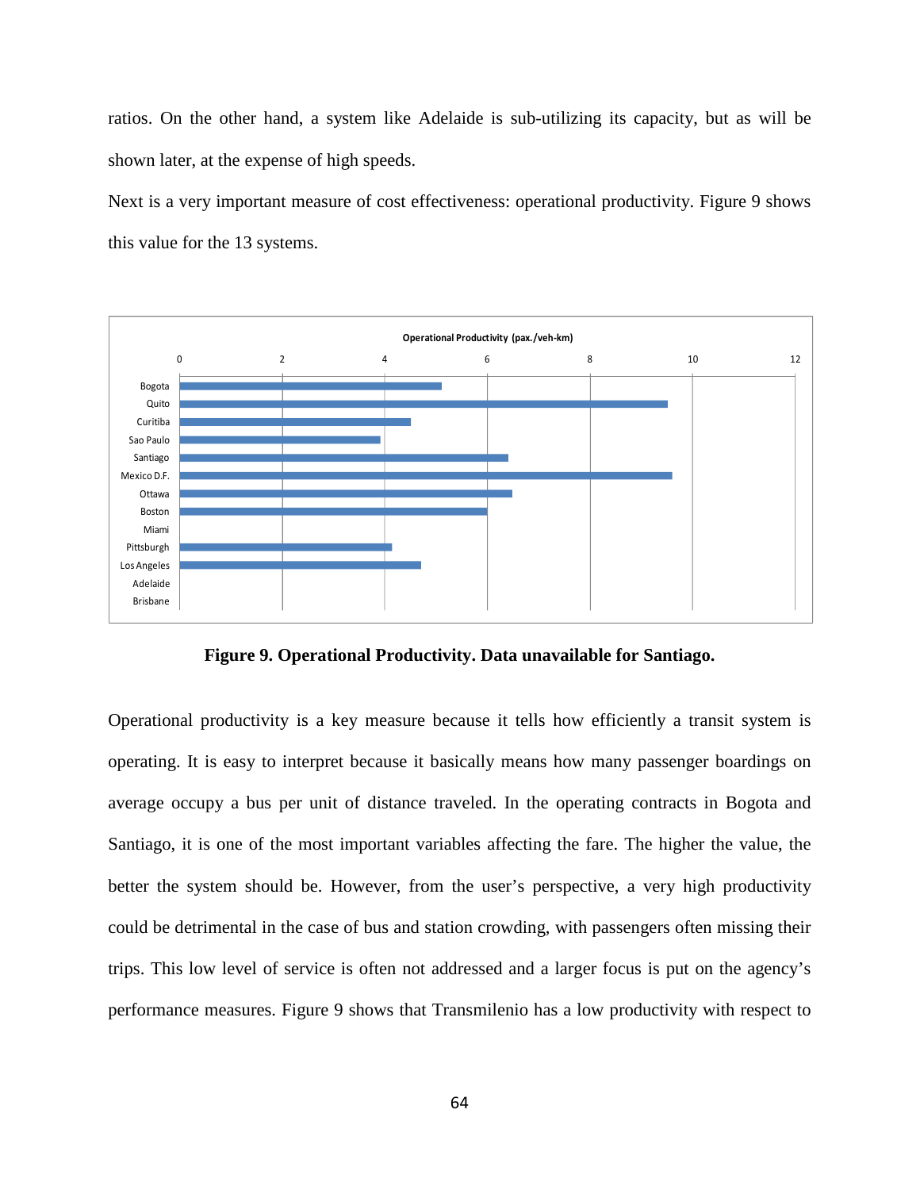ratios. On the other hand, a system like Adelaide is sub-utilizing its capacity, but as will be shown later, at the expense of high speeds.

Next is a very important measure of cost effectiveness: operational productivity. Figure 9 shows this value for the 13 systems.

**Operational Productivity (pax./veh-km)**

| System | Operational Productivity (pax./veh-km) |
|---|---|
| Bogota | ~5.1 |
| Quito | ~9.5 |
| Curitiba | ~4.5 |
| Sao Paulo | ~3.9 |
| Santiago | ~6.4 |
| Mexico D.F. | ~9.6 |
| Ottawa | ~6.5 |
| Boston | ~6.0 |
| Miami | |
| Pittsburgh | ~4.15 |
| Los Angeles | ~4.7 |
| Adelaide | |
| Brisbane | |

**Figure 9. Operational Productivity. Data unavailable for Santiago.**

Operational productivity is a key measure because it tells how efficiently a transit system is operating. It is easy to interpret because it basically means how many passenger boardings on average occupy a bus per unit of distance traveled. In the operating contracts in Bogota and Santiago, it is one of the most important variables affecting the fare. The higher the value, the better the system should be. However, from the user's perspective, a very high productivity could be detrimental in the case of bus and station crowding, with passengers often missing their trips. This low level of service is often not addressed and a larger focus is put on the agency's performance measures. Figure 9 shows that Transmilenio has a low productivity with respect to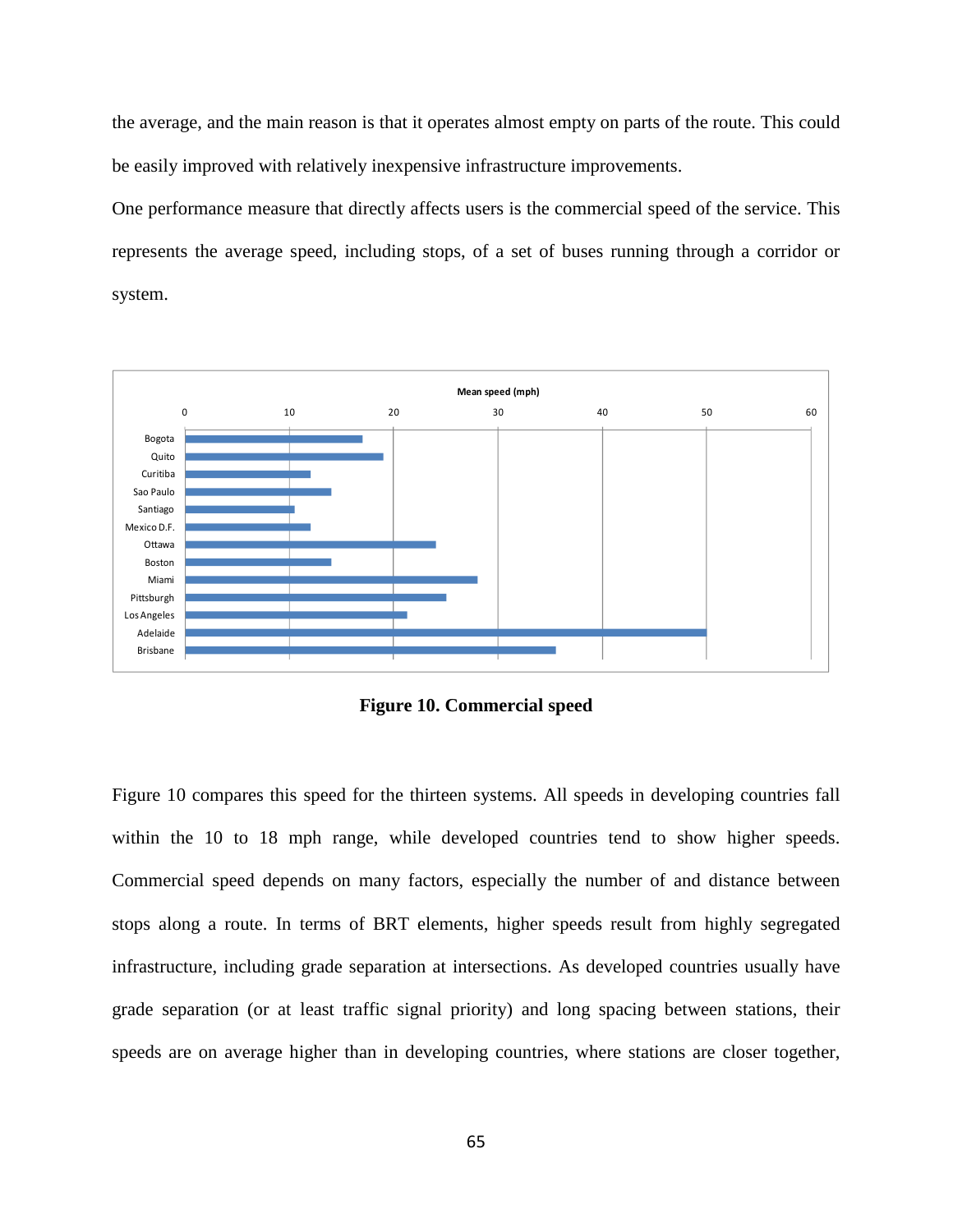the average, and the main reason is that it operates almost empty on parts of the route. This could be easily improved with relatively inexpensive infrastructure improvements.

One performance measure that directly affects users is the commercial speed of the service. This represents the average speed, including stops, of a set of buses running through a corridor or system.

**Figure 10. Commercial speed**

Figure 10 compares this speed for the thirteen systems. All speeds in developing countries fall within the 10 to 18 mph range, while developed countries tend to show higher speeds. Commercial speed depends on many factors, especially the number of and distance between stops along a route. In terms of BRT elements, higher speeds result from highly segregated infrastructure, including grade separation at intersections. As developed countries usually have grade separation (or at least traffic signal priority) and long spacing between stations, their speeds are on average higher than in developing countries, where stations are closer together,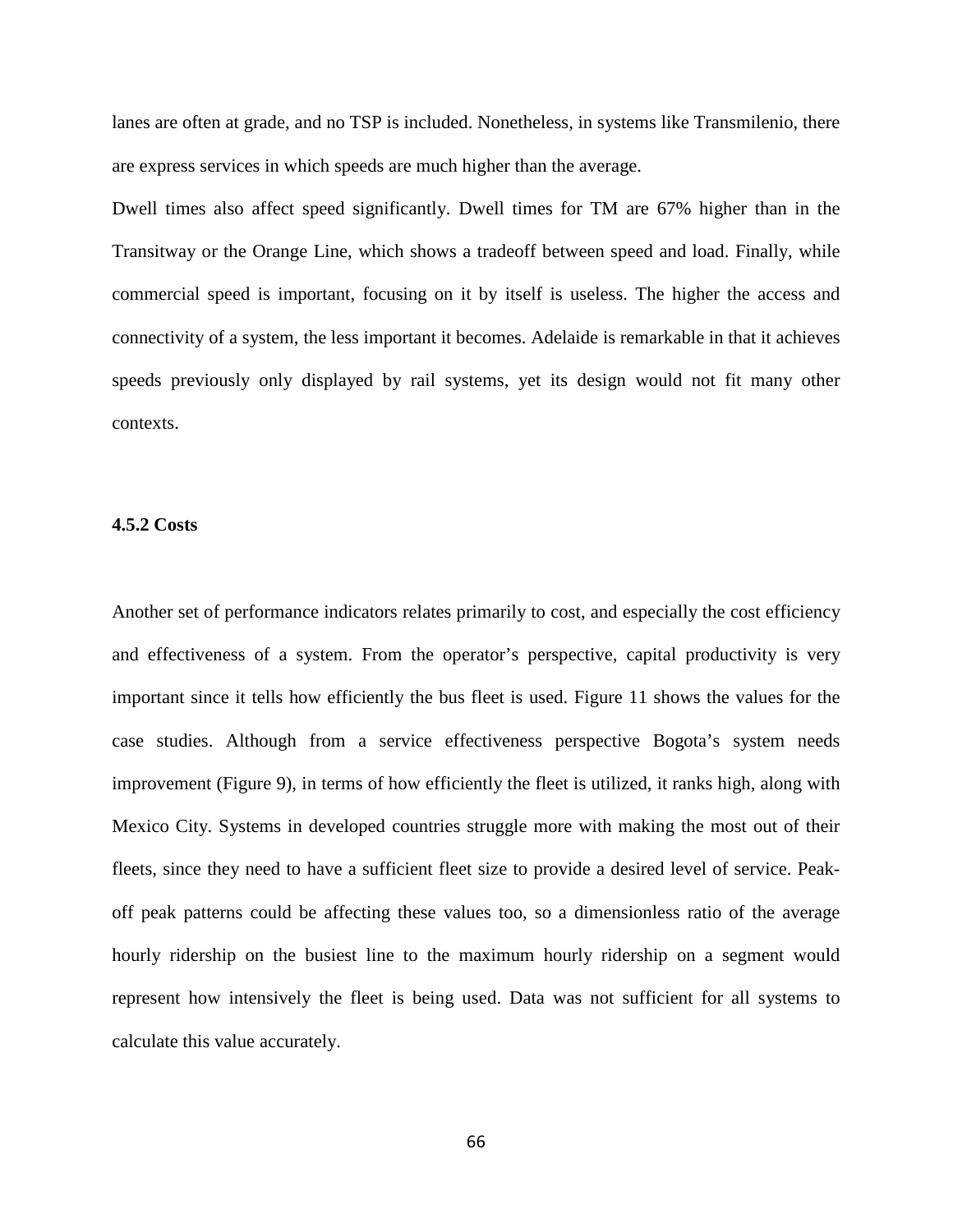lanes are often at grade, and no TSP is included. Nonetheless, in systems like Transmilenio, there are express services in which speeds are much higher than the average.

Dwell times also affect speed significantly. Dwell times for TM are 67% higher than in the Transitway or the Orange Line, which shows a tradeoff between speed and load. Finally, while commercial speed is important, focusing on it by itself is useless. The higher the access and connectivity of a system, the less important it becomes. Adelaide is remarkable in that it achieves speeds previously only displayed by rail systems, yet its design would not fit many other contexts.

### 4.5.2 Costs

Another set of performance indicators relates primarily to cost, and especially the cost efficiency and effectiveness of a system. From the operator's perspective, capital productivity is very important since it tells how efficiently the bus fleet is used. Figure 11 shows the values for the case studies. Although from a service effectiveness perspective Bogota's system needs improvement (Figure 9), in terms of how efficiently the fleet is utilized, it ranks high, along with Mexico City. Systems in developed countries struggle more with making the most out of their fleets, since they need to have a sufficient fleet size to provide a desired level of service. Peak-off peak patterns could be affecting these values too, so a dimensionless ratio of the average hourly ridership on the busiest line to the maximum hourly ridership on a segment would represent how intensively the fleet is being used. Data was not sufficient for all systems to calculate this value accurately.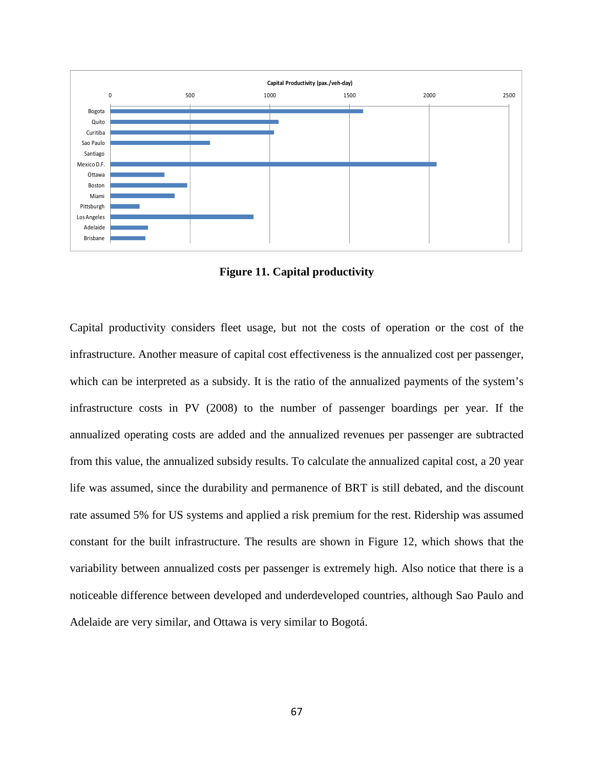**Figure 11. Capital productivity**

Capital productivity considers fleet usage, but not the costs of operation or the cost of the infrastructure. Another measure of capital cost effectiveness is the annualized cost per passenger, which can be interpreted as a subsidy. It is the ratio of the annualized payments of the system's infrastructure costs in PV (2008) to the number of passenger boardings per year. If the annualized operating costs are added and the annualized revenues per passenger are subtracted from this value, the annualized subsidy results. To calculate the annualized capital cost, a 20 year life was assumed, since the durability and permanence of BRT is still debated, and the discount rate assumed 5% for US systems and applied a risk premium for the rest. Ridership was assumed constant for the built infrastructure. The results are shown in Figure 12, which shows that the variability between annualized costs per passenger is extremely high. Also notice that there is a noticeable difference between developed and underdeveloped countries, although Sao Paulo and Adelaide are very similar, and Ottawa is very similar to Bogotá.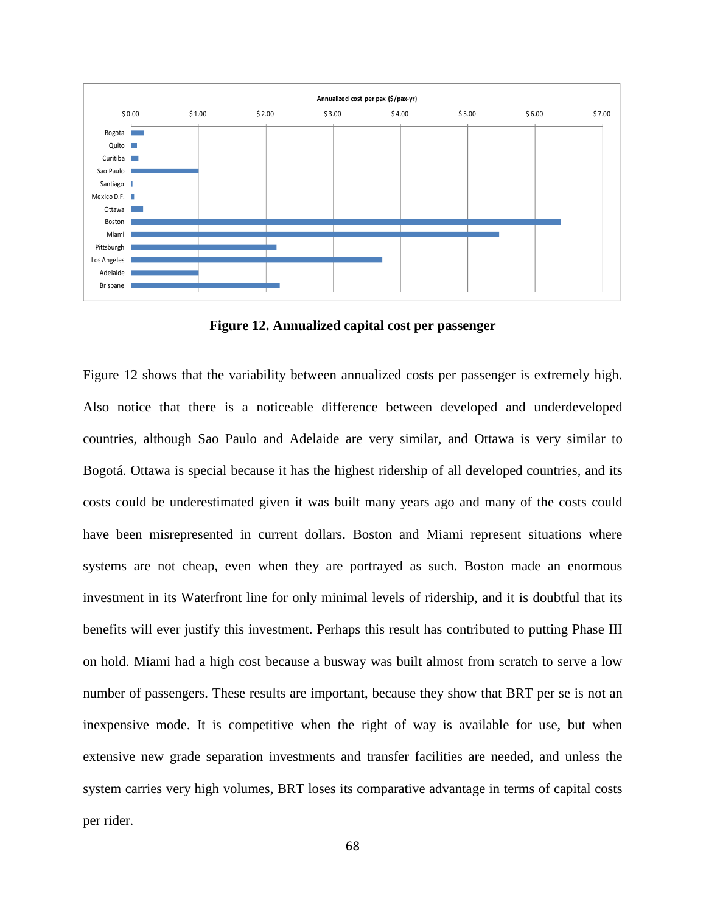**Figure 12. Annualized capital cost per passenger**

Figure 12 shows that the variability between annualized costs per passenger is extremely high. Also notice that there is a noticeable difference between developed and underdeveloped countries, although Sao Paulo and Adelaide are very similar, and Ottawa is very similar to Bogotá. Ottawa is special because it has the highest ridership of all developed countries, and its costs could be underestimated given it was built many years ago and many of the costs could have been misrepresented in current dollars. Boston and Miami represent situations where systems are not cheap, even when they are portrayed as such. Boston made an enormous investment in its Waterfront line for only minimal levels of ridership, and it is doubtful that its benefits will ever justify this investment. Perhaps this result has contributed to putting Phase III on hold. Miami had a high cost because a busway was built almost from scratch to serve a low number of passengers. These results are important, because they show that BRT per se is not an inexpensive mode. It is competitive when the right of way is available for use, but when extensive new grade separation investments and transfer facilities are needed, and unless the system carries very high volumes, BRT loses its comparative advantage in terms of capital costs per rider.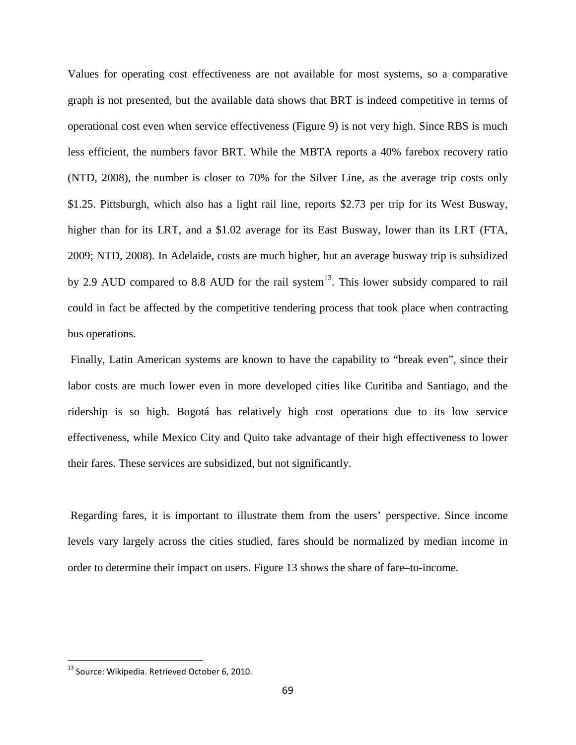Values for operating cost effectiveness are not available for most systems, so a comparative graph is not presented, but the available data shows that BRT is indeed competitive in terms of operational cost even when service effectiveness (Figure 9) is not very high. Since RBS is much less efficient, the numbers favor BRT. While the MBTA reports a 40% farebox recovery ratio (NTD, 2008), the number is closer to 70% for the Silver Line, as the average trip costs only \$1.25. Pittsburgh, which also has a light rail line, reports \$2.73 per trip for its West Busway, higher than for its LRT, and a \$1.02 average for its East Busway, lower than its LRT (FTA, 2009; NTD, 2008). In Adelaide, costs are much higher, but an average busway trip is subsidized by 2.9 AUD compared to 8.8 AUD for the rail system[13]. This lower subsidy compared to rail could in fact be affected by the competitive tendering process that took place when contracting bus operations.

Finally, Latin American systems are known to have the capability to "break even", since their labor costs are much lower even in more developed cities like Curitiba and Santiago, and the ridership is so high. Bogotá has relatively high cost operations due to its low service effectiveness, while Mexico City and Quito take advantage of their high effectiveness to lower their fares. These services are subsidized, but not significantly.

Regarding fares, it is important to illustrate them from the users' perspective. Since income levels vary largely across the cities studied, fares should be normalized by median income in order to determine their impact on users. Figure 13 shows the share of fare–to-income.

[13] Source: Wikipedia. Retrieved October 6, 2010.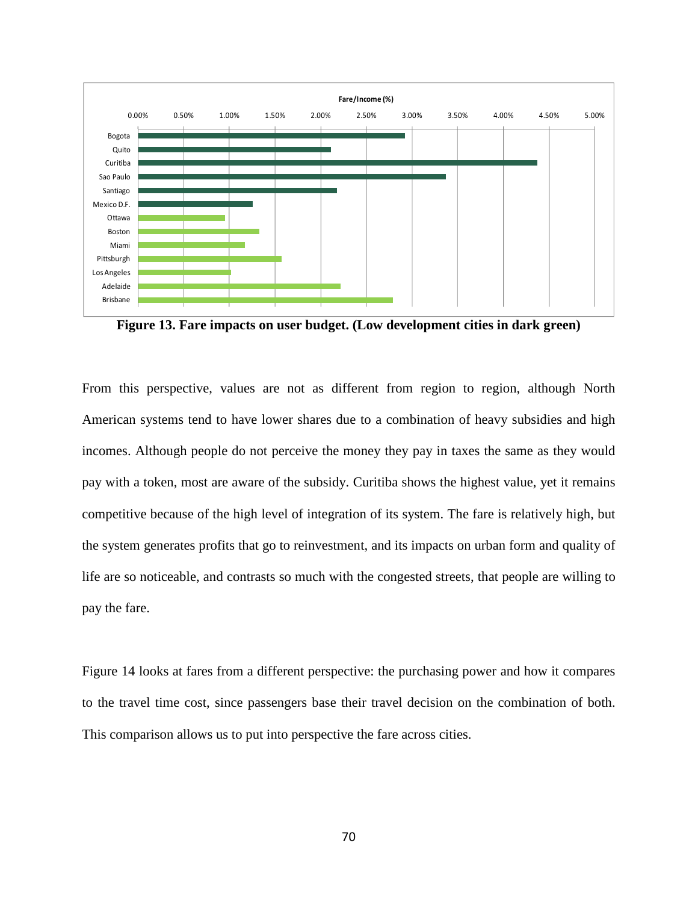**Figure 13. Fare impacts on user budget. (Low development cities in dark green)**

From this perspective, values are not as different from region to region, although North American systems tend to have lower shares due to a combination of heavy subsidies and high incomes. Although people do not perceive the money they pay in taxes the same as they would pay with a token, most are aware of the subsidy. Curitiba shows the highest value, yet it remains competitive because of the high level of integration of its system. The fare is relatively high, but the system generates profits that go to reinvestment, and its impacts on urban form and quality of life are so noticeable, and contrasts so much with the congested streets, that people are willing to pay the fare.

Figure 14 looks at fares from a different perspective: the purchasing power and how it compares to the travel time cost, since passengers base their travel decision on the combination of both. This comparison allows us to put into perspective the fare across cities.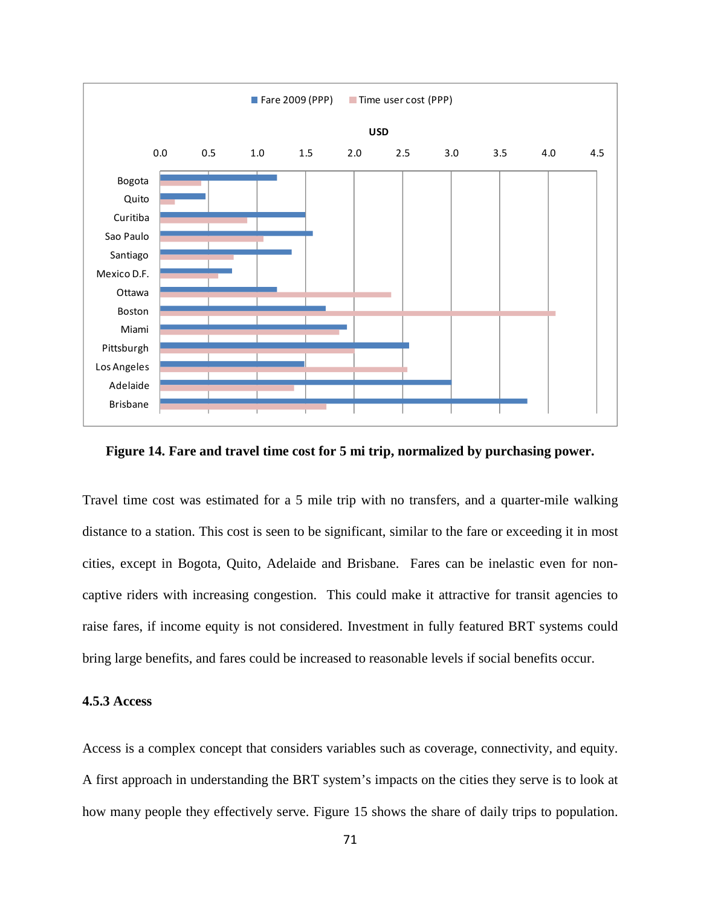**Figure 14. Fare and travel time cost for 5 mi trip, normalized by purchasing power.**

Travel time cost was estimated for a 5 mile trip with no transfers, and a quarter-mile walking distance to a station. This cost is seen to be significant, similar to the fare or exceeding it in most cities, except in Bogota, Quito, Adelaide and Brisbane. Fares can be inelastic even for non-captive riders with increasing congestion. This could make it attractive for transit agencies to raise fares, if income equity is not considered. Investment in fully featured BRT systems could bring large benefits, and fares could be increased to reasonable levels if social benefits occur.

### 4.5.3 Access

Access is a complex concept that considers variables such as coverage, connectivity, and equity. A first approach in understanding the BRT system's impacts on the cities they serve is to look at how many people they effectively serve. Figure 15 shows the share of daily trips to population.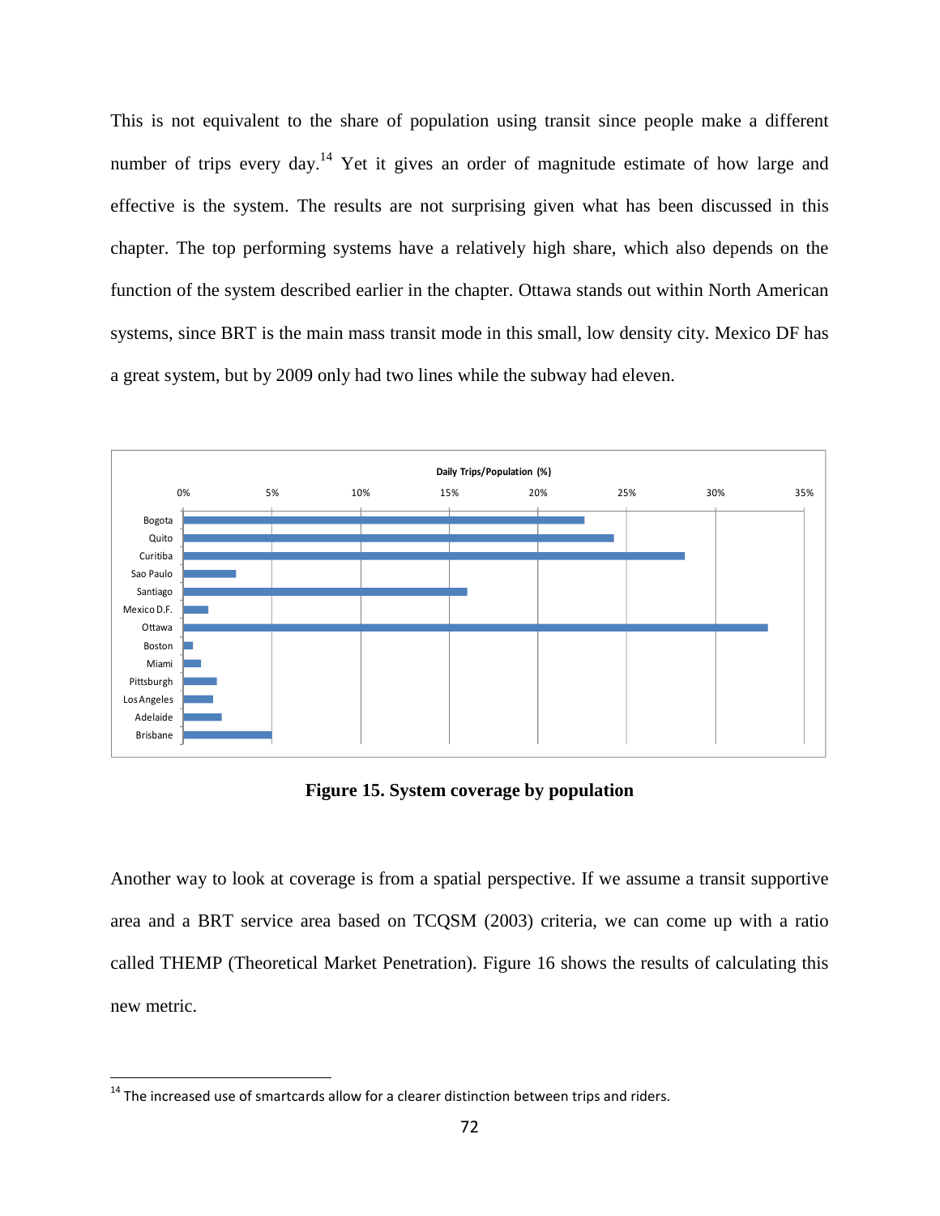This is not equivalent to the share of population using transit since people make a different number of trips every day.[14] Yet it gives an order of magnitude estimate of how large and effective is the system. The results are not surprising given what has been discussed in this chapter. The top performing systems have a relatively high share, which also depends on the function of the system described earlier in the chapter. Ottawa stands out within North American systems, since BRT is the main mass transit mode in this small, low density city. Mexico DF has a great system, but by 2009 only had two lines while the subway had eleven.

**Figure 15. System coverage by population**

Another way to look at coverage is from a spatial perspective. If we assume a transit supportive area and a BRT service area based on TCQSM (2003) criteria, we can come up with a ratio called THEMP (Theoretical Market Penetration). Figure 16 shows the results of calculating this new metric.

---

[14] The increased use of smartcards allow for a clearer distinction between trips and riders.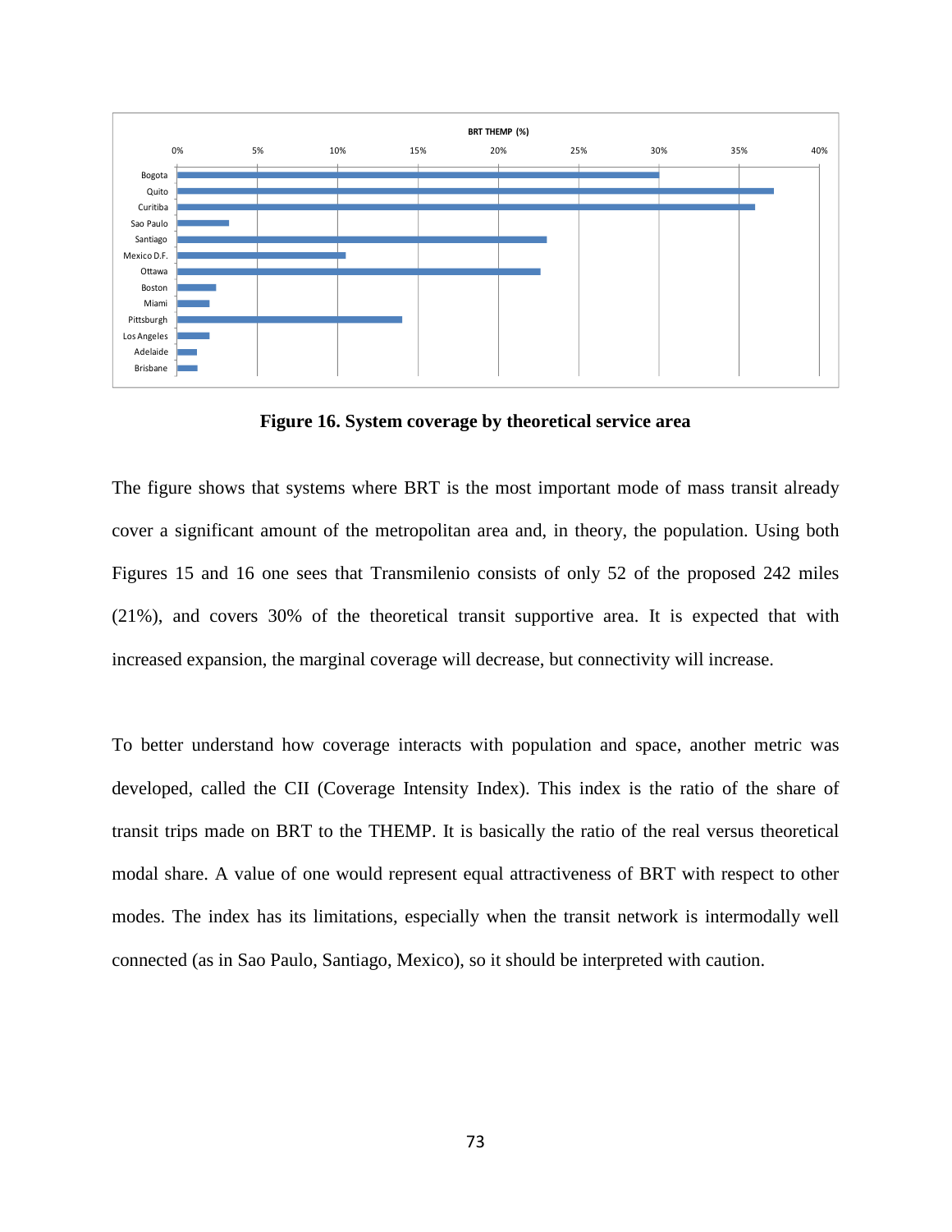BRT THEMP (%)

| City | BRT THEMP (%) |
|---|---|
| Bogota | ~30 |
| Quito | ~37 |
| Curitiba | ~36 |
| Sao Paulo | ~3 |
| Santiago | ~23 |
| Mexico D.F. | ~10.5 |
| Ottawa | ~22.5 |
| Boston | ~2.5 |
| Miami | ~2 |
| Pittsburgh | ~14 |
| Los Angeles | ~2 |
| Adelaide | ~1.2 |
| Brisbane | ~1.2 |

**Figure 16. System coverage by theoretical service area**

The figure shows that systems where BRT is the most important mode of mass transit already cover a significant amount of the metropolitan area and, in theory, the population. Using both Figures 15 and 16 one sees that Transmilenio consists of only 52 of the proposed 242 miles (21%), and covers 30% of the theoretical transit supportive area. It is expected that with increased expansion, the marginal coverage will decrease, but connectivity will increase.

To better understand how coverage interacts with population and space, another metric was developed, called the CII (Coverage Intensity Index). This index is the ratio of the share of transit trips made on BRT to the THEMP. It is basically the ratio of the real versus theoretical modal share. A value of one would represent equal attractiveness of BRT with respect to other modes. The index has its limitations, especially when the transit network is intermodally well connected (as in Sao Paulo, Santiago, Mexico), so it should be interpreted with caution.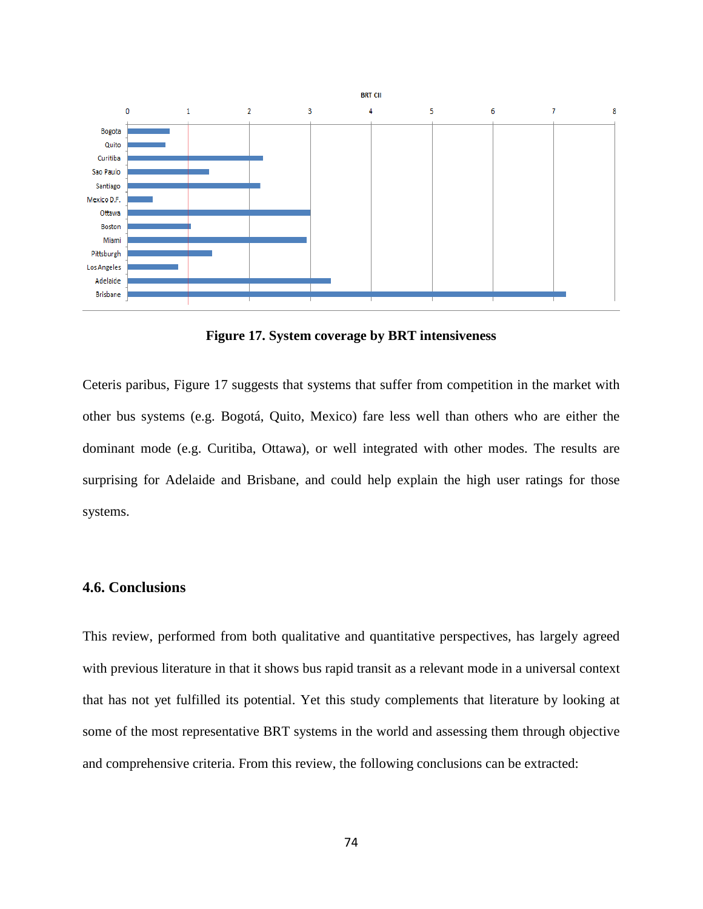**Figure 17. System coverage by BRT intensiveness**

Ceteris paribus, Figure 17 suggests that systems that suffer from competition in the market with other bus systems (e.g. Bogotá, Quito, Mexico) fare less well than others who are either the dominant mode (e.g. Curitiba, Ottawa), or well integrated with other modes. The results are surprising for Adelaide and Brisbane, and could help explain the high user ratings for those systems.

## 4.6. Conclusions

This review, performed from both qualitative and quantitative perspectives, has largely agreed with previous literature in that it shows bus rapid transit as a relevant mode in a universal context that has not yet fulfilled its potential. Yet this study complements that literature by looking at some of the most representative BRT systems in the world and assessing them through objective and comprehensive criteria. From this review, the following conclusions can be extracted: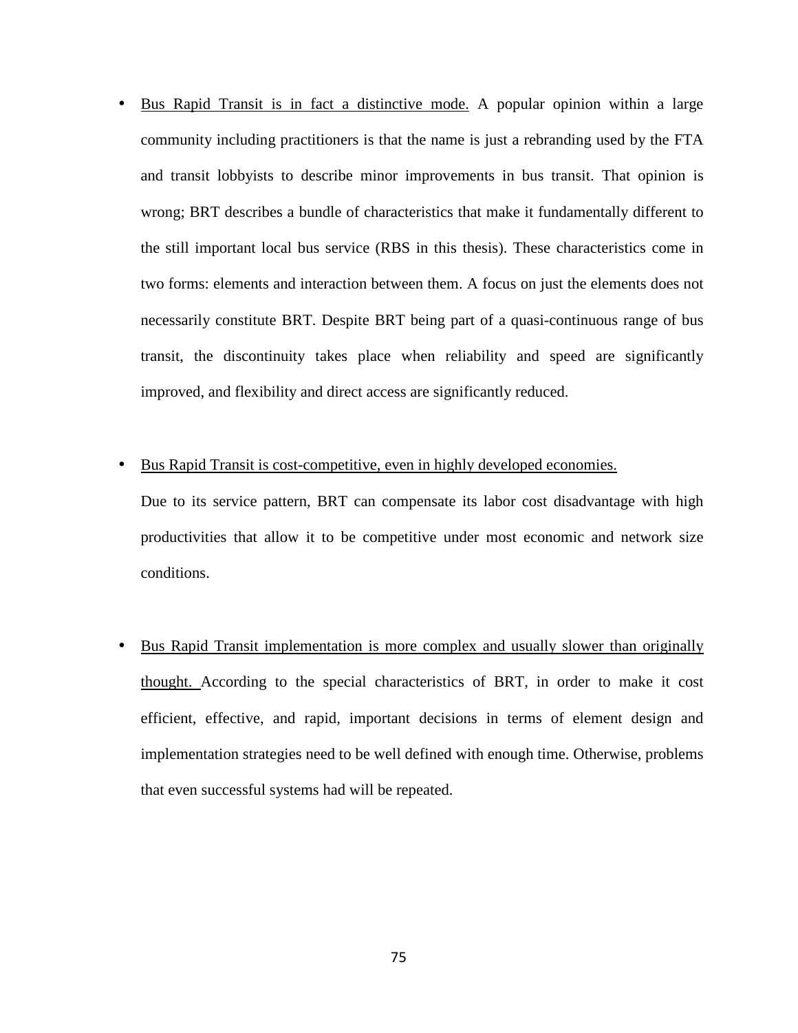- <u>Bus Rapid Transit is in fact a distinctive mode.</u> A popular opinion within a large community including practitioners is that the name is just a rebranding used by the FTA and transit lobbyists to describe minor improvements in bus transit. That opinion is wrong; BRT describes a bundle of characteristics that make it fundamentally different to the still important local bus service (RBS in this thesis). These characteristics come in two forms: elements and interaction between them. A focus on just the elements does not necessarily constitute BRT. Despite BRT being part of a quasi-continuous range of bus transit, the discontinuity takes place when reliability and speed are significantly improved, and flexibility and direct access are significantly reduced.

- <u>Bus Rapid Transit is cost-competitive, even in highly developed economies.</u>

  Due to its service pattern, BRT can compensate its labor cost disadvantage with high productivities that allow it to be competitive under most economic and network size conditions.

- <u>Bus Rapid Transit implementation is more complex and usually slower than originally thought.</u> According to the special characteristics of BRT, in order to make it cost efficient, effective, and rapid, important decisions in terms of element design and implementation strategies need to be well defined with enough time. Otherwise, problems that even successful systems had will be repeated.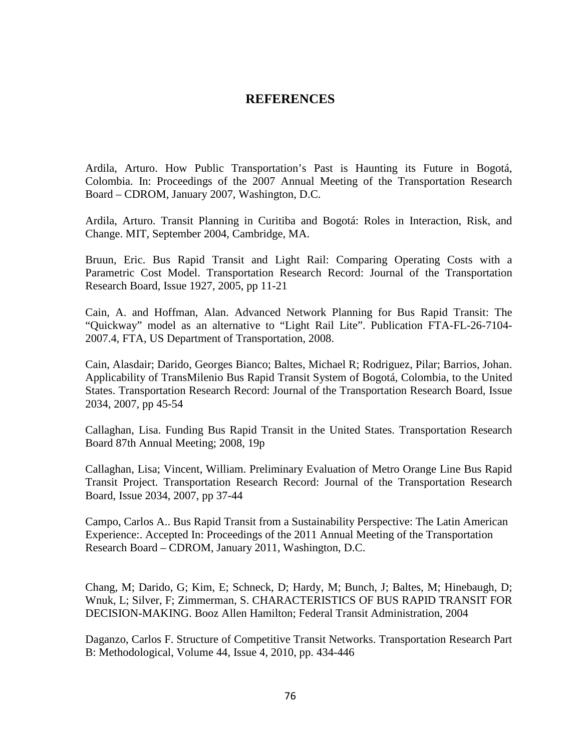# REFERENCES

Ardila, Arturo. How Public Transportation's Past is Haunting its Future in Bogotá, Colombia. In: Proceedings of the 2007 Annual Meeting of the Transportation Research Board – CDROM, January 2007, Washington, D.C.

Ardila, Arturo. Transit Planning in Curitiba and Bogotá: Roles in Interaction, Risk, and Change. MIT, September 2004, Cambridge, MA.

Bruun, Eric. Bus Rapid Transit and Light Rail: Comparing Operating Costs with a Parametric Cost Model. Transportation Research Record: Journal of the Transportation Research Board, Issue 1927, 2005, pp 11-21

Cain, A. and Hoffman, Alan. Advanced Network Planning for Bus Rapid Transit: The "Quickway" model as an alternative to "Light Rail Lite". Publication FTA-FL-26-7104-2007.4, FTA, US Department of Transportation, 2008.

Cain, Alasdair; Darido, Georges Bianco; Baltes, Michael R; Rodriguez, Pilar; Barrios, Johan. Applicability of TransMilenio Bus Rapid Transit System of Bogotá, Colombia, to the United States. Transportation Research Record: Journal of the Transportation Research Board, Issue 2034, 2007, pp 45-54

Callaghan, Lisa. Funding Bus Rapid Transit in the United States. Transportation Research Board 87th Annual Meeting; 2008, 19p

Callaghan, Lisa; Vincent, William. Preliminary Evaluation of Metro Orange Line Bus Rapid Transit Project. Transportation Research Record: Journal of the Transportation Research Board, Issue 2034, 2007, pp 37-44

Campo, Carlos A.. Bus Rapid Transit from a Sustainability Perspective: The Latin American Experience:. Accepted In: Proceedings of the 2011 Annual Meeting of the Transportation Research Board – CDROM, January 2011, Washington, D.C.

Chang, M; Darido, G; Kim, E; Schneck, D; Hardy, M; Bunch, J; Baltes, M; Hinebaugh, D; Wnuk, L; Silver, F; Zimmerman, S. CHARACTERISTICS OF BUS RAPID TRANSIT FOR DECISION-MAKING. Booz Allen Hamilton; Federal Transit Administration, 2004

Daganzo, Carlos F. Structure of Competitive Transit Networks. Transportation Research Part B: Methodological, Volume 44, Issue 4, 2010, pp. 434-446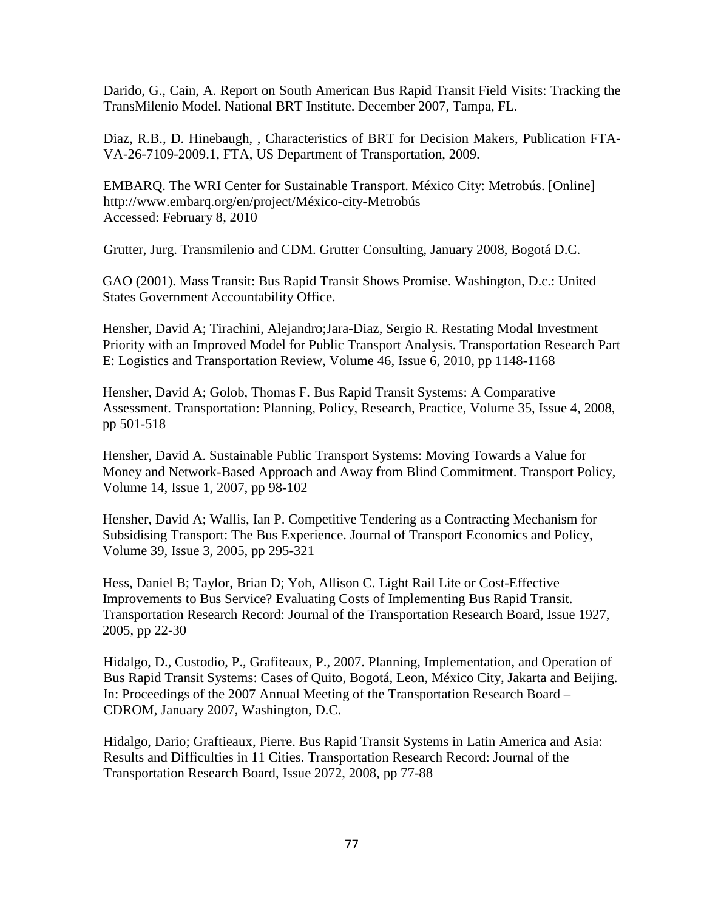Darido, G., Cain, A. Report on South American Bus Rapid Transit Field Visits: Tracking the TransMilenio Model. National BRT Institute. December 2007, Tampa, FL.

Diaz, R.B., D. Hinebaugh, , Characteristics of BRT for Decision Makers, Publication FTA-VA-26-7109-2009.1, FTA, US Department of Transportation, 2009.

EMBARQ. The WRI Center for Sustainable Transport. México City: Metrobús. [Online] http://www.embarq.org/en/project/México-city-Metrobús
Accessed: February 8, 2010

Grutter, Jurg. Transmilenio and CDM. Grutter Consulting, January 2008, Bogotá D.C.

GAO (2001). Mass Transit: Bus Rapid Transit Shows Promise. Washington, D.c.: United States Government Accountability Office.

Hensher, David A; Tirachini, Alejandro;Jara-Diaz, Sergio R. Restating Modal Investment Priority with an Improved Model for Public Transport Analysis. Transportation Research Part E: Logistics and Transportation Review, Volume 46, Issue 6, 2010, pp 1148-1168

Hensher, David A; Golob, Thomas F. Bus Rapid Transit Systems: A Comparative Assessment. Transportation: Planning, Policy, Research, Practice, Volume 35, Issue 4, 2008, pp 501-518

Hensher, David A. Sustainable Public Transport Systems: Moving Towards a Value for Money and Network-Based Approach and Away from Blind Commitment. Transport Policy, Volume 14, Issue 1, 2007, pp 98-102

Hensher, David A; Wallis, Ian P. Competitive Tendering as a Contracting Mechanism for Subsidising Transport: The Bus Experience. Journal of Transport Economics and Policy, Volume 39, Issue 3, 2005, pp 295-321

Hess, Daniel B; Taylor, Brian D; Yoh, Allison C. Light Rail Lite or Cost-Effective Improvements to Bus Service? Evaluating Costs of Implementing Bus Rapid Transit. Transportation Research Record: Journal of the Transportation Research Board, Issue 1927, 2005, pp 22-30

Hidalgo, D., Custodio, P., Grafiteaux, P., 2007. Planning, Implementation, and Operation of Bus Rapid Transit Systems: Cases of Quito, Bogotá, Leon, México City, Jakarta and Beijing. In: Proceedings of the 2007 Annual Meeting of the Transportation Research Board – CDROM, January 2007, Washington, D.C.

Hidalgo, Dario; Graftieaux, Pierre. Bus Rapid Transit Systems in Latin America and Asia: Results and Difficulties in 11 Cities. Transportation Research Record: Journal of the Transportation Research Board, Issue 2072, 2008, pp 77-88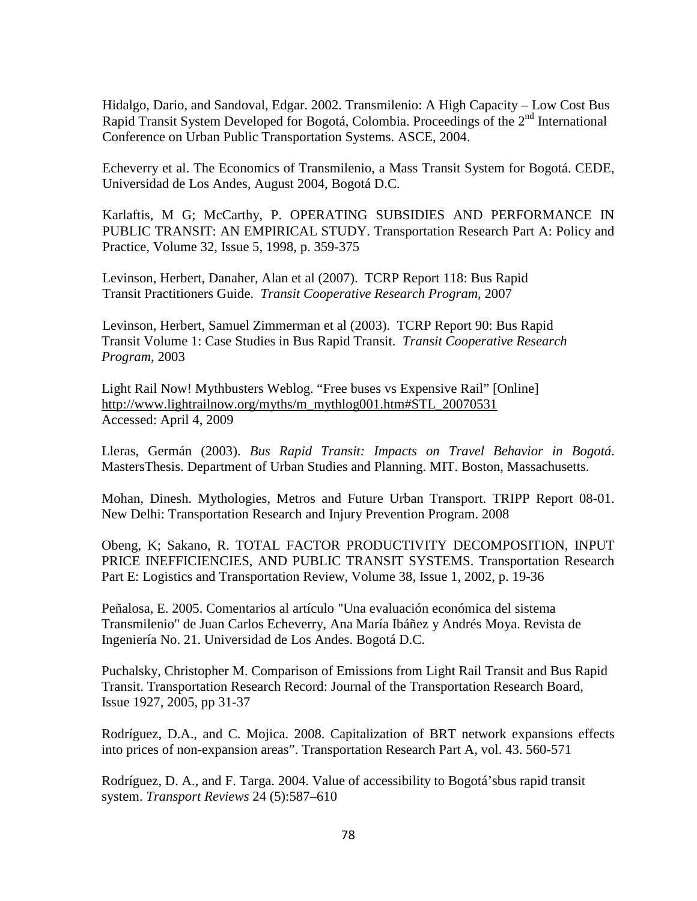Hidalgo, Dario, and Sandoval, Edgar. 2002. Transmilenio: A High Capacity – Low Cost Bus Rapid Transit System Developed for Bogotá, Colombia. Proceedings of the 2nd International Conference on Urban Public Transportation Systems. ASCE, 2004.

Echeverry et al. The Economics of Transmilenio, a Mass Transit System for Bogotá. CEDE, Universidad de Los Andes, August 2004, Bogotá D.C.

Karlaftis, M G; McCarthy, P. OPERATING SUBSIDIES AND PERFORMANCE IN PUBLIC TRANSIT: AN EMPIRICAL STUDY. Transportation Research Part A: Policy and Practice, Volume 32, Issue 5, 1998, p. 359-375

Levinson, Herbert, Danaher, Alan et al (2007). TCRP Report 118: Bus Rapid Transit Practitioners Guide. *Transit Cooperative Research Program*, 2007

Levinson, Herbert, Samuel Zimmerman et al (2003). TCRP Report 90: Bus Rapid Transit Volume 1: Case Studies in Bus Rapid Transit. *Transit Cooperative Research Program*, 2003

Light Rail Now! Mythbusters Weblog. "Free buses vs Expensive Rail" [Online] http://www.lightrailnow.org/myths/m_mythlog001.htm#STL_20070531 Accessed: April 4, 2009

Lleras, Germán (2003). *Bus Rapid Transit: Impacts on Travel Behavior in Bogotá*. MastersThesis. Department of Urban Studies and Planning. MIT. Boston, Massachusetts.

Mohan, Dinesh. Mythologies, Metros and Future Urban Transport. TRIPP Report 08-01. New Delhi: Transportation Research and Injury Prevention Program. 2008

Obeng, K; Sakano, R. TOTAL FACTOR PRODUCTIVITY DECOMPOSITION, INPUT PRICE INEFFICIENCIES, AND PUBLIC TRANSIT SYSTEMS. Transportation Research Part E: Logistics and Transportation Review, Volume 38, Issue 1, 2002, p. 19-36

Peñalosa, E. 2005. Comentarios al artículo "Una evaluación económica del sistema Transmilenio" de Juan Carlos Echeverry, Ana María Ibáñez y Andrés Moya. Revista de Ingeniería No. 21. Universidad de Los Andes. Bogotá D.C.

Puchalsky, Christopher M. Comparison of Emissions from Light Rail Transit and Bus Rapid Transit. Transportation Research Record: Journal of the Transportation Research Board, Issue 1927, 2005, pp 31-37

Rodríguez, D.A., and C. Mojica. 2008. Capitalization of BRT network expansions effects into prices of non-expansion areas". Transportation Research Part A, vol. 43. 560-571

Rodríguez, D. A., and F. Targa. 2004. Value of accessibility to Bogotá'sbus rapid transit system. *Transport Reviews* 24 (5):587–610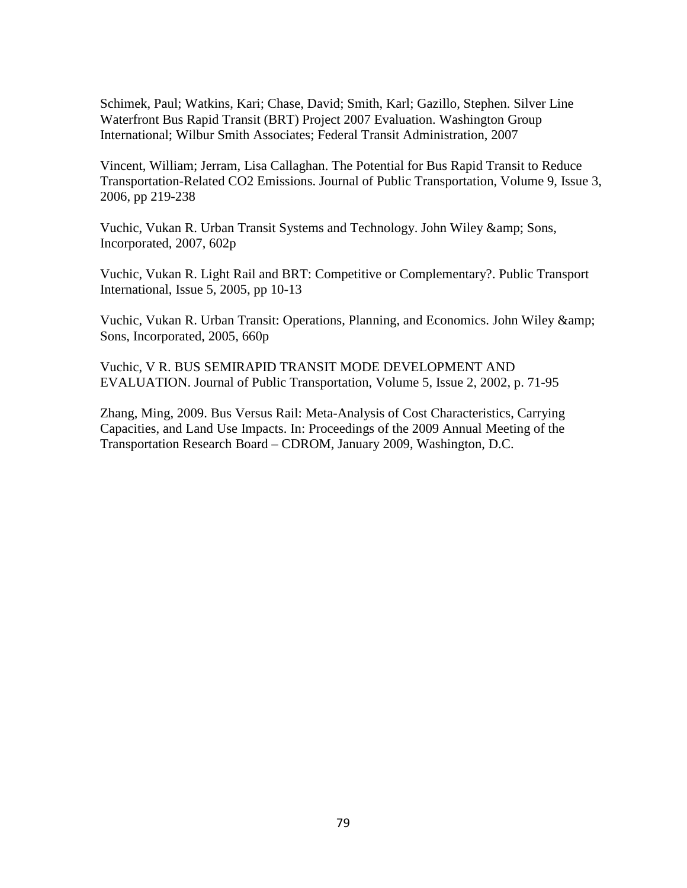Schimek, Paul; Watkins, Kari; Chase, David; Smith, Karl; Gazillo, Stephen. Silver Line Waterfront Bus Rapid Transit (BRT) Project 2007 Evaluation. Washington Group International; Wilbur Smith Associates; Federal Transit Administration, 2007

Vincent, William; Jerram, Lisa Callaghan. The Potential for Bus Rapid Transit to Reduce Transportation-Related CO2 Emissions. Journal of Public Transportation, Volume 9, Issue 3, 2006, pp 219-238

Vuchic, Vukan R. Urban Transit Systems and Technology. John Wiley &amp; Sons, Incorporated, 2007, 602p

Vuchic, Vukan R. Light Rail and BRT: Competitive or Complementary?. Public Transport International, Issue 5, 2005, pp 10-13

Vuchic, Vukan R. Urban Transit: Operations, Planning, and Economics. John Wiley &amp; Sons, Incorporated, 2005, 660p

Vuchic, V R. BUS SEMIRAPID TRANSIT MODE DEVELOPMENT AND EVALUATION. Journal of Public Transportation, Volume 5, Issue 2, 2002, p. 71-95

Zhang, Ming, 2009. Bus Versus Rail: Meta-Analysis of Cost Characteristics, Carrying Capacities, and Land Use Impacts. In: Proceedings of the 2009 Annual Meeting of the Transportation Research Board – CDROM, January 2009, Washington, D.C.